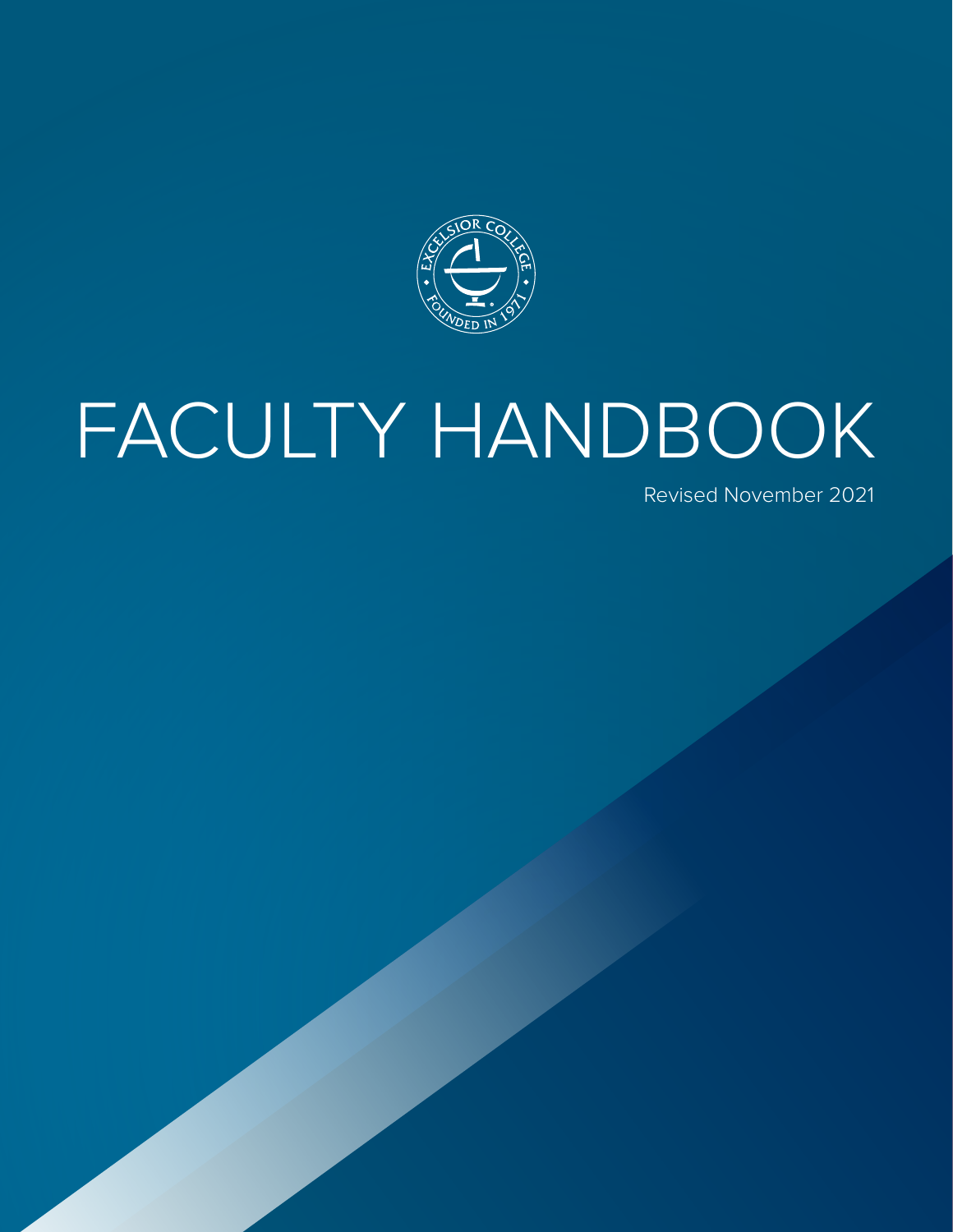EXCELSIOR COLLEGE • FOUNDED IN 1971 •

# FACULTY HANDBOOK

Revised November 2021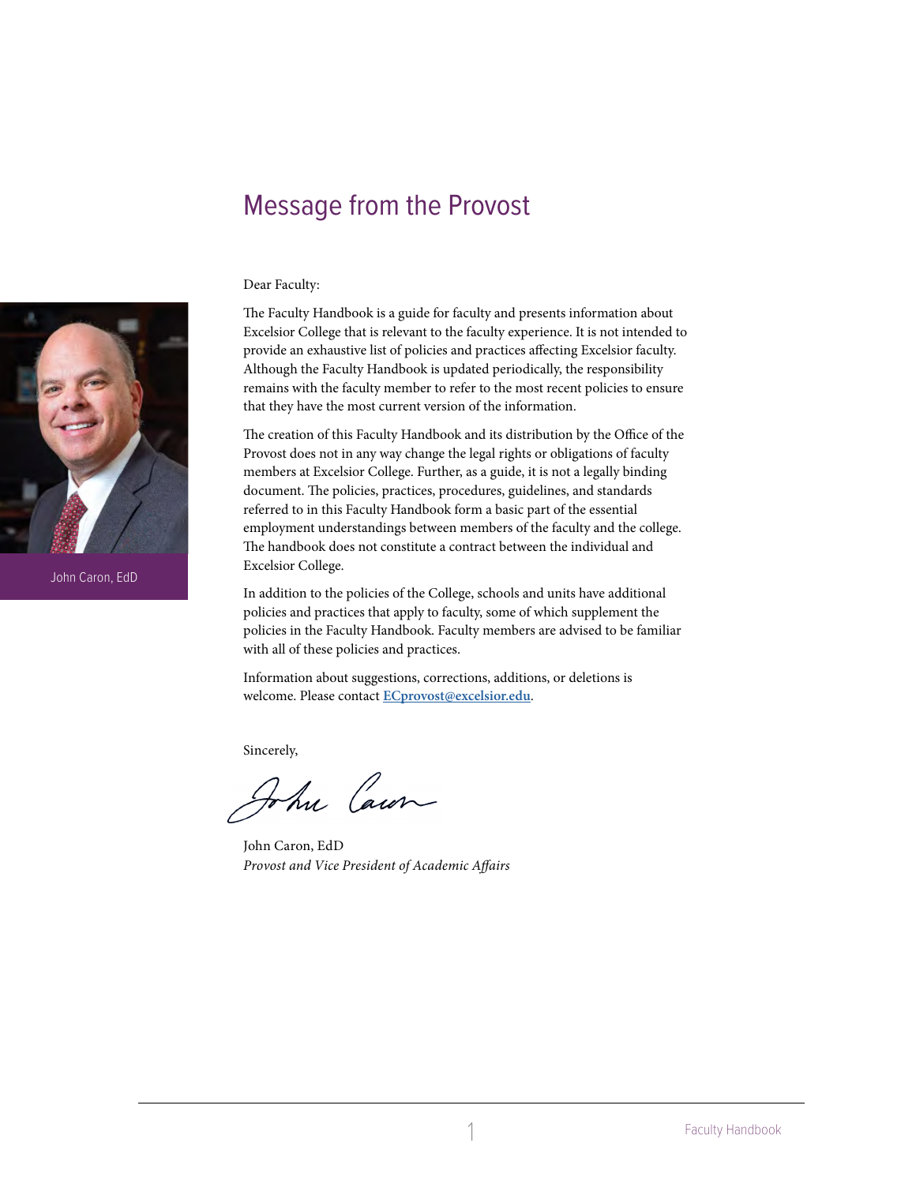# Message from the Provost

John Caron, EdD

Dear Faculty:

The Faculty Handbook is a guide for faculty and presents information about Excelsior College that is relevant to the faculty experience. It is not intended to provide an exhaustive list of policies and practices affecting Excelsior faculty. Although the Faculty Handbook is updated periodically, the responsibility remains with the faculty member to refer to the most recent policies to ensure that they have the most current version of the information.

The creation of this Faculty Handbook and its distribution by the Office of the Provost does not in any way change the legal rights or obligations of faculty members at Excelsior College. Further, as a guide, it is not a legally binding document. The policies, practices, procedures, guidelines, and standards referred to in this Faculty Handbook form a basic part of the essential employment understandings between members of the faculty and the college. The handbook does not constitute a contract between the individual and Excelsior College.

In addition to the policies of the College, schools and units have additional policies and practices that apply to faculty, some of which supplement the policies in the Faculty Handbook. Faculty members are advised to be familiar with all of these policies and practices.

Information about suggestions, corrections, additions, or deletions is welcome. Please contact **ECprovost@excelsior.edu**.

Sincerely,

John Caron, EdD
*Provost and Vice President of Academic Affairs*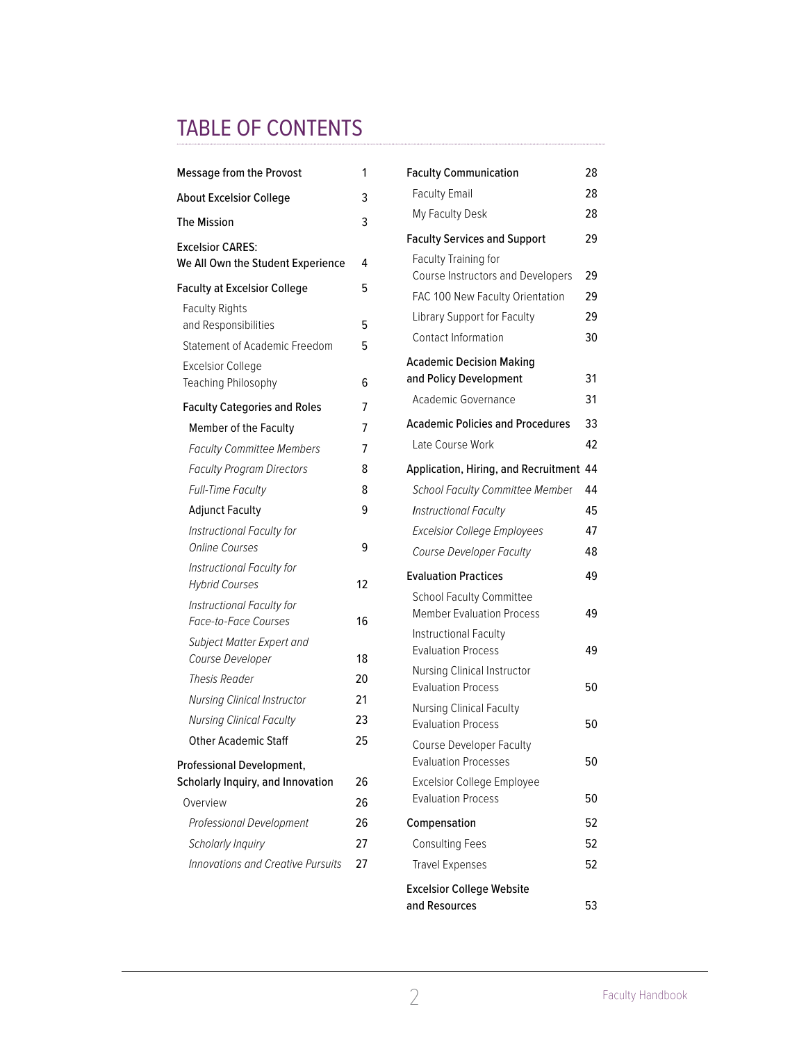# TABLE OF CONTENTS

| | |
|---|---|
| **Message from the Provost** | 1 |
| **About Excelsior College** | 3 |
| **The Mission** | 3 |
| **Excelsior CARES: We All Own the Student Experience** | 4 |
| **Faculty at Excelsior College** | 5 |
| Faculty Rights and Responsibilities | 5 |
| Statement of Academic Freedom | 5 |
| Excelsior College Teaching Philosophy | 6 |
| Faculty Categories and Roles | 7 |
| Member of the Faculty | 7 |
| *Faculty Committee Members* | 7 |
| *Faculty Program Directors* | 8 |
| *Full-Time Faculty* | 8 |
| Adjunct Faculty | 9 |
| *Instructional Faculty for Online Courses* | 9 |
| *Instructional Faculty for Hybrid Courses* | 12 |
| *Instructional Faculty for Face-to-Face Courses* | 16 |
| *Subject Matter Expert and Course Developer* | 18 |
| *Thesis Reader* | 20 |
| *Nursing Clinical Instructor* | 21 |
| *Nursing Clinical Faculty* | 23 |
| Other Academic Staff | 25 |
| **Professional Development, Scholarly Inquiry, and Innovation** | 26 |
| Overview | 26 |
| *Professional Development* | 26 |
| *Scholarly Inquiry* | 27 |
| *Innovations and Creative Pursuits* | 27 |
| **Faculty Communication** | 28 |
| Faculty Email | 28 |
| My Faculty Desk | 28 |
| **Faculty Services and Support** | 29 |
| Faculty Training for Course Instructors and Developers | 29 |
| FAC 100 New Faculty Orientation | 29 |
| Library Support for Faculty | 29 |
| Contact Information | 30 |
| **Academic Decision Making and Policy Development** | 31 |
| Academic Governance | 31 |
| **Academic Policies and Procedures** | 33 |
| Late Course Work | 42 |
| **Application, Hiring, and Recruitment** | 44 |
| *School Faculty Committee Member* | 44 |
| *Instructional Faculty* | 45 |
| *Excelsior College Employees* | 47 |
| *Course Developer Faculty* | 48 |
| **Evaluation Practices** | 49 |
| School Faculty Committee Member Evaluation Process | 49 |
| Instructional Faculty Evaluation Process | 49 |
| Nursing Clinical Instructor Evaluation Process | 50 |
| Nursing Clinical Faculty Evaluation Process | 50 |
| Course Developer Faculty Evaluation Processes | 50 |
| Excelsior College Employee Evaluation Process | 50 |
| **Compensation** | 52 |
| Consulting Fees | 52 |
| Travel Expenses | 52 |
| **Excelsior College Website and Resources** | 53 |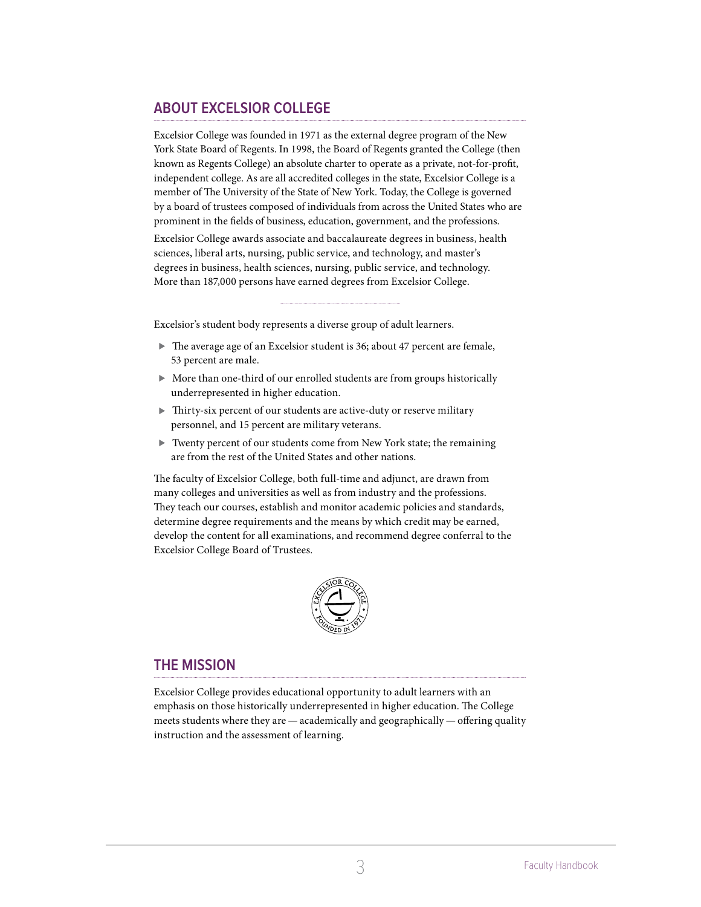## ABOUT EXCELSIOR COLLEGE

Excelsior College was founded in 1971 as the external degree program of the New York State Board of Regents. In 1998, the Board of Regents granted the College (then known as Regents College) an absolute charter to operate as a private, not-for-profit, independent college. As are all accredited colleges in the state, Excelsior College is a member of The University of the State of New York. Today, the College is governed by a board of trustees composed of individuals from across the United States who are prominent in the fields of business, education, government, and the professions.

Excelsior College awards associate and baccalaureate degrees in business, health sciences, liberal arts, nursing, public service, and technology, and master's degrees in business, health sciences, nursing, public service, and technology. More than 187,000 persons have earned degrees from Excelsior College.

Excelsior's student body represents a diverse group of adult learners.

- The average age of an Excelsior student is 36; about 47 percent are female, 53 percent are male.
- More than one-third of our enrolled students are from groups historically underrepresented in higher education.
- Thirty-six percent of our students are active-duty or reserve military personnel, and 15 percent are military veterans.
- Twenty percent of our students come from New York state; the remaining are from the rest of the United States and other nations.

The faculty of Excelsior College, both full-time and adjunct, are drawn from many colleges and universities as well as from industry and the professions. They teach our courses, establish and monitor academic policies and standards, determine degree requirements and the means by which credit may be earned, develop the content for all examinations, and recommend degree conferral to the Excelsior College Board of Trustees.

## THE MISSION

Excelsior College provides educational opportunity to adult learners with an emphasis on those historically underrepresented in higher education. The College meets students where they are — academically and geographically — offering quality instruction and the assessment of learning.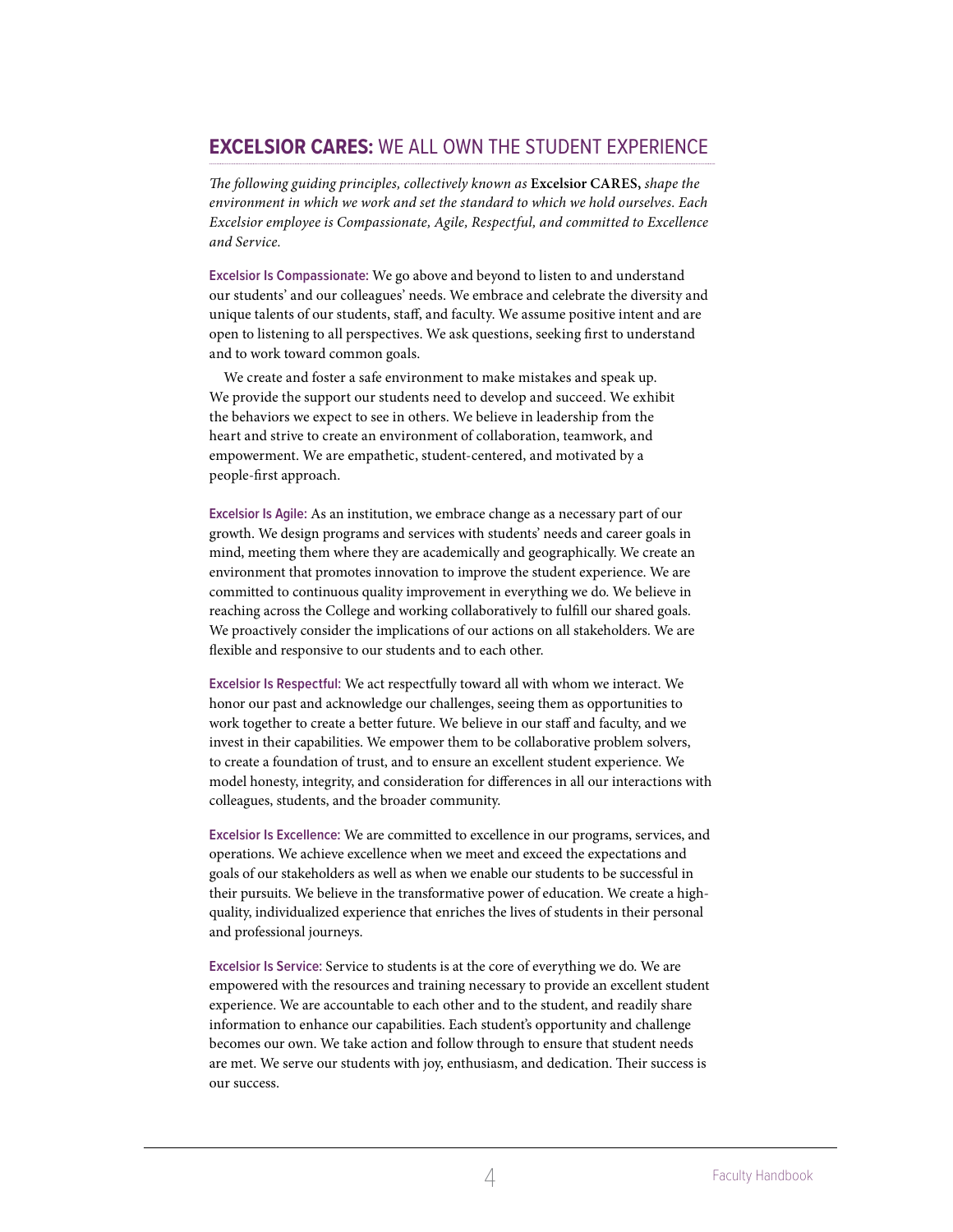## **EXCELSIOR CARES:** WE ALL OWN THE STUDENT EXPERIENCE

*The following guiding principles, collectively known as* **Excelsior CARES,** *shape the environment in which we work and set the standard to which we hold ourselves. Each Excelsior employee is Compassionate, Agile, Respectful, and committed to Excellence and Service.*

**Excelsior Is Compassionate:** We go above and beyond to listen to and understand our students' and our colleagues' needs. We embrace and celebrate the diversity and unique talents of our students, staff, and faculty. We assume positive intent and are open to listening to all perspectives. We ask questions, seeking first to understand and to work toward common goals.

We create and foster a safe environment to make mistakes and speak up. We provide the support our students need to develop and succeed. We exhibit the behaviors we expect to see in others. We believe in leadership from the heart and strive to create an environment of collaboration, teamwork, and empowerment. We are empathetic, student-centered, and motivated by a people-first approach.

**Excelsior Is Agile:** As an institution, we embrace change as a necessary part of our growth. We design programs and services with students' needs and career goals in mind, meeting them where they are academically and geographically. We create an environment that promotes innovation to improve the student experience. We are committed to continuous quality improvement in everything we do. We believe in reaching across the College and working collaboratively to fulfill our shared goals. We proactively consider the implications of our actions on all stakeholders. We are flexible and responsive to our students and to each other.

**Excelsior Is Respectful:** We act respectfully toward all with whom we interact. We honor our past and acknowledge our challenges, seeing them as opportunities to work together to create a better future. We believe in our staff and faculty, and we invest in their capabilities. We empower them to be collaborative problem solvers, to create a foundation of trust, and to ensure an excellent student experience. We model honesty, integrity, and consideration for differences in all our interactions with colleagues, students, and the broader community.

**Excelsior Is Excellence:** We are committed to excellence in our programs, services, and operations. We achieve excellence when we meet and exceed the expectations and goals of our stakeholders as well as when we enable our students to be successful in their pursuits. We believe in the transformative power of education. We create a high-quality, individualized experience that enriches the lives of students in their personal and professional journeys.

**Excelsior Is Service:** Service to students is at the core of everything we do. We are empowered with the resources and training necessary to provide an excellent student experience. We are accountable to each other and to the student, and readily share information to enhance our capabilities. Each student's opportunity and challenge becomes our own. We take action and follow through to ensure that student needs are met. We serve our students with joy, enthusiasm, and dedication. Their success is our success.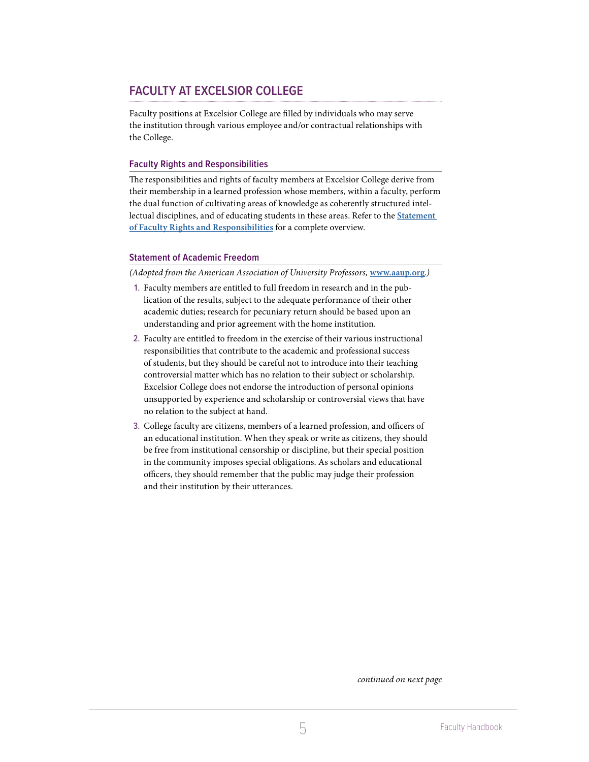## FACULTY AT EXCELSIOR COLLEGE

Faculty positions at Excelsior College are filled by individuals who may serve the institution through various employee and/or contractual relationships with the College.

### Faculty Rights and Responsibilities

The responsibilities and rights of faculty members at Excelsior College derive from their membership in a learned profession whose members, within a faculty, perform the dual function of cultivating areas of knowledge as coherently structured intellectual disciplines, and of educating students in these areas. Refer to the **Statement of Faculty Rights and Responsibilities** for a complete overview.

### Statement of Academic Freedom

*(Adopted from the American Association of University Professors,* **www.aaup.org***.)*

1. Faculty members are entitled to full freedom in research and in the publication of the results, subject to the adequate performance of their other academic duties; research for pecuniary return should be based upon an understanding and prior agreement with the home institution.
2. Faculty are entitled to freedom in the exercise of their various instructional responsibilities that contribute to the academic and professional success of students, but they should be careful not to introduce into their teaching controversial matter which has no relation to their subject or scholarship. Excelsior College does not endorse the introduction of personal opinions unsupported by experience and scholarship or controversial views that have no relation to the subject at hand.
3. College faculty are citizens, members of a learned profession, and officers of an educational institution. When they speak or write as citizens, they should be free from institutional censorship or discipline, but their special position in the community imposes special obligations. As scholars and educational officers, they should remember that the public may judge their profession and their institution by their utterances.

*continued on next page*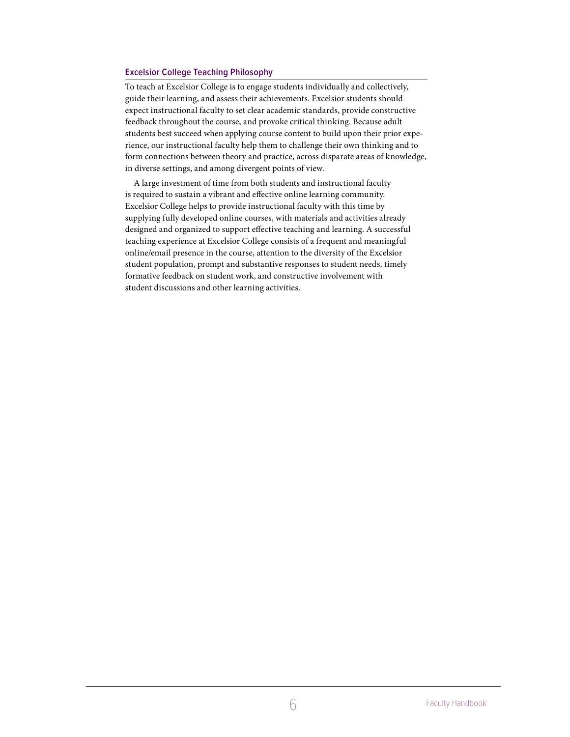### Excelsior College Teaching Philosophy

To teach at Excelsior College is to engage students individually and collectively, guide their learning, and assess their achievements. Excelsior students should expect instructional faculty to set clear academic standards, provide constructive feedback throughout the course, and provoke critical thinking. Because adult students best succeed when applying course content to build upon their prior experience, our instructional faculty help them to challenge their own thinking and to form connections between theory and practice, across disparate areas of knowledge, in diverse settings, and among divergent points of view.

A large investment of time from both students and instructional faculty is required to sustain a vibrant and effective online learning community. Excelsior College helps to provide instructional faculty with this time by supplying fully developed online courses, with materials and activities already designed and organized to support effective teaching and learning. A successful teaching experience at Excelsior College consists of a frequent and meaningful online/email presence in the course, attention to the diversity of the Excelsior student population, prompt and substantive responses to student needs, timely formative feedback on student work, and constructive involvement with student discussions and other learning activities.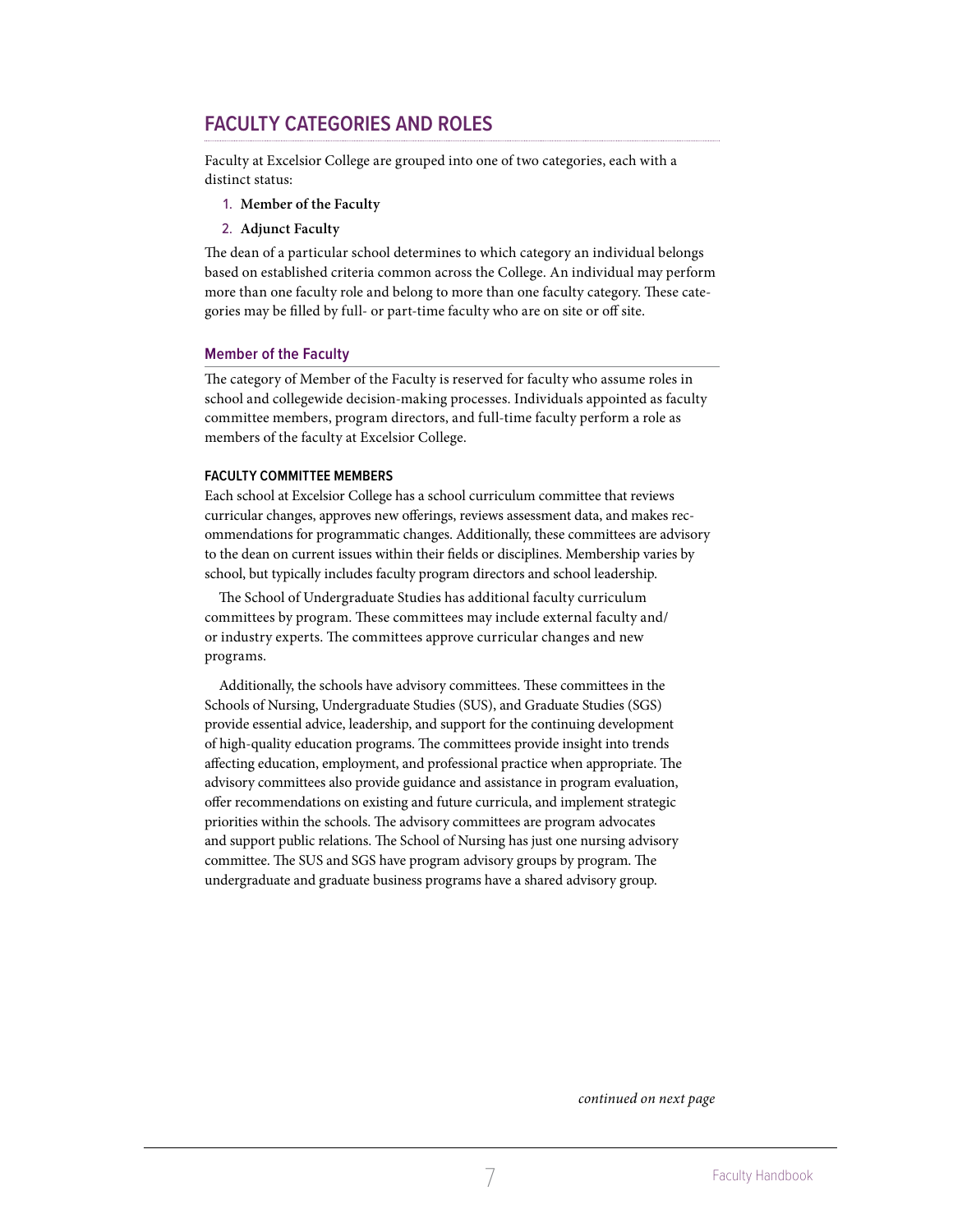## FACULTY CATEGORIES AND ROLES

Faculty at Excelsior College are grouped into one of two categories, each with a distinct status:

1. **Member of the Faculty**
2. **Adjunct Faculty**

The dean of a particular school determines to which category an individual belongs based on established criteria common across the College. An individual may perform more than one faculty role and belong to more than one faculty category. These categories may be filled by full- or part-time faculty who are on site or off site.

### Member of the Faculty

The category of Member of the Faculty is reserved for faculty who assume roles in school and collegewide decision-making processes. Individuals appointed as faculty committee members, program directors, and full-time faculty perform a role as members of the faculty at Excelsior College.

#### FACULTY COMMITTEE MEMBERS

Each school at Excelsior College has a school curriculum committee that reviews curricular changes, approves new offerings, reviews assessment data, and makes recommendations for programmatic changes. Additionally, these committees are advisory to the dean on current issues within their fields or disciplines. Membership varies by school, but typically includes faculty program directors and school leadership.

The School of Undergraduate Studies has additional faculty curriculum committees by program. These committees may include external faculty and/or industry experts. The committees approve curricular changes and new programs.

Additionally, the schools have advisory committees. These committees in the Schools of Nursing, Undergraduate Studies (SUS), and Graduate Studies (SGS) provide essential advice, leadership, and support for the continuing development of high-quality education programs. The committees provide insight into trends affecting education, employment, and professional practice when appropriate. The advisory committees also provide guidance and assistance in program evaluation, offer recommendations on existing and future curricula, and implement strategic priorities within the schools. The advisory committees are program advocates and support public relations. The School of Nursing has just one nursing advisory committee. The SUS and SGS have program advisory groups by program. The undergraduate and graduate business programs have a shared advisory group.

*continued on next page*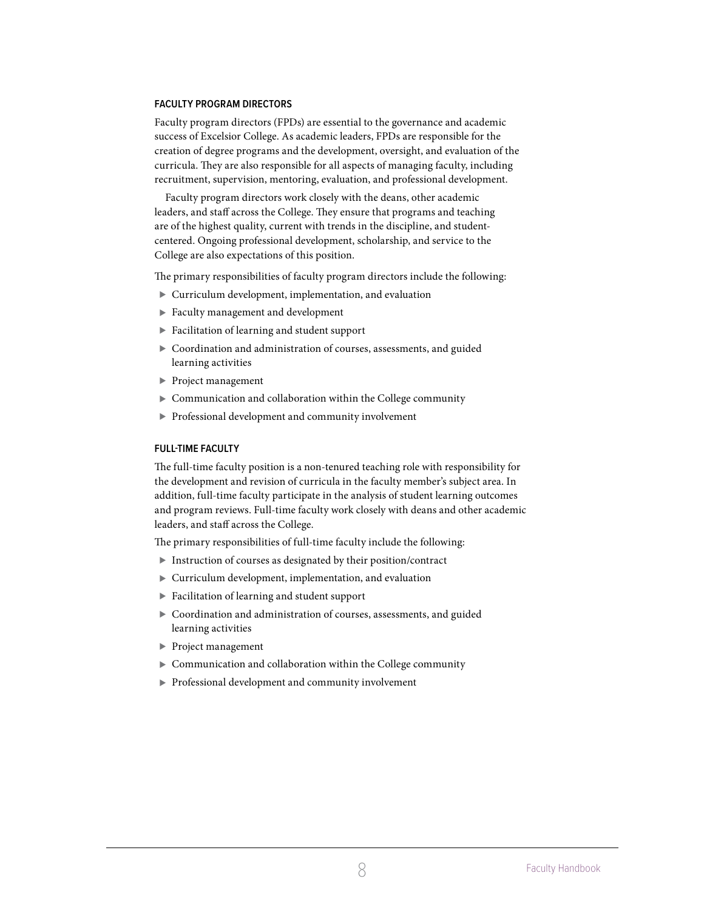### FACULTY PROGRAM DIRECTORS

Faculty program directors (FPDs) are essential to the governance and academic success of Excelsior College. As academic leaders, FPDs are responsible for the creation of degree programs and the development, oversight, and evaluation of the curricula. They are also responsible for all aspects of managing faculty, including recruitment, supervision, mentoring, evaluation, and professional development.

Faculty program directors work closely with the deans, other academic leaders, and staff across the College. They ensure that programs and teaching are of the highest quality, current with trends in the discipline, and student-centered. Ongoing professional development, scholarship, and service to the College are also expectations of this position.

The primary responsibilities of faculty program directors include the following:

- Curriculum development, implementation, and evaluation
- Faculty management and development
- Facilitation of learning and student support
- Coordination and administration of courses, assessments, and guided learning activities
- Project management
- Communication and collaboration within the College community
- Professional development and community involvement

### FULL-TIME FACULTY

The full-time faculty position is a non-tenured teaching role with responsibility for the development and revision of curricula in the faculty member's subject area. In addition, full-time faculty participate in the analysis of student learning outcomes and program reviews. Full-time faculty work closely with deans and other academic leaders, and staff across the College.

The primary responsibilities of full-time faculty include the following:

- Instruction of courses as designated by their position/contract
- Curriculum development, implementation, and evaluation
- Facilitation of learning and student support
- Coordination and administration of courses, assessments, and guided learning activities
- Project management
- Communication and collaboration within the College community
- Professional development and community involvement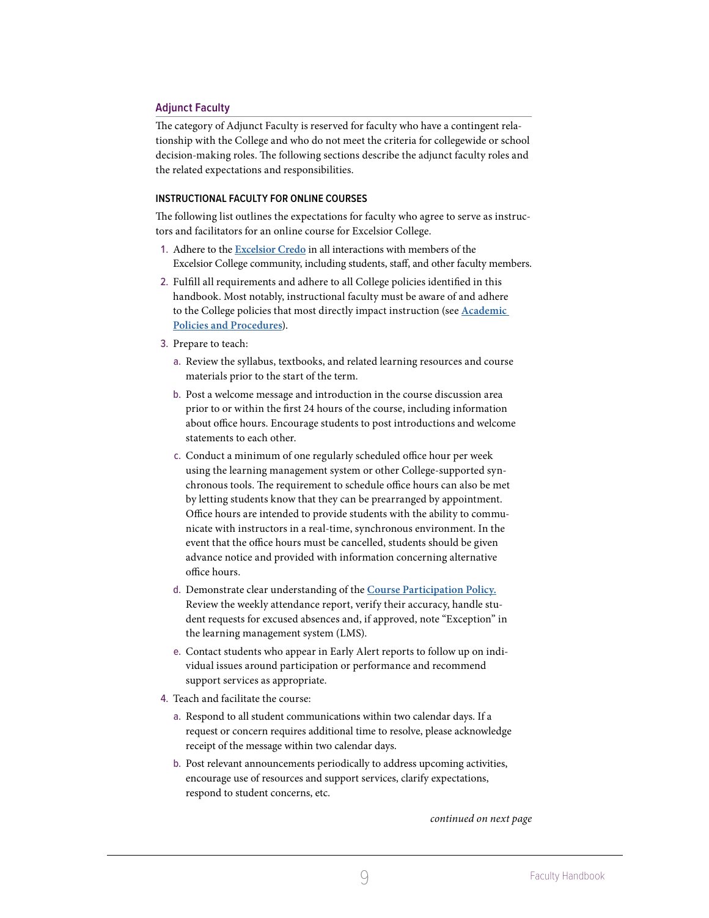## Adjunct Faculty

The category of Adjunct Faculty is reserved for faculty who have a contingent relationship with the College and who do not meet the criteria for collegewide or school decision-making roles. The following sections describe the adjunct faculty roles and the related expectations and responsibilities.

### INSTRUCTIONAL FACULTY FOR ONLINE COURSES

The following list outlines the expectations for faculty who agree to serve as instructors and facilitators for an online course for Excelsior College.

1. Adhere to the **Excelsior Credo** in all interactions with members of the Excelsior College community, including students, staff, and other faculty members.
2. Fulfill all requirements and adhere to all College policies identified in this handbook. Most notably, instructional faculty must be aware of and adhere to the College policies that most directly impact instruction (see **Academic Policies and Procedures**).
3. Prepare to teach:
   a. Review the syllabus, textbooks, and related learning resources and course materials prior to the start of the term.
   b. Post a welcome message and introduction in the course discussion area prior to or within the first 24 hours of the course, including information about office hours. Encourage students to post introductions and welcome statements to each other.
   c. Conduct a minimum of one regularly scheduled office hour per week using the learning management system or other College-supported synchronous tools. The requirement to schedule office hours can also be met by letting students know that they can be prearranged by appointment. Office hours are intended to provide students with the ability to communicate with instructors in a real-time, synchronous environment. In the event that the office hours must be cancelled, students should be given advance notice and provided with information concerning alternative office hours.
   d. Demonstrate clear understanding of the **Course Participation Policy.** Review the weekly attendance report, verify their accuracy, handle student requests for excused absences and, if approved, note "Exception" in the learning management system (LMS).
   e. Contact students who appear in Early Alert reports to follow up on individual issues around participation or performance and recommend support services as appropriate.
4. Teach and facilitate the course:
   a. Respond to all student communications within two calendar days. If a request or concern requires additional time to resolve, please acknowledge receipt of the message within two calendar days.
   b. Post relevant announcements periodically to address upcoming activities, encourage use of resources and support services, clarify expectations, respond to student concerns, etc.

*continued on next page*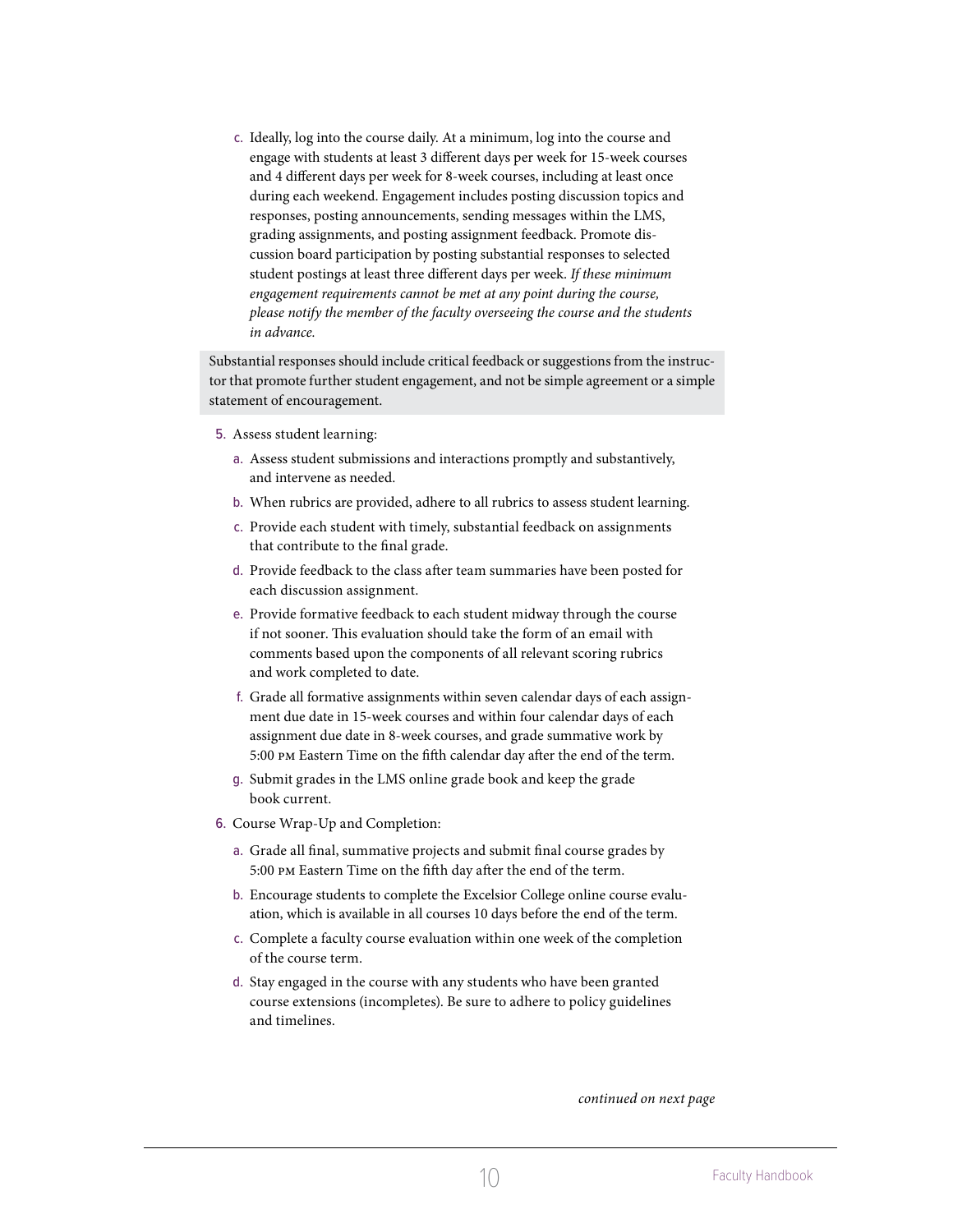c. Ideally, log into the course daily. At a minimum, log into the course and engage with students at least 3 different days per week for 15-week courses and 4 different days per week for 8-week courses, including at least once during each weekend. Engagement includes posting discussion topics and responses, posting announcements, sending messages within the LMS, grading assignments, and posting assignment feedback. Promote discussion board participation by posting substantial responses to selected student postings at least three different days per week. *If these minimum engagement requirements cannot be met at any point during the course, please notify the member of the faculty overseeing the course and the students in advance.*

> Substantial responses should include critical feedback or suggestions from the instructor that promote further student engagement, and not be simple agreement or a simple statement of encouragement.

5. Assess student learning:
   a. Assess student submissions and interactions promptly and substantively, and intervene as needed.
   b. When rubrics are provided, adhere to all rubrics to assess student learning.
   c. Provide each student with timely, substantial feedback on assignments that contribute to the final grade.
   d. Provide feedback to the class after team summaries have been posted for each discussion assignment.
   e. Provide formative feedback to each student midway through the course if not sooner. This evaluation should take the form of an email with comments based upon the components of all relevant scoring rubrics and work completed to date.
   f. Grade all formative assignments within seven calendar days of each assignment due date in 15-week courses and within four calendar days of each assignment due date in 8-week courses, and grade summative work by 5:00 PM Eastern Time on the fifth calendar day after the end of the term.
   g. Submit grades in the LMS online grade book and keep the grade book current.
6. Course Wrap-Up and Completion:
   a. Grade all final, summative projects and submit final course grades by 5:00 PM Eastern Time on the fifth day after the end of the term.
   b. Encourage students to complete the Excelsior College online course evaluation, which is available in all courses 10 days before the end of the term.
   c. Complete a faculty course evaluation within one week of the completion of the course term.
   d. Stay engaged in the course with any students who have been granted course extensions (incompletes). Be sure to adhere to policy guidelines and timelines.

*continued on next page*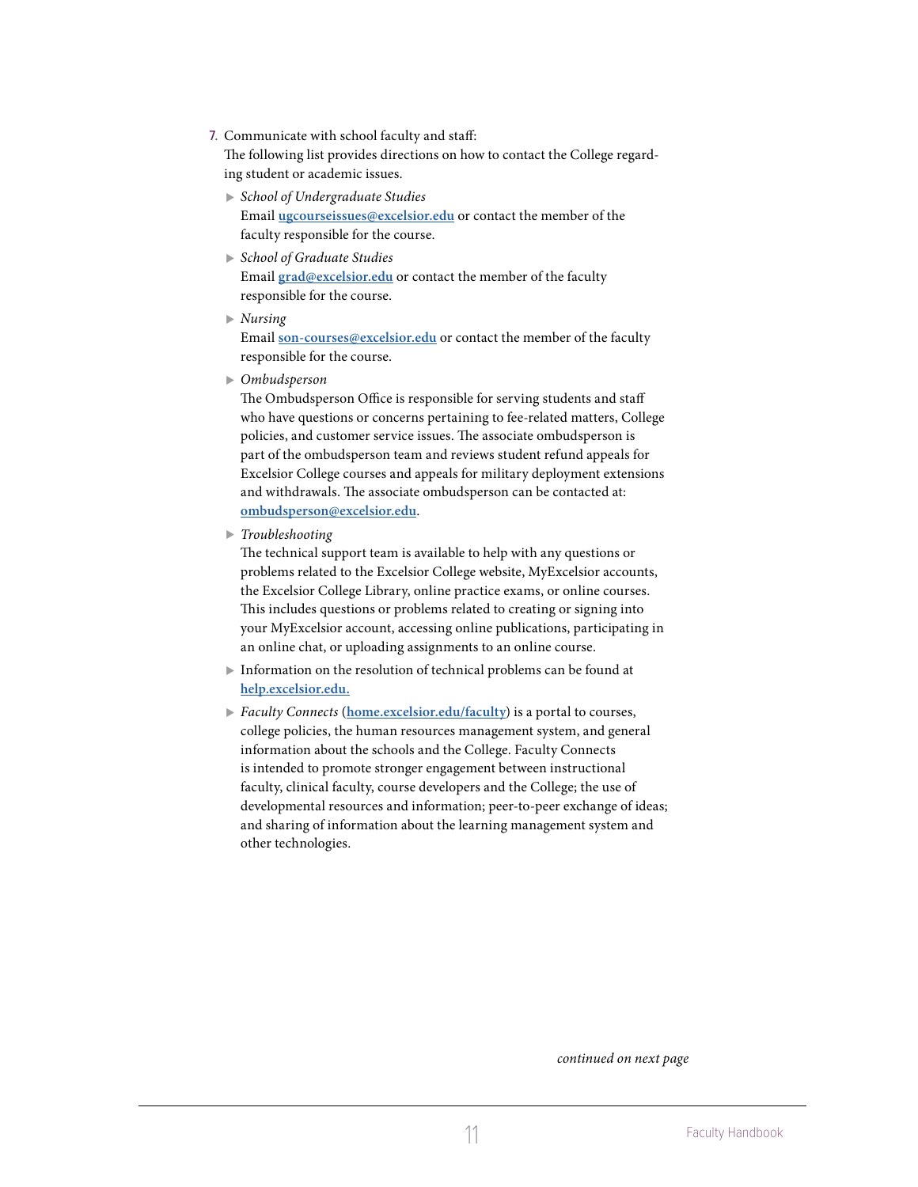7. Communicate with school faculty and staff:
   The following list provides directions on how to contact the College regarding student or academic issues.

   - *School of Undergraduate Studies*
     Email **ugcourseissues@excelsior.edu** or contact the member of the faculty responsible for the course.
   - *School of Graduate Studies*
     Email **grad@excelsior.edu** or contact the member of the faculty responsible for the course.
   - *Nursing*
     Email **son-courses@excelsior.edu** or contact the member of the faculty responsible for the course.
   - *Ombudsperson*
     The Ombudsperson Office is responsible for serving students and staff who have questions or concerns pertaining to fee-related matters, College policies, and customer service issues. The associate ombudsperson is part of the ombudsperson team and reviews student refund appeals for Excelsior College courses and appeals for military deployment extensions and withdrawals. The associate ombudsperson can be contacted at: **ombudsperson@excelsior.edu**.
   - *Troubleshooting*
     The technical support team is available to help with any questions or problems related to the Excelsior College website, MyExcelsior accounts, the Excelsior College Library, online practice exams, or online courses. This includes questions or problems related to creating or signing into your MyExcelsior account, accessing online publications, participating in an online chat, or uploading assignments to an online course.
   - Information on the resolution of technical problems can be found at **help.excelsior.edu.**
   - *Faculty Connects* (**home.excelsior.edu/faculty**) is a portal to courses, college policies, the human resources management system, and general information about the schools and the College. Faculty Connects is intended to promote stronger engagement between instructional faculty, clinical faculty, course developers and the College; the use of developmental resources and information; peer-to-peer exchange of ideas; and sharing of information about the learning management system and other technologies.

*continued on next page*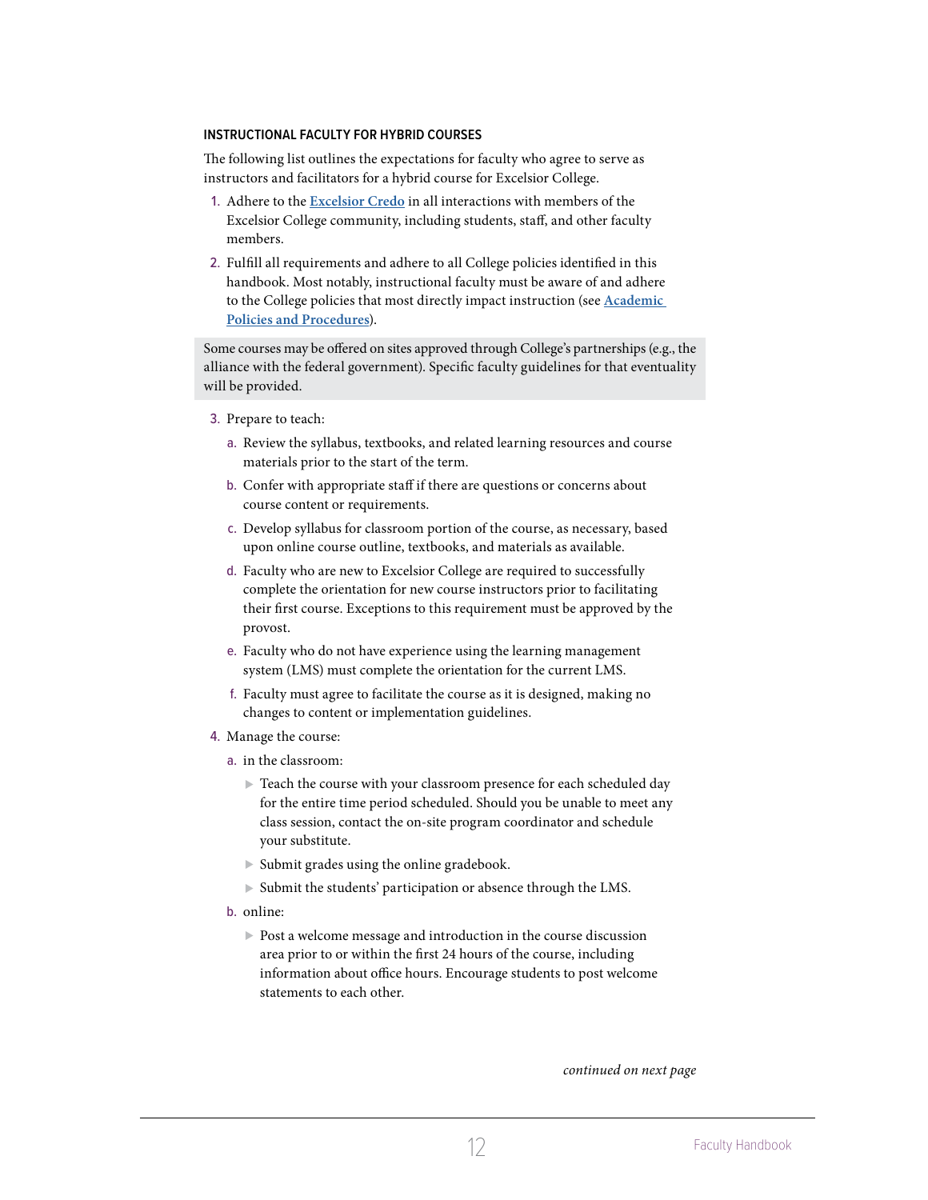### INSTRUCTIONAL FACULTY FOR HYBRID COURSES

The following list outlines the expectations for faculty who agree to serve as instructors and facilitators for a hybrid course for Excelsior College.

1. Adhere to the **Excelsior Credo** in all interactions with members of the Excelsior College community, including students, staff, and other faculty members.
2. Fulfill all requirements and adhere to all College policies identified in this handbook. Most notably, instructional faculty must be aware of and adhere to the College policies that most directly impact instruction (see **Academic Policies and Procedures**).

> Some courses may be offered on sites approved through College's partnerships (e.g., the alliance with the federal government). Specific faculty guidelines for that eventuality will be provided.

3. Prepare to teach:
   a. Review the syllabus, textbooks, and related learning resources and course materials prior to the start of the term.
   b. Confer with appropriate staff if there are questions or concerns about course content or requirements.
   c. Develop syllabus for classroom portion of the course, as necessary, based upon online course outline, textbooks, and materials as available.
   d. Faculty who are new to Excelsior College are required to successfully complete the orientation for new course instructors prior to facilitating their first course. Exceptions to this requirement must be approved by the provost.
   e. Faculty who do not have experience using the learning management system (LMS) must complete the orientation for the current LMS.
   f. Faculty must agree to facilitate the course as it is designed, making no changes to content or implementation guidelines.
4. Manage the course:
   a. in the classroom:
      - Teach the course with your classroom presence for each scheduled day for the entire time period scheduled. Should you be unable to meet any class session, contact the on-site program coordinator and schedule your substitute.
      - Submit grades using the online gradebook.
      - Submit the students' participation or absence through the LMS.
   b. online:
      - Post a welcome message and introduction in the course discussion area prior to or within the first 24 hours of the course, including information about office hours. Encourage students to post welcome statements to each other.

*continued on next page*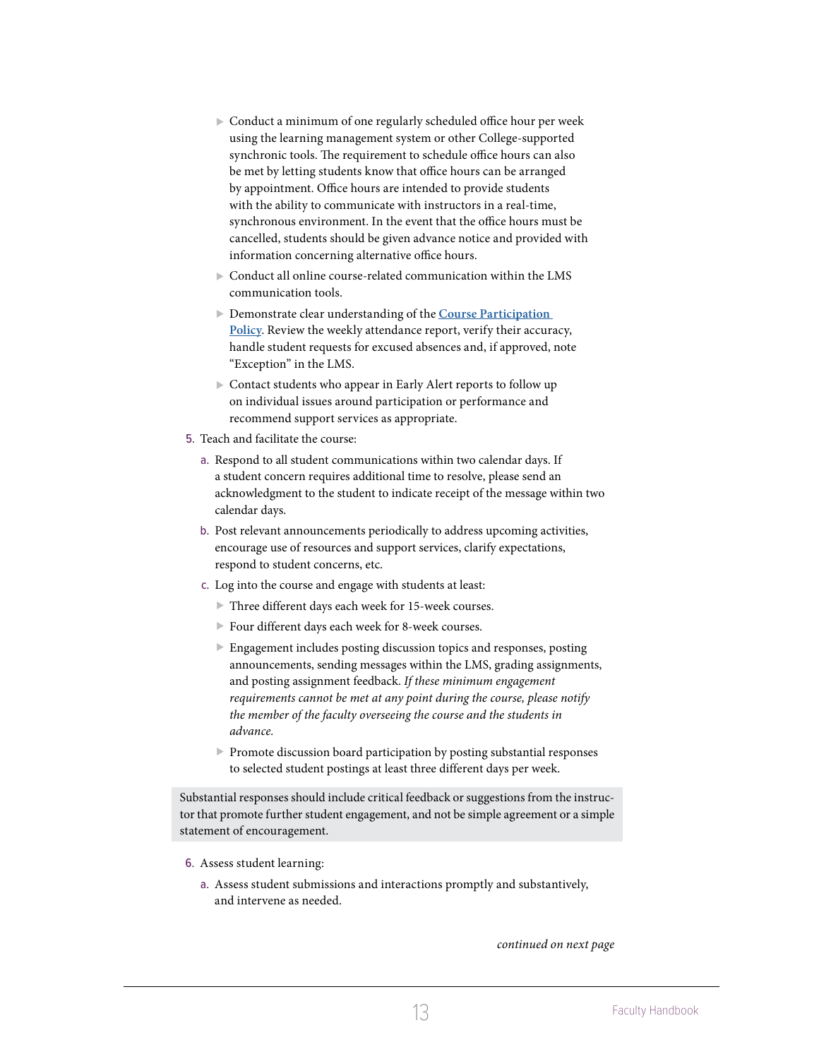- Conduct a minimum of one regularly scheduled office hour per week using the learning management system or other College-supported synchronic tools. The requirement to schedule office hours can also be met by letting students know that office hours can be arranged by appointment. Office hours are intended to provide students with the ability to communicate with instructors in a real-time, synchronous environment. In the event that the office hours must be cancelled, students should be given advance notice and provided with information concerning alternative office hours.
- Conduct all online course-related communication within the LMS communication tools.
- Demonstrate clear understanding of the **Course Participation Policy**. Review the weekly attendance report, verify their accuracy, handle student requests for excused absences and, if approved, note "Exception" in the LMS.
- Contact students who appear in Early Alert reports to follow up on individual issues around participation or performance and recommend support services as appropriate.

5. Teach and facilitate the course:
   a. Respond to all student communications within two calendar days. If a student concern requires additional time to resolve, please send an acknowledgment to the student to indicate receipt of the message within two calendar days.
   b. Post relevant announcements periodically to address upcoming activities, encourage use of resources and support services, clarify expectations, respond to student concerns, etc.
   c. Log into the course and engage with students at least:
      - Three different days each week for 15-week courses.
      - Four different days each week for 8-week courses.
      - Engagement includes posting discussion topics and responses, posting announcements, sending messages within the LMS, grading assignments, and posting assignment feedback. *If these minimum engagement requirements cannot be met at any point during the course, please notify the member of the faculty overseeing the course and the students in advance.*
      - Promote discussion board participation by posting substantial responses to selected student postings at least three different days per week.

> Substantial responses should include critical feedback or suggestions from the instructor that promote further student engagement, and not be simple agreement or a simple statement of encouragement.

6. Assess student learning:
   a. Assess student submissions and interactions promptly and substantively, and intervene as needed.

*continued on next page*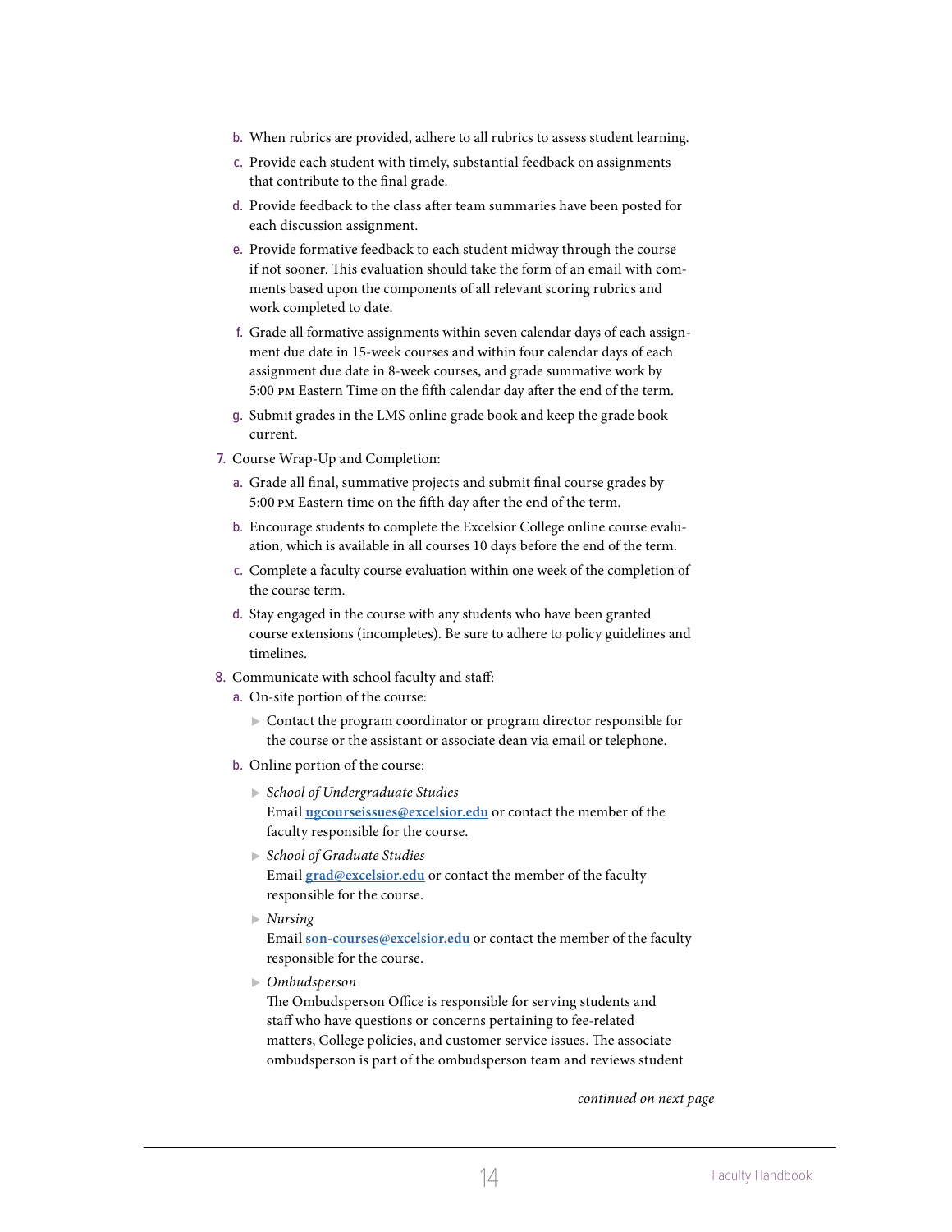b. When rubrics are provided, adhere to all rubrics to assess student learning.
   c. Provide each student with timely, substantial feedback on assignments that contribute to the final grade.
   d. Provide feedback to the class after team summaries have been posted for each discussion assignment.
   e. Provide formative feedback to each student midway through the course if not sooner. This evaluation should take the form of an email with comments based upon the components of all relevant scoring rubrics and work completed to date.
   f. Grade all formative assignments within seven calendar days of each assignment due date in 15-week courses and within four calendar days of each assignment due date in 8-week courses, and grade summative work by 5:00 PM Eastern Time on the fifth calendar day after the end of the term.
   g. Submit grades in the LMS online grade book and keep the grade book current.

7. Course Wrap-Up and Completion:
   a. Grade all final, summative projects and submit final course grades by 5:00 PM Eastern time on the fifth day after the end of the term.
   b. Encourage students to complete the Excelsior College online course evaluation, which is available in all courses 10 days before the end of the term.
   c. Complete a faculty course evaluation within one week of the completion of the course term.
   d. Stay engaged in the course with any students who have been granted course extensions (incompletes). Be sure to adhere to policy guidelines and timelines.

8. Communicate with school faculty and staff:
   a. On-site portion of the course:
      - Contact the program coordinator or program director responsible for the course or the assistant or associate dean via email or telephone.
   b. Online portion of the course:
      - *School of Undergraduate Studies*
        Email **ugcourseissues@excelsior.edu** or contact the member of the faculty responsible for the course.
      - *School of Graduate Studies*
        Email **grad@excelsior.edu** or contact the member of the faculty responsible for the course.
      - *Nursing*
        Email **son-courses@excelsior.edu** or contact the member of the faculty responsible for the course.
      - *Ombudsperson*
        The Ombudsperson Office is responsible for serving students and staff who have questions or concerns pertaining to fee-related matters, College policies, and customer service issues. The associate ombudsperson is part of the ombudsperson team and reviews student

*continued on next page*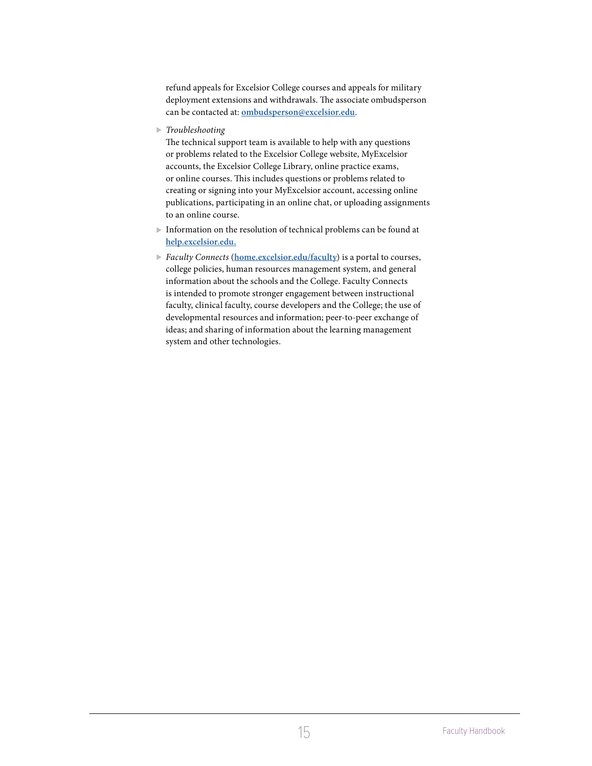refund appeals for Excelsior College courses and appeals for military deployment extensions and withdrawals. The associate ombudsperson can be contacted at: **ombudsperson@excelsior.edu**.

- *Troubleshooting*
  The technical support team is available to help with any questions or problems related to the Excelsior College website, MyExcelsior accounts, the Excelsior College Library, online practice exams, or online courses. This includes questions or problems related to creating or signing into your MyExcelsior account, accessing online publications, participating in an online chat, or uploading assignments to an online course.
- Information on the resolution of technical problems can be found at **help.excelsior.edu.**
- *Faculty Connects* (**home.excelsior.edu/faculty**) is a portal to courses, college policies, human resources management system, and general information about the schools and the College. Faculty Connects is intended to promote stronger engagement between instructional faculty, clinical faculty, course developers and the College; the use of developmental resources and information; peer-to-peer exchange of ideas; and sharing of information about the learning management system and other technologies.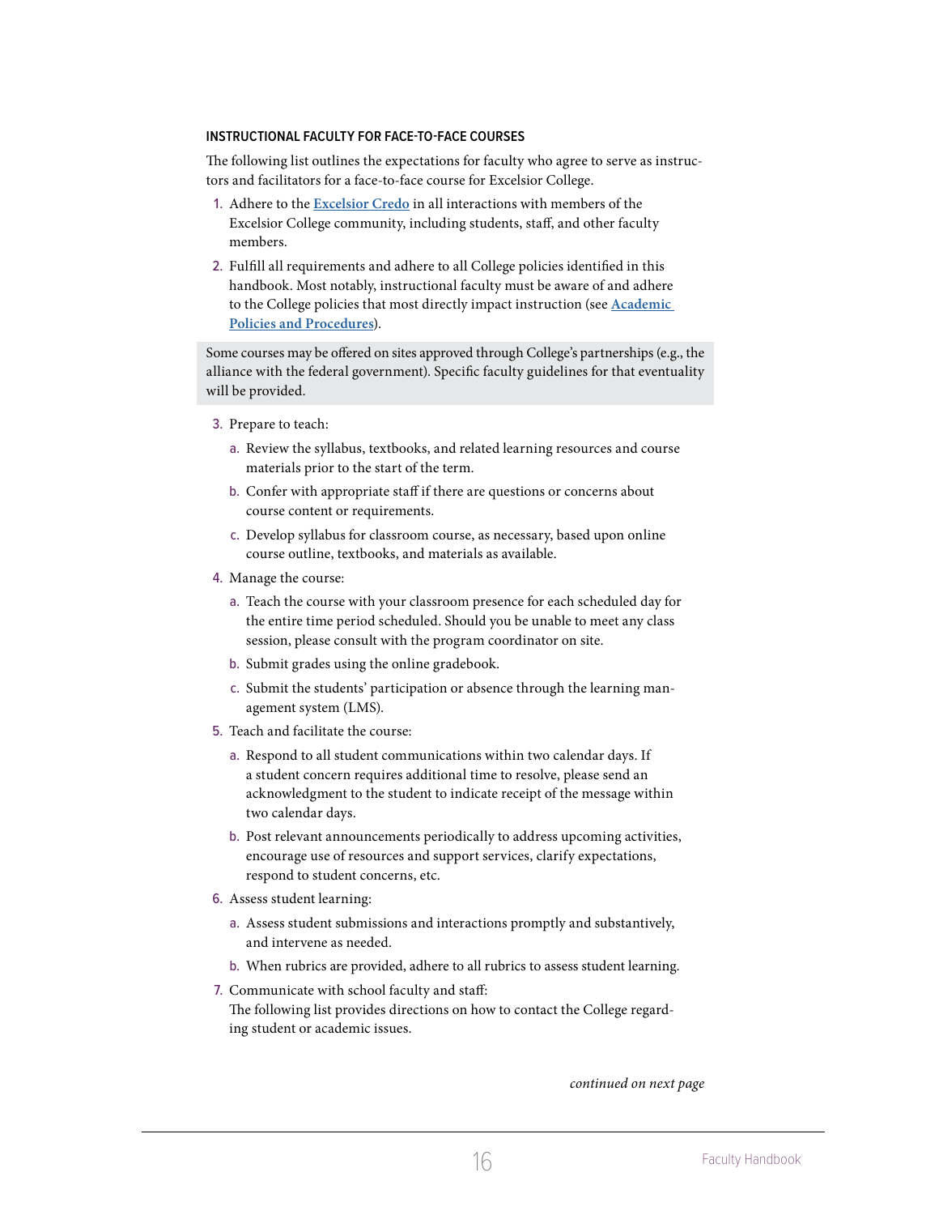### INSTRUCTIONAL FACULTY FOR FACE-TO-FACE COURSES

The following list outlines the expectations for faculty who agree to serve as instructors and facilitators for a face-to-face course for Excelsior College.

1. Adhere to the **[Excelsior Credo](#)** in all interactions with members of the Excelsior College community, including students, staff, and other faculty members.
2. Fulfill all requirements and adhere to all College policies identified in this handbook. Most notably, instructional faculty must be aware of and adhere to the College policies that most directly impact instruction (see **[Academic Policies and Procedures](#)**).

> Some courses may be offered on sites approved through College's partnerships (e.g., the alliance with the federal government). Specific faculty guidelines for that eventuality will be provided.

3. Prepare to teach:
   a. Review the syllabus, textbooks, and related learning resources and course materials prior to the start of the term.
   b. Confer with appropriate staff if there are questions or concerns about course content or requirements.
   c. Develop syllabus for classroom course, as necessary, based upon online course outline, textbooks, and materials as available.
4. Manage the course:
   a. Teach the course with your classroom presence for each scheduled day for the entire time period scheduled. Should you be unable to meet any class session, please consult with the program coordinator on site.
   b. Submit grades using the online gradebook.
   c. Submit the students' participation or absence through the learning management system (LMS).
5. Teach and facilitate the course:
   a. Respond to all student communications within two calendar days. If a student concern requires additional time to resolve, please send an acknowledgment to the student to indicate receipt of the message within two calendar days.
   b. Post relevant announcements periodically to address upcoming activities, encourage use of resources and support services, clarify expectations, respond to student concerns, etc.
6. Assess student learning:
   a. Assess student submissions and interactions promptly and substantively, and intervene as needed.
   b. When rubrics are provided, adhere to all rubrics to assess student learning.
7. Communicate with school faculty and staff:
   The following list provides directions on how to contact the College regarding student or academic issues.

*continued on next page*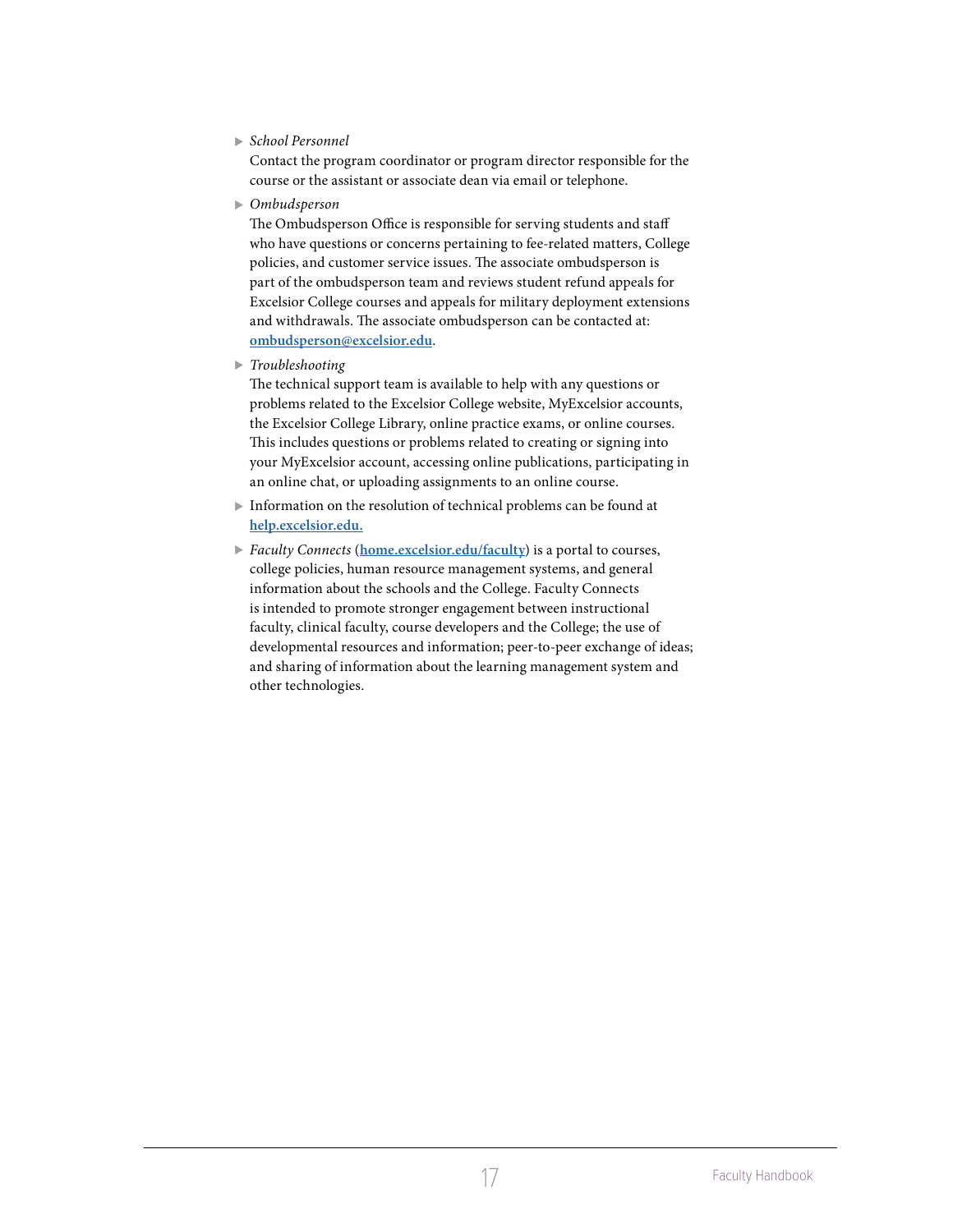- *School Personnel*
  Contact the program coordinator or program director responsible for the course or the assistant or associate dean via email or telephone.
- *Ombudsperson*
  The Ombudsperson Office is responsible for serving students and staff who have questions or concerns pertaining to fee-related matters, College policies, and customer service issues. The associate ombudsperson is part of the ombudsperson team and reviews student refund appeals for Excelsior College courses and appeals for military deployment extensions and withdrawals. The associate ombudsperson can be contacted at: **ombudsperson@excelsior.edu**.
- *Troubleshooting*
  The technical support team is available to help with any questions or problems related to the Excelsior College website, MyExcelsior accounts, the Excelsior College Library, online practice exams, or online courses. This includes questions or problems related to creating or signing into your MyExcelsior account, accessing online publications, participating in an online chat, or uploading assignments to an online course.
- Information on the resolution of technical problems can be found at **help.excelsior.edu.**
- *Faculty Connects* (**home.excelsior.edu/faculty**) is a portal to courses, college policies, human resource management systems, and general information about the schools and the College. Faculty Connects is intended to promote stronger engagement between instructional faculty, clinical faculty, course developers and the College; the use of developmental resources and information; peer-to-peer exchange of ideas; and sharing of information about the learning management system and other technologies.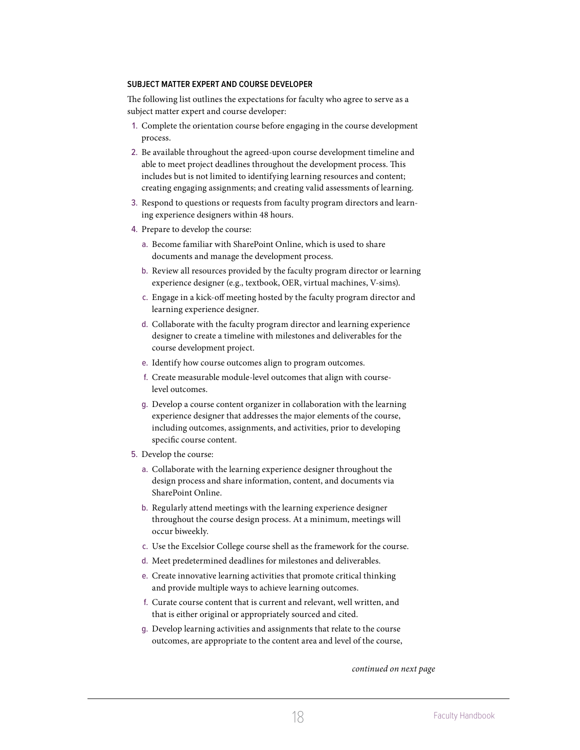### SUBJECT MATTER EXPERT AND COURSE DEVELOPER

The following list outlines the expectations for faculty who agree to serve as a subject matter expert and course developer:

1. Complete the orientation course before engaging in the course development process.
2. Be available throughout the agreed-upon course development timeline and able to meet project deadlines throughout the development process. This includes but is not limited to identifying learning resources and content; creating engaging assignments; and creating valid assessments of learning.
3. Respond to questions or requests from faculty program directors and learning experience designers within 48 hours.
4. Prepare to develop the course:
   a. Become familiar with SharePoint Online, which is used to share documents and manage the development process.
   b. Review all resources provided by the faculty program director or learning experience designer (e.g., textbook, OER, virtual machines, V-sims).
   c. Engage in a kick-off meeting hosted by the faculty program director and learning experience designer.
   d. Collaborate with the faculty program director and learning experience designer to create a timeline with milestones and deliverables for the course development project.
   e. Identify how course outcomes align to program outcomes.
   f. Create measurable module-level outcomes that align with course-level outcomes.
   g. Develop a course content organizer in collaboration with the learning experience designer that addresses the major elements of the course, including outcomes, assignments, and activities, prior to developing specific course content.
5. Develop the course:
   a. Collaborate with the learning experience designer throughout the design process and share information, content, and documents via SharePoint Online.
   b. Regularly attend meetings with the learning experience designer throughout the course design process. At a minimum, meetings will occur biweekly.
   c. Use the Excelsior College course shell as the framework for the course.
   d. Meet predetermined deadlines for milestones and deliverables.
   e. Create innovative learning activities that promote critical thinking and provide multiple ways to achieve learning outcomes.
   f. Curate course content that is current and relevant, well written, and that is either original or appropriately sourced and cited.
   g. Develop learning activities and assignments that relate to the course outcomes, are appropriate to the content area and level of the course,

*continued on next page*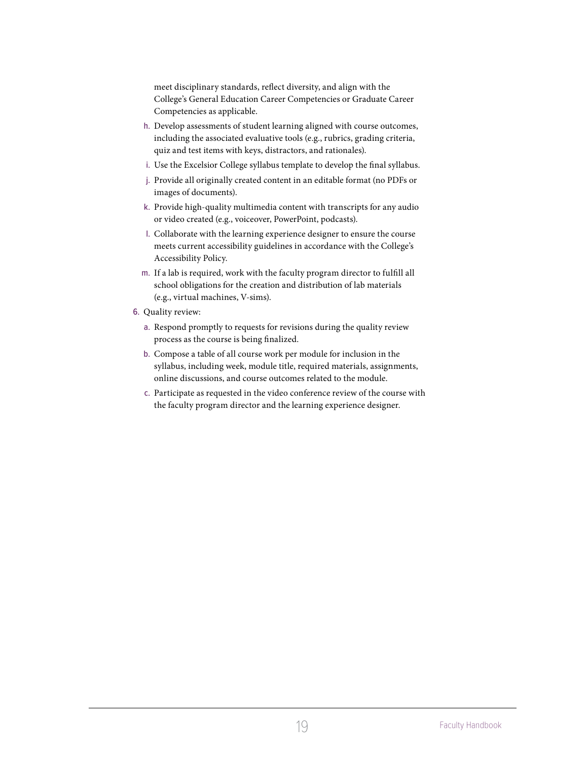meet disciplinary standards, reflect diversity, and align with the College's General Education Career Competencies or Graduate Career Competencies as applicable.

h. Develop assessments of student learning aligned with course outcomes, including the associated evaluative tools (e.g., rubrics, grading criteria, quiz and test items with keys, distractors, and rationales).
i. Use the Excelsior College syllabus template to develop the final syllabus.
j. Provide all originally created content in an editable format (no PDFs or images of documents).
k. Provide high-quality multimedia content with transcripts for any audio or video created (e.g., voiceover, PowerPoint, podcasts).
l. Collaborate with the learning experience designer to ensure the course meets current accessibility guidelines in accordance with the College's Accessibility Policy.
m. If a lab is required, work with the faculty program director to fulfill all school obligations for the creation and distribution of lab materials (e.g., virtual machines, V-sims).

6. Quality review:
   a. Respond promptly to requests for revisions during the quality review process as the course is being finalized.
   b. Compose a table of all course work per module for inclusion in the syllabus, including week, module title, required materials, assignments, online discussions, and course outcomes related to the module.
   c. Participate as requested in the video conference review of the course with the faculty program director and the learning experience designer.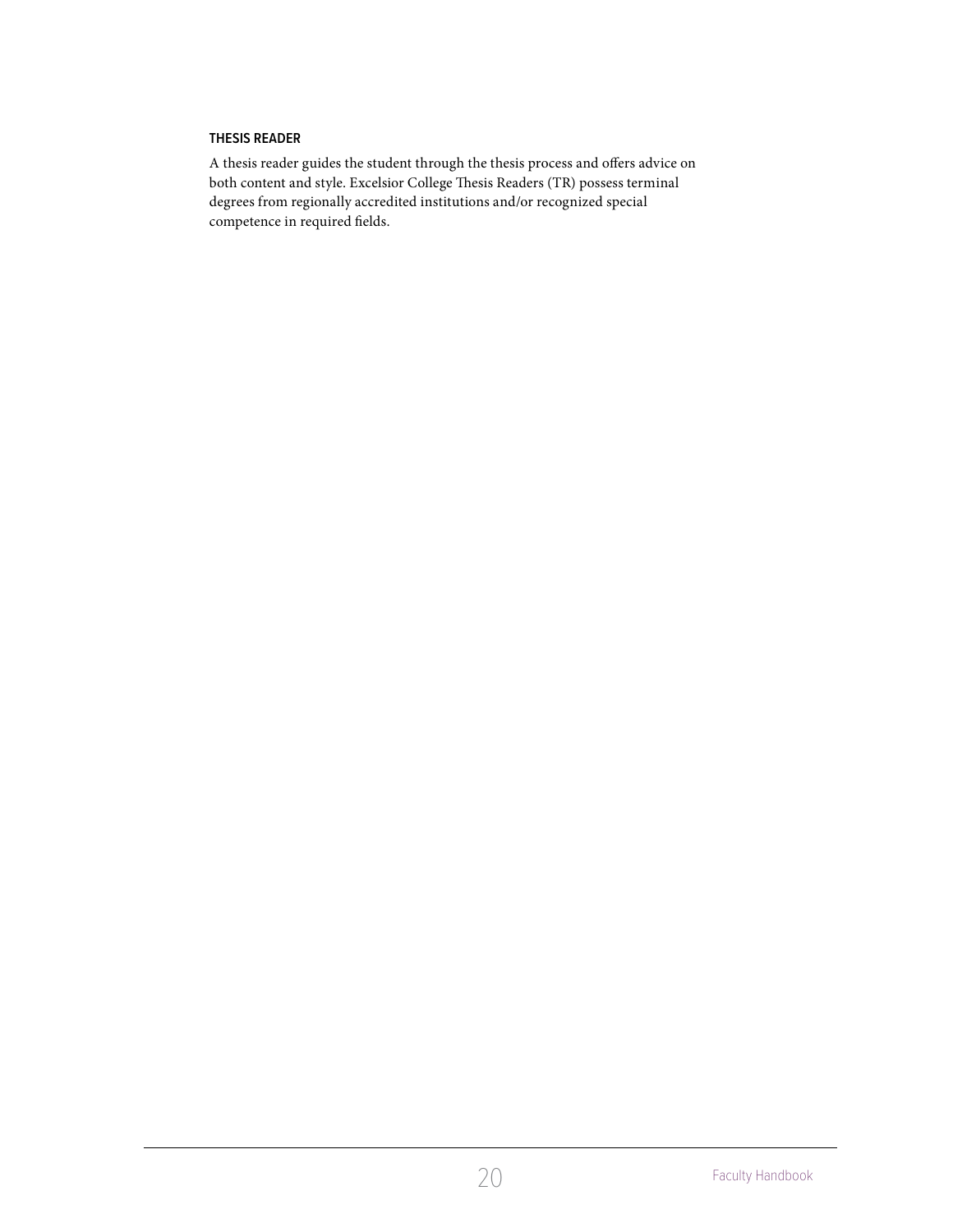### THESIS READER

A thesis reader guides the student through the thesis process and offers advice on both content and style. Excelsior College Thesis Readers (TR) possess terminal degrees from regionally accredited institutions and/or recognized special competence in required fields.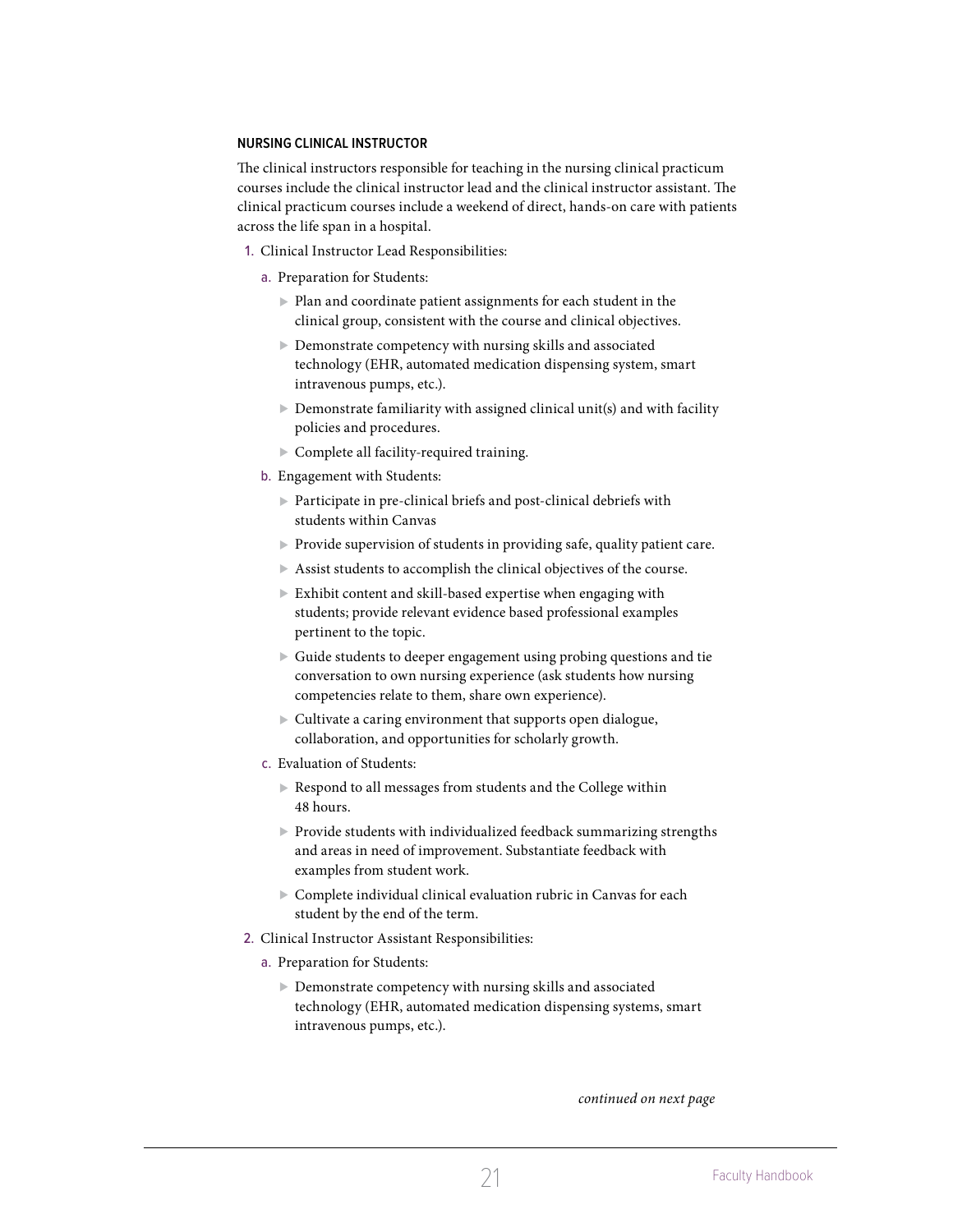### NURSING CLINICAL INSTRUCTOR

The clinical instructors responsible for teaching in the nursing clinical practicum courses include the clinical instructor lead and the clinical instructor assistant. The clinical practicum courses include a weekend of direct, hands-on care with patients across the life span in a hospital.

1. Clinical Instructor Lead Responsibilities:
   a. Preparation for Students:
      - Plan and coordinate patient assignments for each student in the clinical group, consistent with the course and clinical objectives.
      - Demonstrate competency with nursing skills and associated technology (EHR, automated medication dispensing system, smart intravenous pumps, etc.).
      - Demonstrate familiarity with assigned clinical unit(s) and with facility policies and procedures.
      - Complete all facility-required training.

   b. Engagement with Students:
      - Participate in pre-clinical briefs and post-clinical debriefs with students within Canvas
      - Provide supervision of students in providing safe, quality patient care.
      - Assist students to accomplish the clinical objectives of the course.
      - Exhibit content and skill-based expertise when engaging with students; provide relevant evidence based professional examples pertinent to the topic.
      - Guide students to deeper engagement using probing questions and tie conversation to own nursing experience (ask students how nursing competencies relate to them, share own experience).
      - Cultivate a caring environment that supports open dialogue, collaboration, and opportunities for scholarly growth.

   c. Evaluation of Students:
      - Respond to all messages from students and the College within 48 hours.
      - Provide students with individualized feedback summarizing strengths and areas in need of improvement. Substantiate feedback with examples from student work.
      - Complete individual clinical evaluation rubric in Canvas for each student by the end of the term.

2. Clinical Instructor Assistant Responsibilities:
   a. Preparation for Students:
      - Demonstrate competency with nursing skills and associated technology (EHR, automated medication dispensing systems, smart intravenous pumps, etc.).

*continued on next page*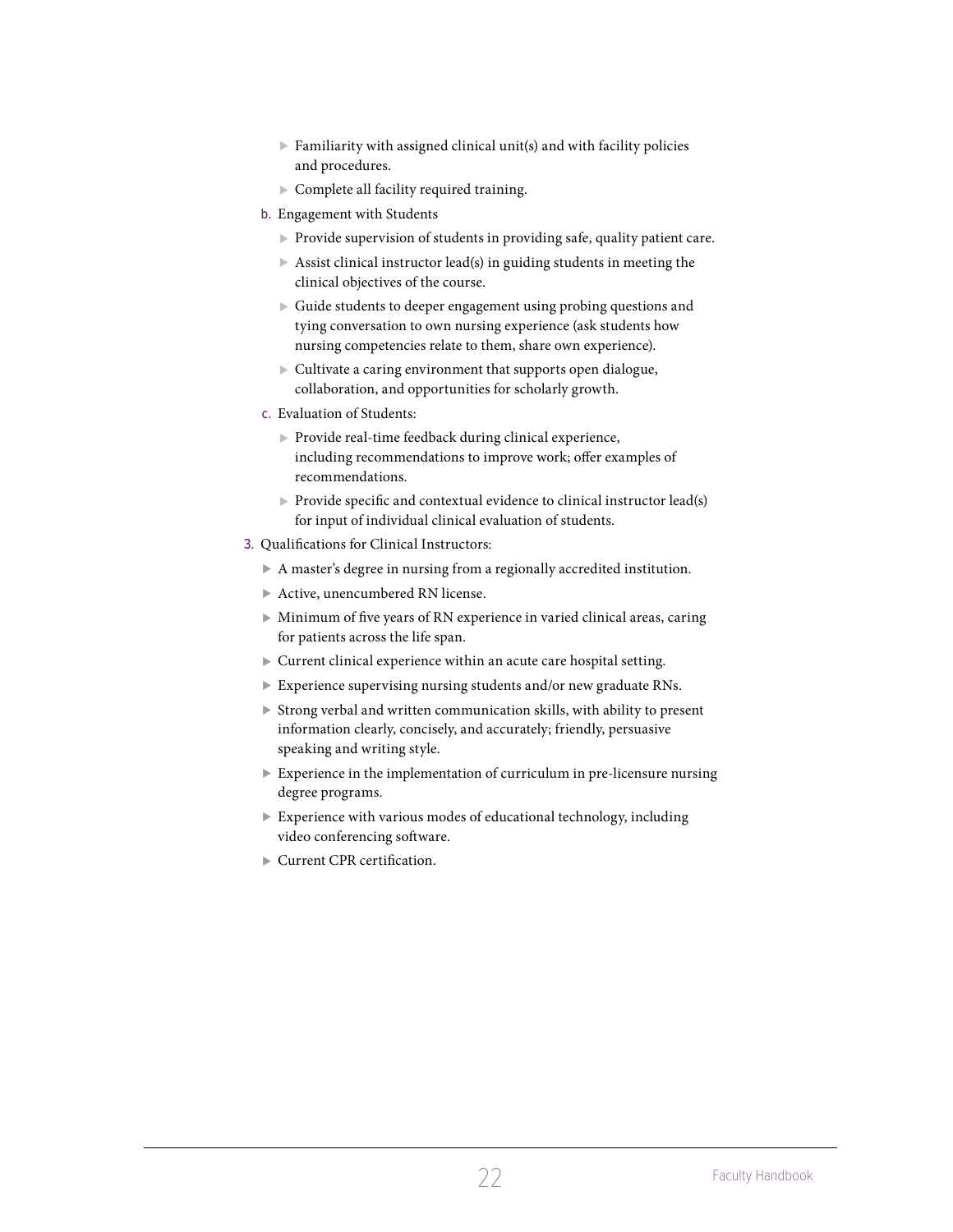- Familiarity with assigned clinical unit(s) and with facility policies and procedures.
   - Complete all facility required training.

b. Engagement with Students
   - Provide supervision of students in providing safe, quality patient care.
   - Assist clinical instructor lead(s) in guiding students in meeting the clinical objectives of the course.
   - Guide students to deeper engagement using probing questions and tying conversation to own nursing experience (ask students how nursing competencies relate to them, share own experience).
   - Cultivate a caring environment that supports open dialogue, collaboration, and opportunities for scholarly growth.

c. Evaluation of Students:
   - Provide real-time feedback during clinical experience, including recommendations to improve work; offer examples of recommendations.
   - Provide specific and contextual evidence to clinical instructor lead(s) for input of individual clinical evaluation of students.

3. Qualifications for Clinical Instructors:
   - A master's degree in nursing from a regionally accredited institution.
   - Active, unencumbered RN license.
   - Minimum of five years of RN experience in varied clinical areas, caring for patients across the life span.
   - Current clinical experience within an acute care hospital setting.
   - Experience supervising nursing students and/or new graduate RNs.
   - Strong verbal and written communication skills, with ability to present information clearly, concisely, and accurately; friendly, persuasive speaking and writing style.
   - Experience in the implementation of curriculum in pre-licensure nursing degree programs.
   - Experience with various modes of educational technology, including video conferencing software.
   - Current CPR certification.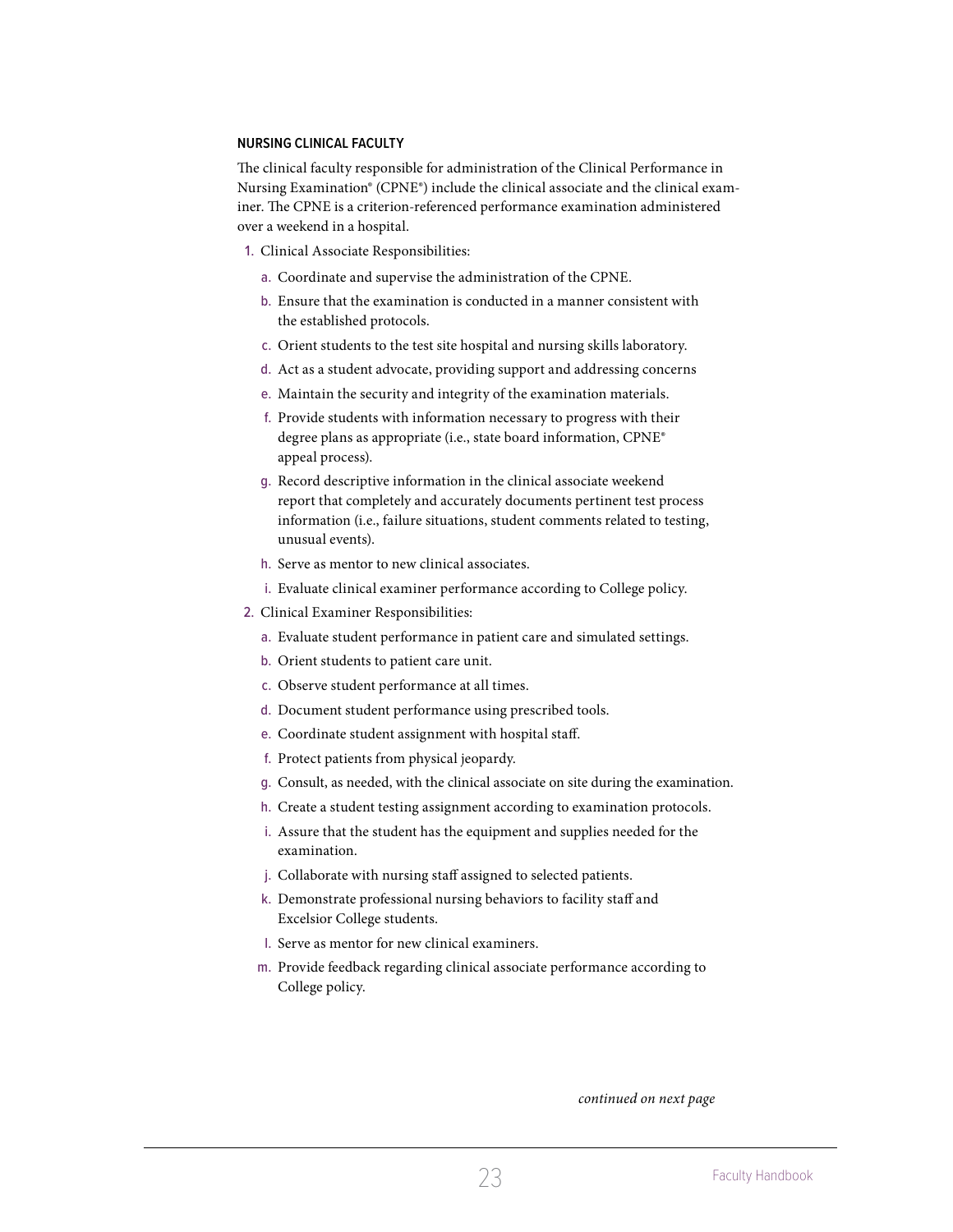### NURSING CLINICAL FACULTY

The clinical faculty responsible for administration of the Clinical Performance in Nursing Examination® (CPNE®) include the clinical associate and the clinical examiner. The CPNE is a criterion-referenced performance examination administered over a weekend in a hospital.

1. Clinical Associate Responsibilities:
   a. Coordinate and supervise the administration of the CPNE.
   b. Ensure that the examination is conducted in a manner consistent with the established protocols.
   c. Orient students to the test site hospital and nursing skills laboratory.
   d. Act as a student advocate, providing support and addressing concerns
   e. Maintain the security and integrity of the examination materials.
   f. Provide students with information necessary to progress with their degree plans as appropriate (i.e., state board information, CPNE® appeal process).
   g. Record descriptive information in the clinical associate weekend report that completely and accurately documents pertinent test process information (i.e., failure situations, student comments related to testing, unusual events).
   h. Serve as mentor to new clinical associates.
   i. Evaluate clinical examiner performance according to College policy.
2. Clinical Examiner Responsibilities:
   a. Evaluate student performance in patient care and simulated settings.
   b. Orient students to patient care unit.
   c. Observe student performance at all times.
   d. Document student performance using prescribed tools.
   e. Coordinate student assignment with hospital staff.
   f. Protect patients from physical jeopardy.
   g. Consult, as needed, with the clinical associate on site during the examination.
   h. Create a student testing assignment according to examination protocols.
   i. Assure that the student has the equipment and supplies needed for the examination.
   j. Collaborate with nursing staff assigned to selected patients.
   k. Demonstrate professional nursing behaviors to facility staff and Excelsior College students.
   l. Serve as mentor for new clinical examiners.
   m. Provide feedback regarding clinical associate performance according to College policy.

*continued on next page*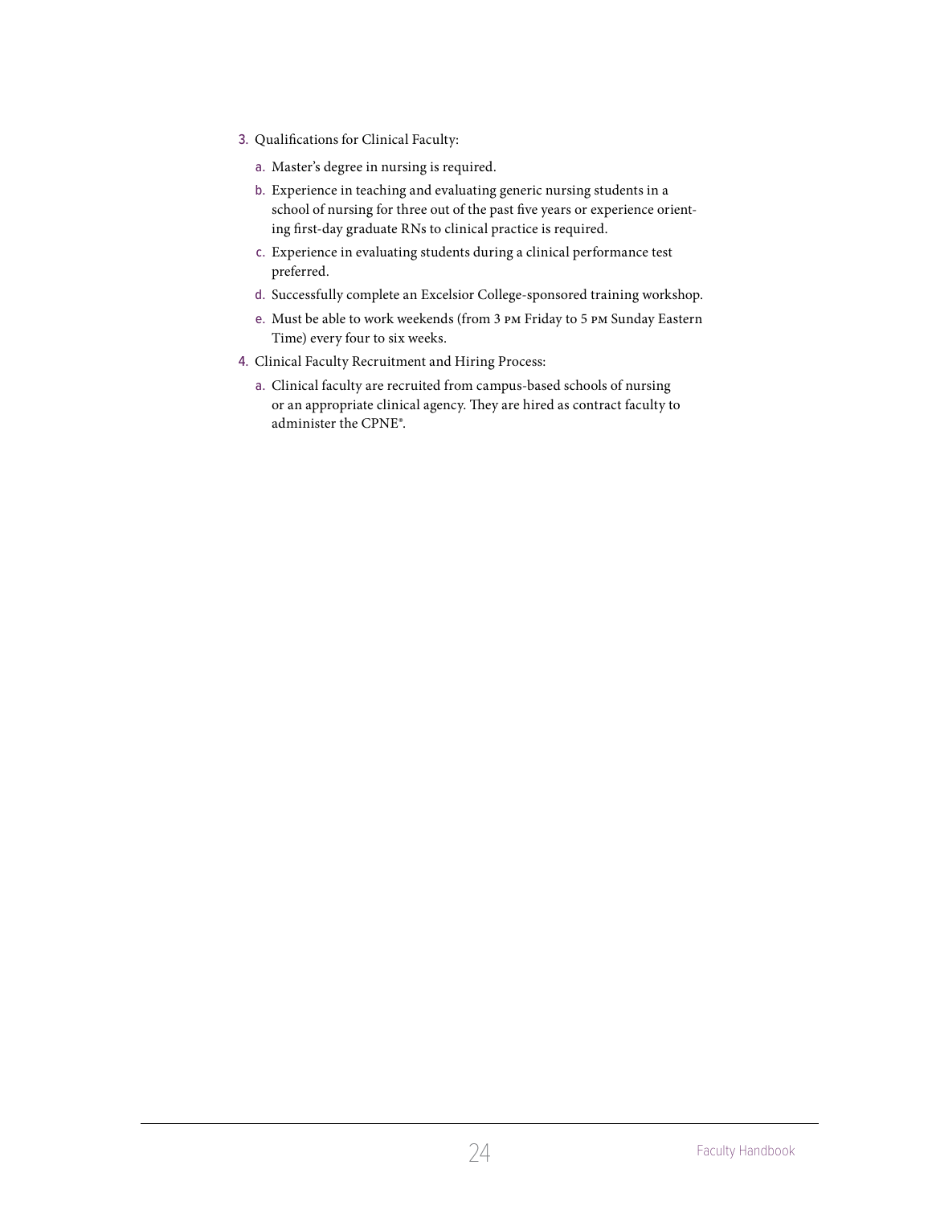3. Qualifications for Clinical Faculty:
   a. Master's degree in nursing is required.
   b. Experience in teaching and evaluating generic nursing students in a school of nursing for three out of the past five years or experience orienting first-day graduate RNs to clinical practice is required.
   c. Experience in evaluating students during a clinical performance test preferred.
   d. Successfully complete an Excelsior College-sponsored training workshop.
   e. Must be able to work weekends (from 3 PM Friday to 5 PM Sunday Eastern Time) every four to six weeks.
4. Clinical Faculty Recruitment and Hiring Process:
   a. Clinical faculty are recruited from campus-based schools of nursing or an appropriate clinical agency. They are hired as contract faculty to administer the CPNE®.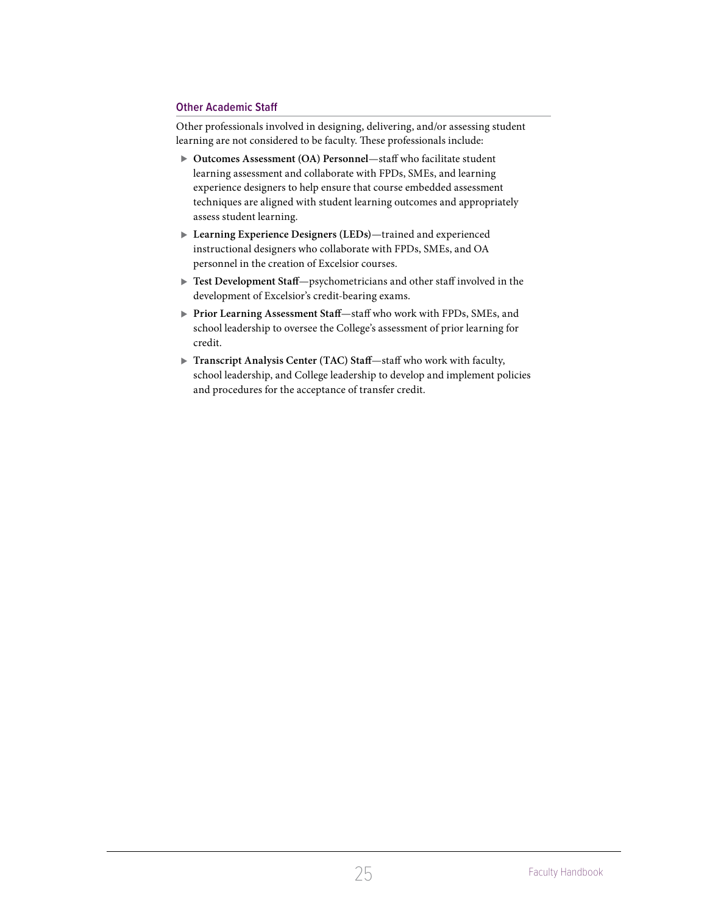### Other Academic Staff

Other professionals involved in designing, delivering, and/or assessing student learning are not considered to be faculty. These professionals include:

- **Outcomes Assessment (OA) Personnel**—staff who facilitate student learning assessment and collaborate with FPDs, SMEs, and learning experience designers to help ensure that course embedded assessment techniques are aligned with student learning outcomes and appropriately assess student learning.
- **Learning Experience Designers (LEDs)**—trained and experienced instructional designers who collaborate with FPDs, SMEs, and OA personnel in the creation of Excelsior courses.
- **Test Development Staff**—psychometricians and other staff involved in the development of Excelsior's credit-bearing exams.
- **Prior Learning Assessment Staff**—staff who work with FPDs, SMEs, and school leadership to oversee the College's assessment of prior learning for credit.
- **Transcript Analysis Center (TAC) Staff**—staff who work with faculty, school leadership, and College leadership to develop and implement policies and procedures for the acceptance of transfer credit.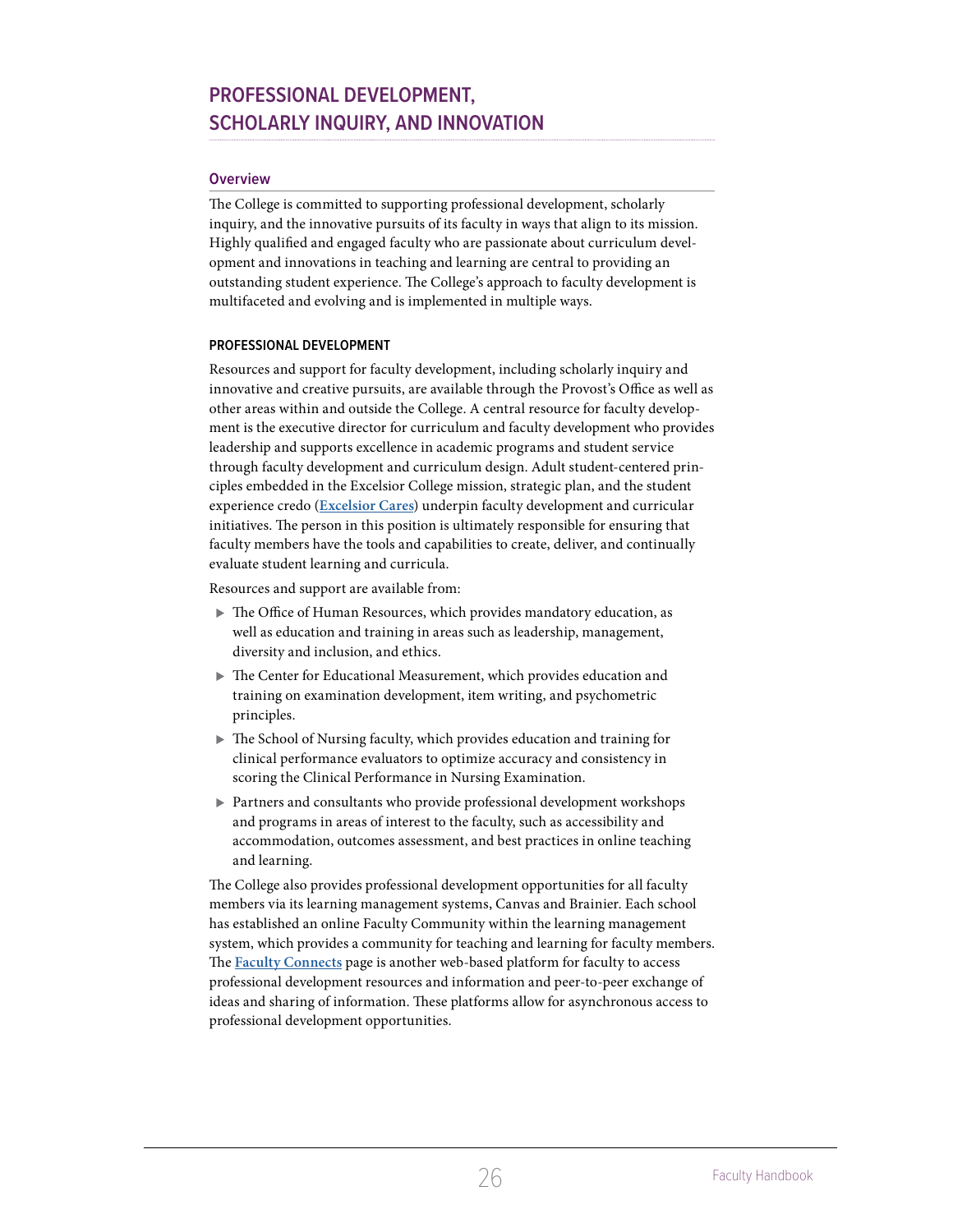# PROFESSIONAL DEVELOPMENT, SCHOLARLY INQUIRY, AND INNOVATION

## Overview

The College is committed to supporting professional development, scholarly inquiry, and the innovative pursuits of its faculty in ways that align to its mission. Highly qualified and engaged faculty who are passionate about curriculum development and innovations in teaching and learning are central to providing an outstanding student experience. The College's approach to faculty development is multifaceted and evolving and is implemented in multiple ways.

### PROFESSIONAL DEVELOPMENT

Resources and support for faculty development, including scholarly inquiry and innovative and creative pursuits, are available through the Provost's Office as well as other areas within and outside the College. A central resource for faculty development is the executive director for curriculum and faculty development who provides leadership and supports excellence in academic programs and student service through faculty development and curriculum design. Adult student-centered principles embedded in the Excelsior College mission, strategic plan, and the student experience credo (**Excelsior Cares**) underpin faculty development and curricular initiatives. The person in this position is ultimately responsible for ensuring that faculty members have the tools and capabilities to create, deliver, and continually evaluate student learning and curricula.

Resources and support are available from:

- The Office of Human Resources, which provides mandatory education, as well as education and training in areas such as leadership, management, diversity and inclusion, and ethics.
- The Center for Educational Measurement, which provides education and training on examination development, item writing, and psychometric principles.
- The School of Nursing faculty, which provides education and training for clinical performance evaluators to optimize accuracy and consistency in scoring the Clinical Performance in Nursing Examination.
- Partners and consultants who provide professional development workshops and programs in areas of interest to the faculty, such as accessibility and accommodation, outcomes assessment, and best practices in online teaching and learning.

The College also provides professional development opportunities for all faculty members via its learning management systems, Canvas and Brainier. Each school has established an online Faculty Community within the learning management system, which provides a community for teaching and learning for faculty members. The **Faculty Connects** page is another web-based platform for faculty to access professional development resources and information and peer-to-peer exchange of ideas and sharing of information. These platforms allow for asynchronous access to professional development opportunities.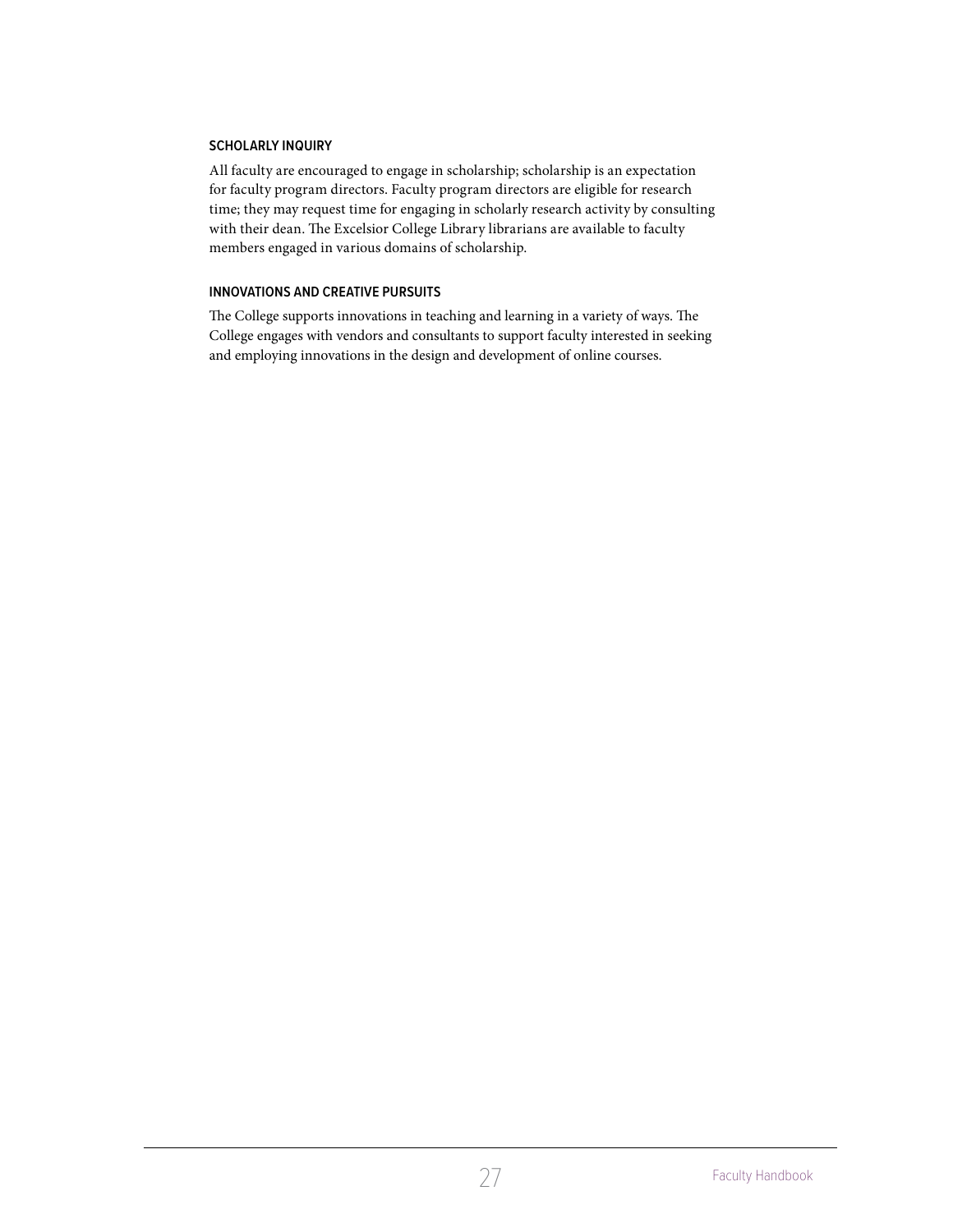### SCHOLARLY INQUIRY

All faculty are encouraged to engage in scholarship; scholarship is an expectation for faculty program directors. Faculty program directors are eligible for research time; they may request time for engaging in scholarly research activity by consulting with their dean. The Excelsior College Library librarians are available to faculty members engaged in various domains of scholarship.

### INNOVATIONS AND CREATIVE PURSUITS

The College supports innovations in teaching and learning in a variety of ways. The College engages with vendors and consultants to support faculty interested in seeking and employing innovations in the design and development of online courses.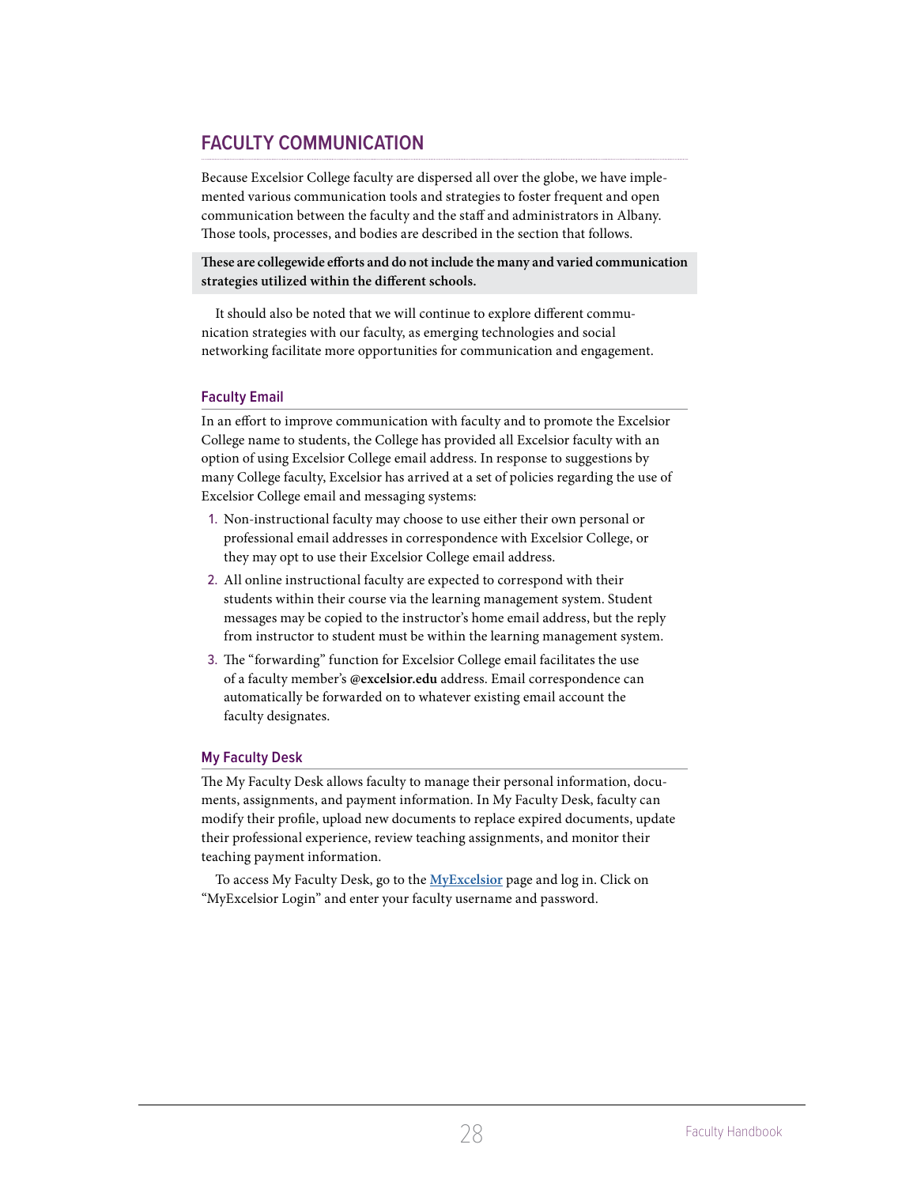## FACULTY COMMUNICATION

Because Excelsior College faculty are dispersed all over the globe, we have implemented various communication tools and strategies to foster frequent and open communication between the faculty and the staff and administrators in Albany. Those tools, processes, and bodies are described in the section that follows.

**These are collegewide efforts and do not include the many and varied communication strategies utilized within the different schools.**

It should also be noted that we will continue to explore different communication strategies with our faculty, as emerging technologies and social networking facilitate more opportunities for communication and engagement.

### Faculty Email

In an effort to improve communication with faculty and to promote the Excelsior College name to students, the College has provided all Excelsior faculty with an option of using Excelsior College email address. In response to suggestions by many College faculty, Excelsior has arrived at a set of policies regarding the use of Excelsior College email and messaging systems:

1. Non-instructional faculty may choose to use either their own personal or professional email addresses in correspondence with Excelsior College, or they may opt to use their Excelsior College email address.
2. All online instructional faculty are expected to correspond with their students within their course via the learning management system. Student messages may be copied to the instructor's home email address, but the reply from instructor to student must be within the learning management system.
3. The "forwarding" function for Excelsior College email facilitates the use of a faculty member's **@excelsior.edu** address. Email correspondence can automatically be forwarded on to whatever existing email account the faculty designates.

### My Faculty Desk

The My Faculty Desk allows faculty to manage their personal information, documents, assignments, and payment information. In My Faculty Desk, faculty can modify their profile, upload new documents to replace expired documents, update their professional experience, review teaching assignments, and monitor their teaching payment information.

To access My Faculty Desk, go to the **MyExcelsior** page and log in. Click on "MyExcelsior Login" and enter your faculty username and password.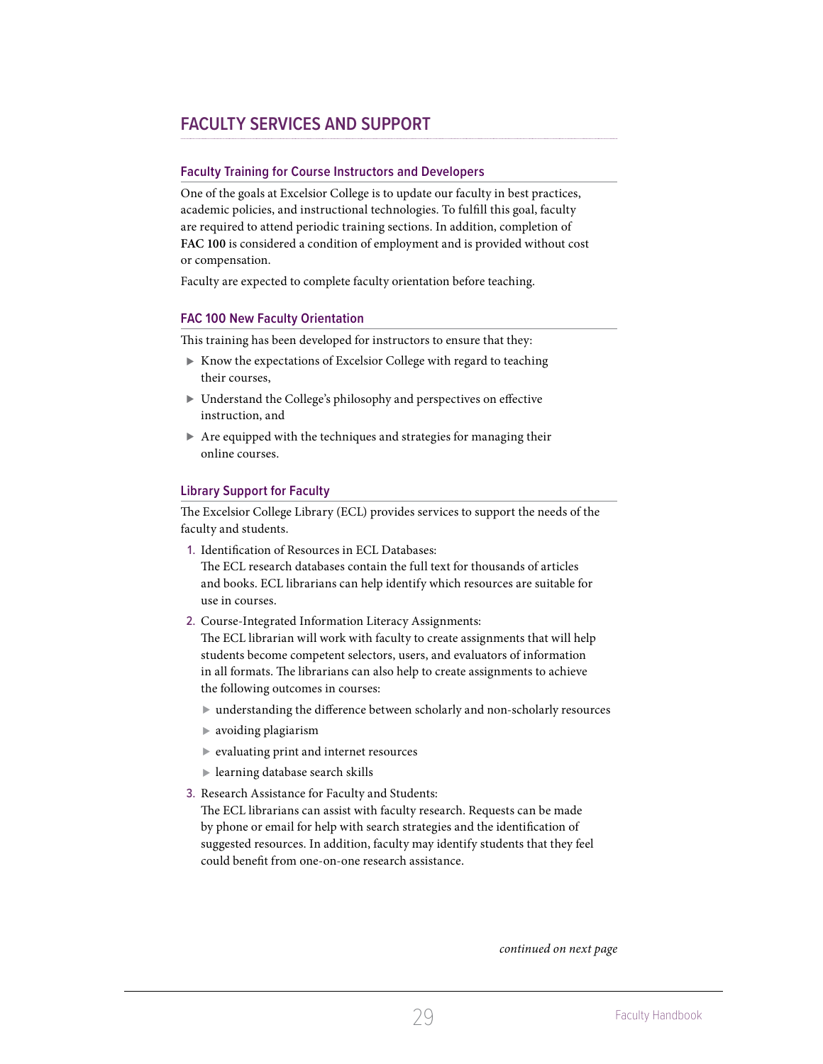## FACULTY SERVICES AND SUPPORT

### Faculty Training for Course Instructors and Developers

One of the goals at Excelsior College is to update our faculty in best practices, academic policies, and instructional technologies. To fulfill this goal, faculty are required to attend periodic training sections. In addition, completion of **FAC 100** is considered a condition of employment and is provided without cost or compensation.

Faculty are expected to complete faculty orientation before teaching.

### FAC 100 New Faculty Orientation

This training has been developed for instructors to ensure that they:

- Know the expectations of Excelsior College with regard to teaching their courses,
- Understand the College's philosophy and perspectives on effective instruction, and
- Are equipped with the techniques and strategies for managing their online courses.

### Library Support for Faculty

The Excelsior College Library (ECL) provides services to support the needs of the faculty and students.

1. Identification of Resources in ECL Databases:
   The ECL research databases contain the full text for thousands of articles and books. ECL librarians can help identify which resources are suitable for use in courses.
2. Course-Integrated Information Literacy Assignments:
   The ECL librarian will work with faculty to create assignments that will help students become competent selectors, users, and evaluators of information in all formats. The librarians can also help to create assignments to achieve the following outcomes in courses:
   - understanding the difference between scholarly and non-scholarly resources
   - avoiding plagiarism
   - evaluating print and internet resources
   - learning database search skills
3. Research Assistance for Faculty and Students:
   The ECL librarians can assist with faculty research. Requests can be made by phone or email for help with search strategies and the identification of suggested resources. In addition, faculty may identify students that they feel could benefit from one-on-one research assistance.

*continued on next page*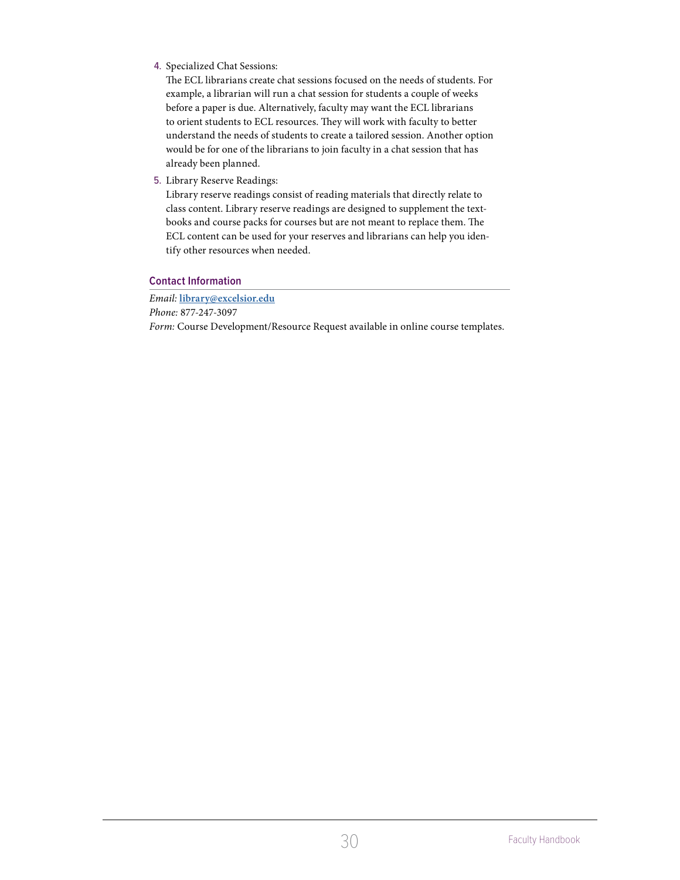4. Specialized Chat Sessions:
   The ECL librarians create chat sessions focused on the needs of students. For example, a librarian will run a chat session for students a couple of weeks before a paper is due. Alternatively, faculty may want the ECL librarians to orient students to ECL resources. They will work with faculty to better understand the needs of students to create a tailored session. Another option would be for one of the librarians to join faculty in a chat session that has already been planned.
5. Library Reserve Readings:
   Library reserve readings consist of reading materials that directly relate to class content. Library reserve readings are designed to supplement the textbooks and course packs for courses but are not meant to replace them. The ECL content can be used for your reserves and librarians can help you identify other resources when needed.

### Contact Information

*Email:* **library@excelsior.edu**
*Phone:* 877-247-3097
*Form:* Course Development/Resource Request available in online course templates.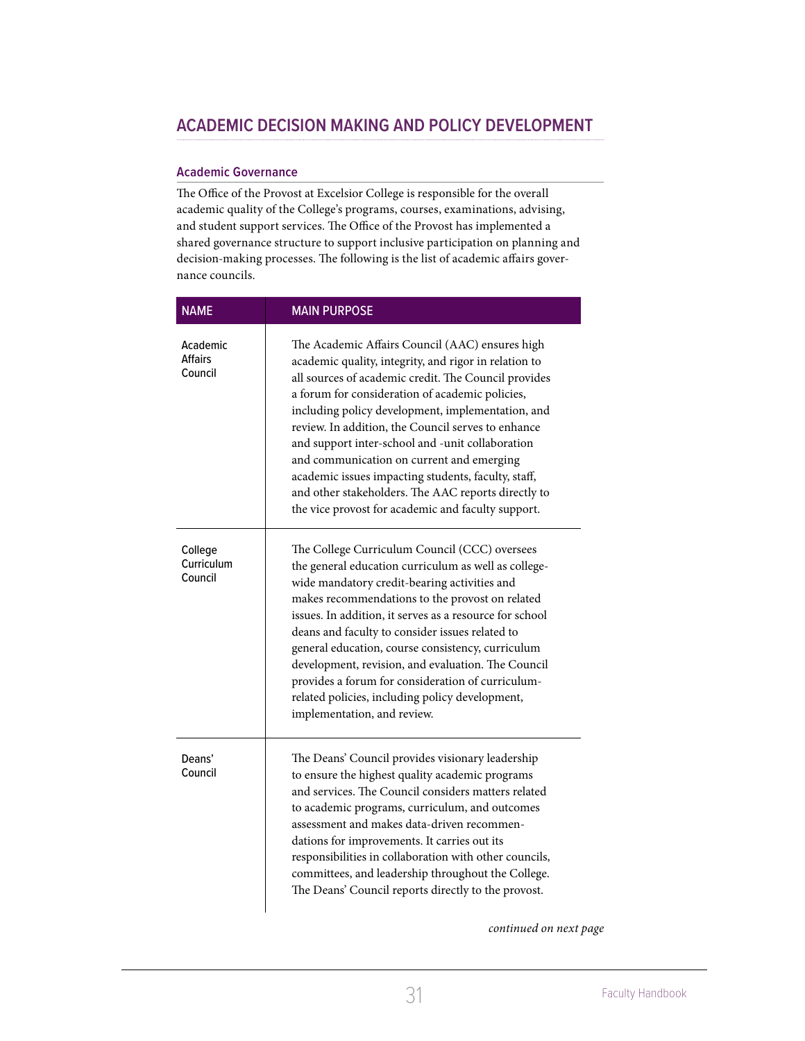## ACADEMIC DECISION MAKING AND POLICY DEVELOPMENT

### Academic Governance

The Office of the Provost at Excelsior College is responsible for the overall academic quality of the College's programs, courses, examinations, advising, and student support services. The Office of the Provost has implemented a shared governance structure to support inclusive participation on planning and decision-making processes. The following is the list of academic affairs governance councils.

| NAME | MAIN PURPOSE |
| --- | --- |
| Academic Affairs Council | The Academic Affairs Council (AAC) ensures high academic quality, integrity, and rigor in relation to all sources of academic credit. The Council provides a forum for consideration of academic policies, including policy development, implementation, and review. In addition, the Council serves to enhance and support inter-school and -unit collaboration and communication on current and emerging academic issues impacting students, faculty, staff, and other stakeholders. The AAC reports directly to the vice provost for academic and faculty support. |
| College Curriculum Council | The College Curriculum Council (CCC) oversees the general education curriculum as well as college-wide mandatory credit-bearing activities and makes recommendations to the provost on related issues. In addition, it serves as a resource for school deans and faculty to consider issues related to general education, course consistency, curriculum development, revision, and evaluation. The Council provides a forum for consideration of curriculum-related policies, including policy development, implementation, and review. |
| Deans' Council | The Deans' Council provides visionary leadership to ensure the highest quality academic programs and services. The Council considers matters related to academic programs, curriculum, and outcomes assessment and makes data-driven recommendations for improvements. It carries out its responsibilities in collaboration with other councils, committees, and leadership throughout the College. The Deans' Council reports directly to the provost. |

*continued on next page*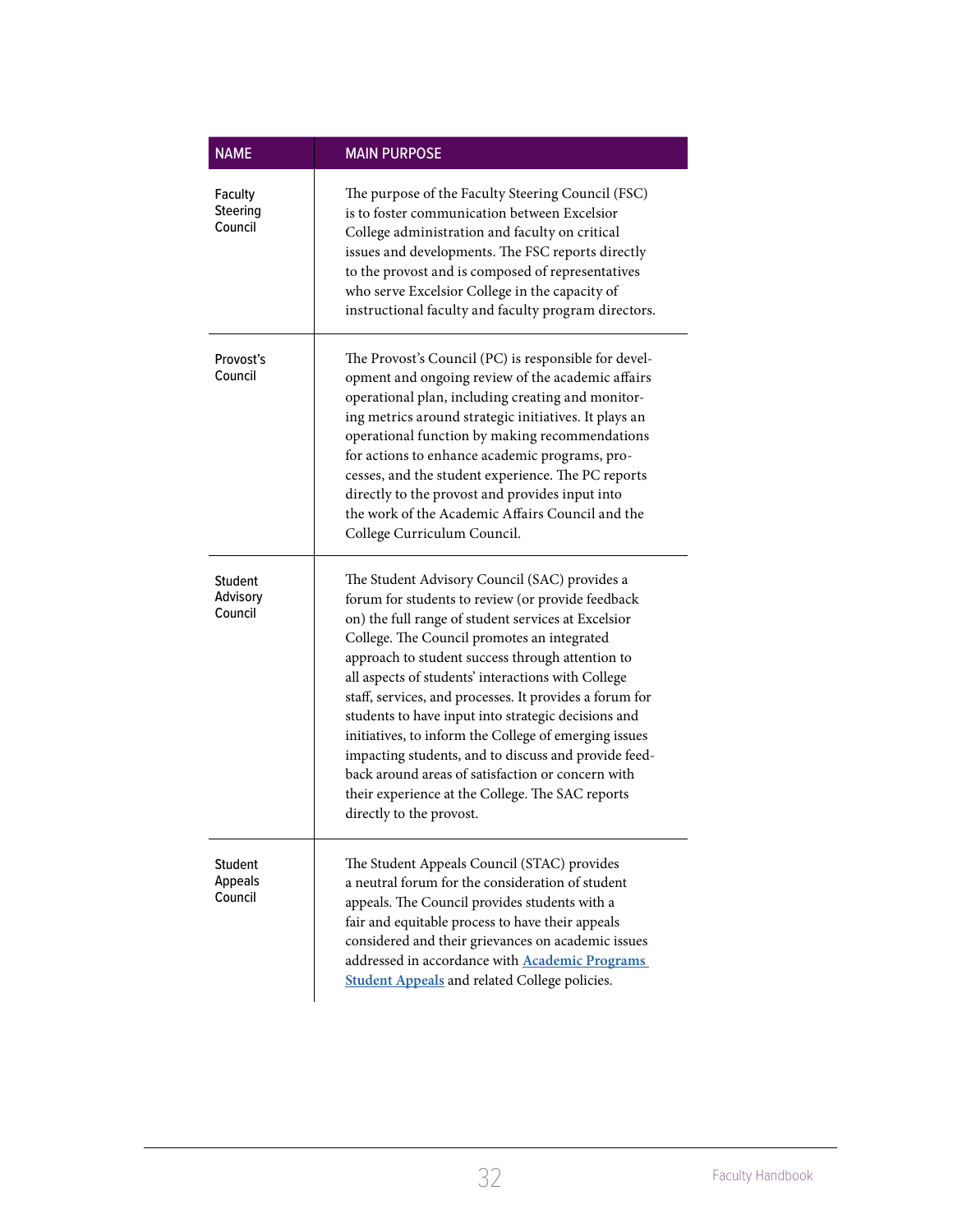| NAME | MAIN PURPOSE |
| --- | --- |
| Faculty Steering Council | The purpose of the Faculty Steering Council (FSC) is to foster communication between Excelsior College administration and faculty on critical issues and developments. The FSC reports directly to the provost and is composed of representatives who serve Excelsior College in the capacity of instructional faculty and faculty program directors. |
| Provost's Council | The Provost's Council (PC) is responsible for development and ongoing review of the academic affairs operational plan, including creating and monitoring metrics around strategic initiatives. It plays an operational function by making recommendations for actions to enhance academic programs, processes, and the student experience. The PC reports directly to the provost and provides input into the work of the Academic Affairs Council and the College Curriculum Council. |
| Student Advisory Council | The Student Advisory Council (SAC) provides a forum for students to review (or provide feedback on) the full range of student services at Excelsior College. The Council promotes an integrated approach to student success through attention to all aspects of students' interactions with College staff, services, and processes. It provides a forum for students to have input into strategic decisions and initiatives, to inform the College of emerging issues impacting students, and to discuss and provide feedback around areas of satisfaction or concern with their experience at the College. The SAC reports directly to the provost. |
| Student Appeals Council | The Student Appeals Council (STAC) provides a neutral forum for the consideration of student appeals. The Council provides students with a fair and equitable process to have their appeals considered and their grievances on academic issues addressed in accordance with [Academic Programs Student Appeals] and related College policies. |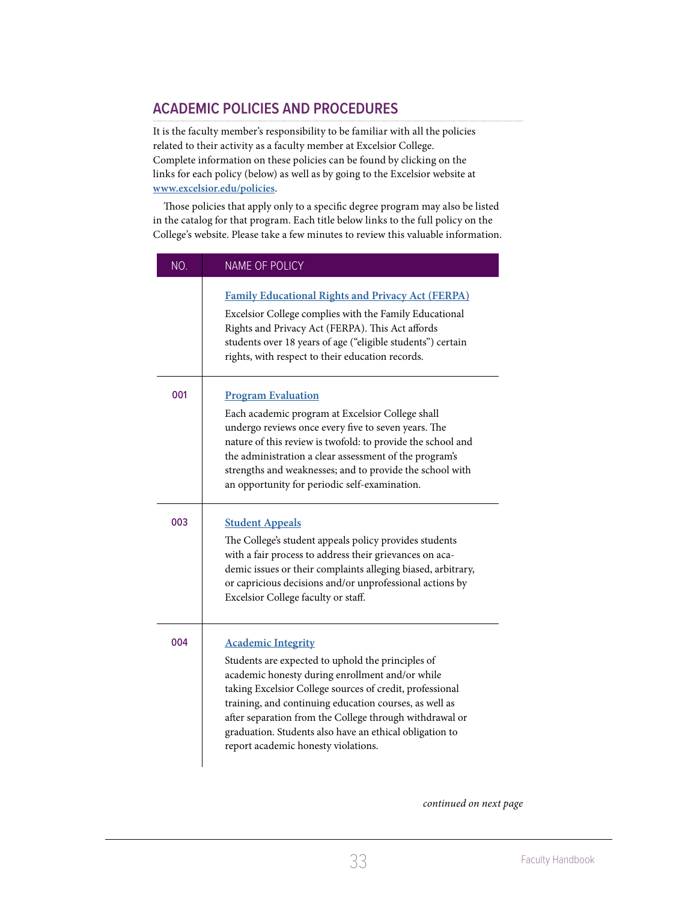## ACADEMIC POLICIES AND PROCEDURES

It is the faculty member's responsibility to be familiar with all the policies related to their activity as a faculty member at Excelsior College. Complete information on these policies can be found by clicking on the links for each policy (below) as well as by going to the Excelsior website at **www.excelsior.edu/policies**.

Those policies that apply only to a specific degree program may also be listed in the catalog for that program. Each title below links to the full policy on the College's website. Please take a few minutes to review this valuable information.

| NO. | NAME OF POLICY |
| --- | --- |
| | **Family Educational Rights and Privacy Act (FERPA)**<br>Excelsior College complies with the Family Educational Rights and Privacy Act (FERPA). This Act affords students over 18 years of age ("eligible students") certain rights, with respect to their education records. |
| 001 | **Program Evaluation**<br>Each academic program at Excelsior College shall undergo reviews once every five to seven years. The nature of this review is twofold: to provide the school and the administration a clear assessment of the program's strengths and weaknesses; and to provide the school with an opportunity for periodic self-examination. |
| 003 | **Student Appeals**<br>The College's student appeals policy provides students with a fair process to address their grievances on academic issues or their complaints alleging biased, arbitrary, or capricious decisions and/or unprofessional actions by Excelsior College faculty or staff. |
| 004 | **Academic Integrity**<br>Students are expected to uphold the principles of academic honesty during enrollment and/or while taking Excelsior College sources of credit, professional training, and continuing education courses, as well as after separation from the College through withdrawal or graduation. Students also have an ethical obligation to report academic honesty violations. |

*continued on next page*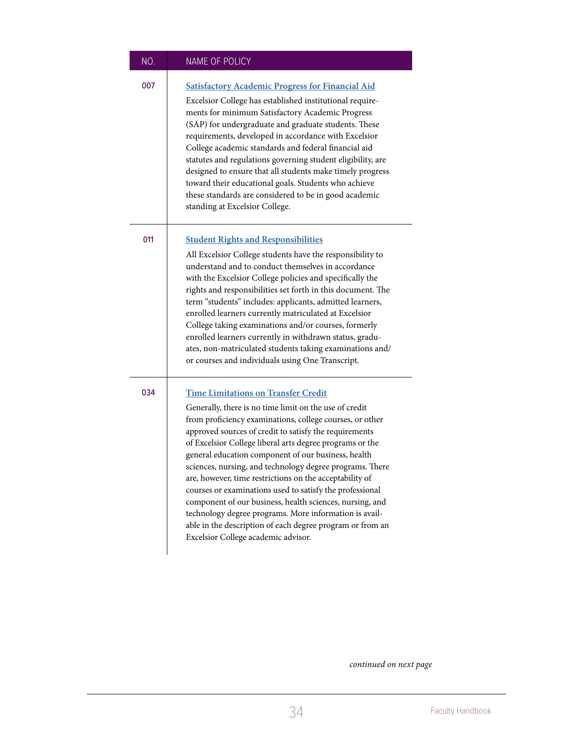| NO. | NAME OF POLICY |
| --- | --- |
| 007 | **Satisfactory Academic Progress for Financial Aid**<br>Excelsior College has established institutional requirements for minimum Satisfactory Academic Progress (SAP) for undergraduate and graduate students. These requirements, developed in accordance with Excelsior College academic standards and federal financial aid statutes and regulations governing student eligibility, are designed to ensure that all students make timely progress toward their educational goals. Students who achieve these standards are considered to be in good academic standing at Excelsior College. |
| 011 | **Student Rights and Responsibilities**<br>All Excelsior College students have the responsibility to understand and to conduct themselves in accordance with the Excelsior College policies and specifically the rights and responsibilities set forth in this document. The term "students" includes: applicants, admitted learners, enrolled learners currently matriculated at Excelsior College taking examinations and/or courses, formerly enrolled learners currently in withdrawn status, graduates, non-matriculated students taking examinations and/or courses and individuals using One Transcript. |
| 034 | **Time Limitations on Transfer Credit**<br>Generally, there is no time limit on the use of credit from proficiency examinations, college courses, or other approved sources of credit to satisfy the requirements of Excelsior College liberal arts degree programs or the general education component of our business, health sciences, nursing, and technology degree programs. There are, however, time restrictions on the acceptability of courses or examinations used to satisfy the professional component of our business, health sciences, nursing, and technology degree programs. More information is available in the description of each degree program or from an Excelsior College academic advisor. |

*continued on next page*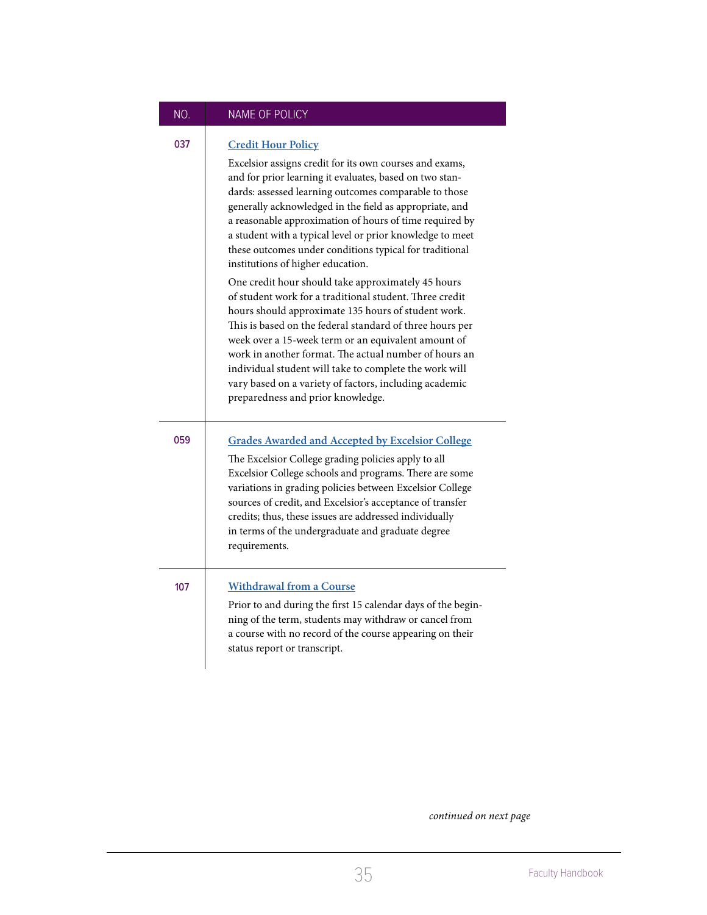| NO. | NAME OF POLICY |
|---|---|
| 037 | **Credit Hour Policy**<br><br>Excelsior assigns credit for its own courses and exams, and for prior learning it evaluates, based on two standards: assessed learning outcomes comparable to those generally acknowledged in the field as appropriate, and a reasonable approximation of hours of time required by a student with a typical level or prior knowledge to meet these outcomes under conditions typical for traditional institutions of higher education.<br><br>One credit hour should take approximately 45 hours of student work for a traditional student. Three credit hours should approximate 135 hours of student work. This is based on the federal standard of three hours per week over a 15-week term or an equivalent amount of work in another format. The actual number of hours an individual student will take to complete the work will vary based on a variety of factors, including academic preparedness and prior knowledge. |
| 059 | **Grades Awarded and Accepted by Excelsior College**<br><br>The Excelsior College grading policies apply to all Excelsior College schools and programs. There are some variations in grading policies between Excelsior College sources of credit, and Excelsior's acceptance of transfer credits; thus, these issues are addressed individually in terms of the undergraduate and graduate degree requirements. |
| 107 | **Withdrawal from a Course**<br><br>Prior to and during the first 15 calendar days of the beginning of the term, students may withdraw or cancel from a course with no record of the course appearing on their status report or transcript. |

*continued on next page*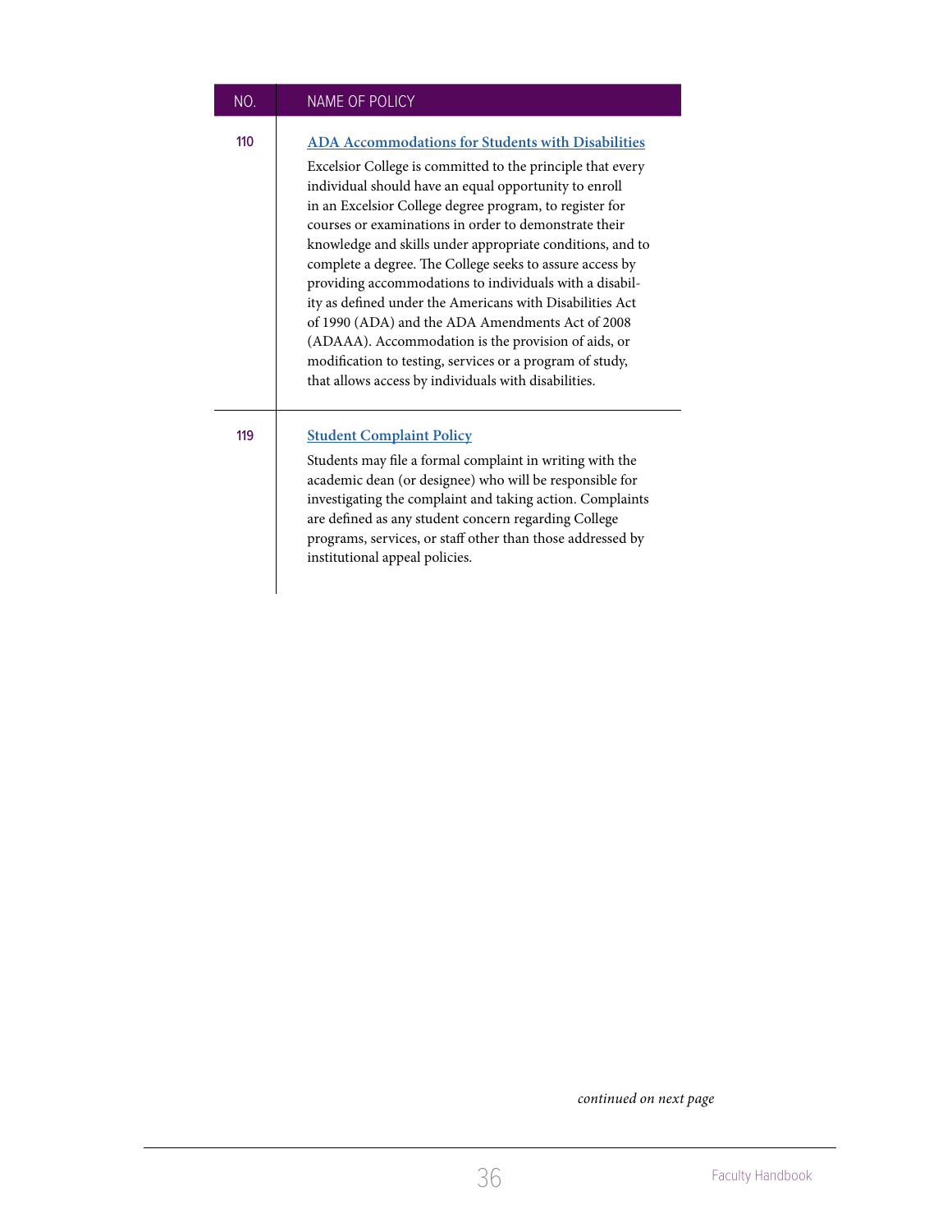| NO. | NAME OF POLICY |
| --- | --- |
| 110 | **ADA Accommodations for Students with Disabilities**<br>Excelsior College is committed to the principle that every individual should have an equal opportunity to enroll in an Excelsior College degree program, to register for courses or examinations in order to demonstrate their knowledge and skills under appropriate conditions, and to complete a degree. The College seeks to assure access by providing accommodations to individuals with a disability as defined under the Americans with Disabilities Act of 1990 (ADA) and the ADA Amendments Act of 2008 (ADAAA). Accommodation is the provision of aids, or modification to testing, services or a program of study, that allows access by individuals with disabilities. |
| 119 | **Student Complaint Policy**<br>Students may file a formal complaint in writing with the academic dean (or designee) who will be responsible for investigating the complaint and taking action. Complaints are defined as any student concern regarding College programs, services, or staff other than those addressed by institutional appeal policies. |

*continued on next page*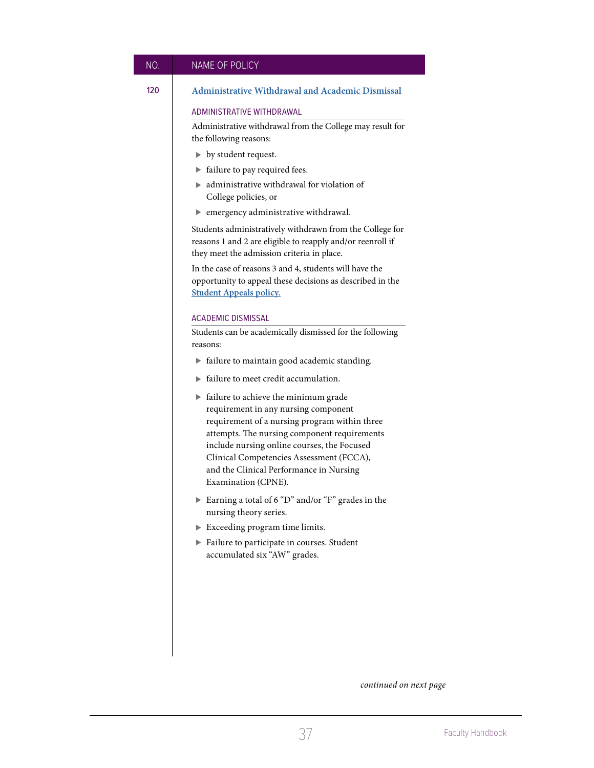| NO. | NAME OF POLICY |
|---|---|
| 120 | Administrative Withdrawal and Academic Dismissal |

### ADMINISTRATIVE WITHDRAWAL

Administrative withdrawal from the College may result for the following reasons:

- by student request.
- failure to pay required fees.
- administrative withdrawal for violation of College policies, or
- emergency administrative withdrawal.

Students administratively withdrawn from the College for reasons 1 and 2 are eligible to reapply and/or reenroll if they meet the admission criteria in place.

In the case of reasons 3 and 4, students will have the opportunity to appeal these decisions as described in the Student Appeals policy.

### ACADEMIC DISMISSAL

Students can be academically dismissed for the following reasons:

- failure to maintain good academic standing.
- failure to meet credit accumulation.
- failure to achieve the minimum grade requirement in any nursing component requirement of a nursing program within three attempts. The nursing component requirements include nursing online courses, the Focused Clinical Competencies Assessment (FCCA), and the Clinical Performance in Nursing Examination (CPNE).
- Earning a total of 6 "D" and/or "F" grades in the nursing theory series.
- Exceeding program time limits.
- Failure to participate in courses. Student accumulated six "AW" grades.

*continued on next page*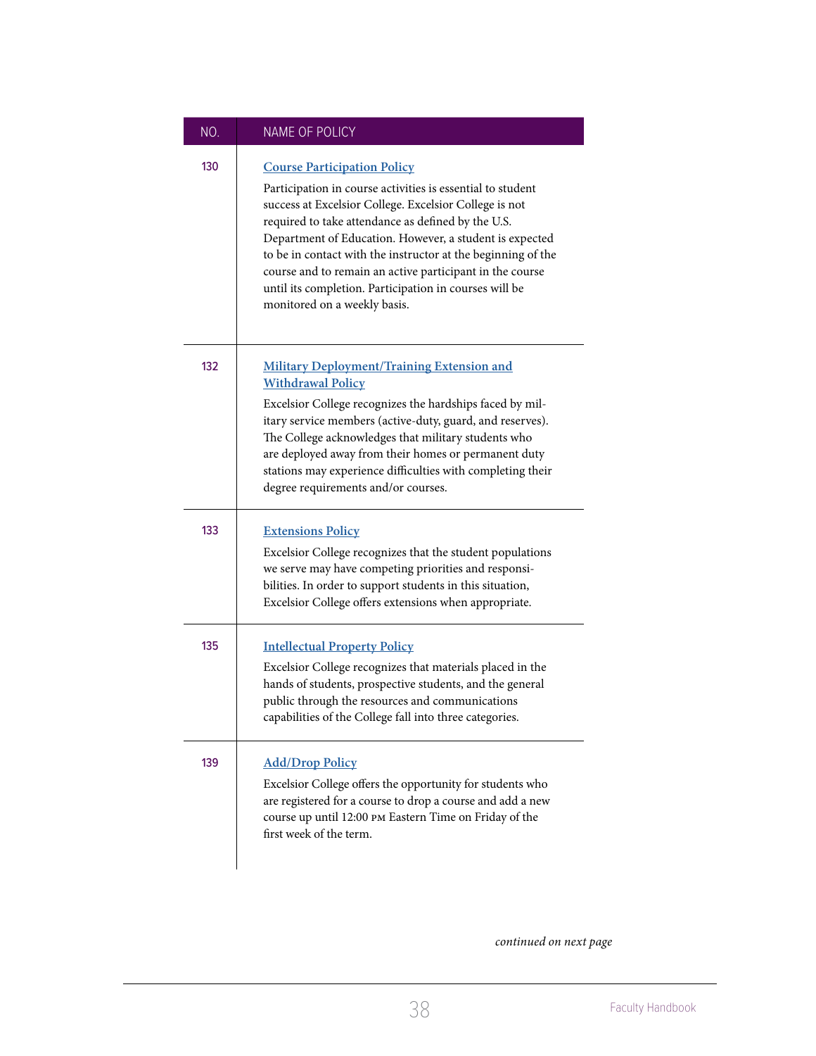| NO. | NAME OF POLICY |
|---|---|
| 130 | **Course Participation Policy**<br>Participation in course activities is essential to student success at Excelsior College. Excelsior College is not required to take attendance as defined by the U.S. Department of Education. However, a student is expected to be in contact with the instructor at the beginning of the course and to remain an active participant in the course until its completion. Participation in courses will be monitored on a weekly basis. |
| 132 | **Military Deployment/Training Extension and Withdrawal Policy**<br>Excelsior College recognizes the hardships faced by military service members (active-duty, guard, and reserves). The College acknowledges that military students who are deployed away from their homes or permanent duty stations may experience difficulties with completing their degree requirements and/or courses. |
| 133 | **Extensions Policy**<br>Excelsior College recognizes that the student populations we serve may have competing priorities and responsibilities. In order to support students in this situation, Excelsior College offers extensions when appropriate. |
| 135 | **Intellectual Property Policy**<br>Excelsior College recognizes that materials placed in the hands of students, prospective students, and the general public through the resources and communications capabilities of the College fall into three categories. |
| 139 | **Add/Drop Policy**<br>Excelsior College offers the opportunity for students who are registered for a course to drop a course and add a new course up until 12:00 PM Eastern Time on Friday of the first week of the term. |

*continued on next page*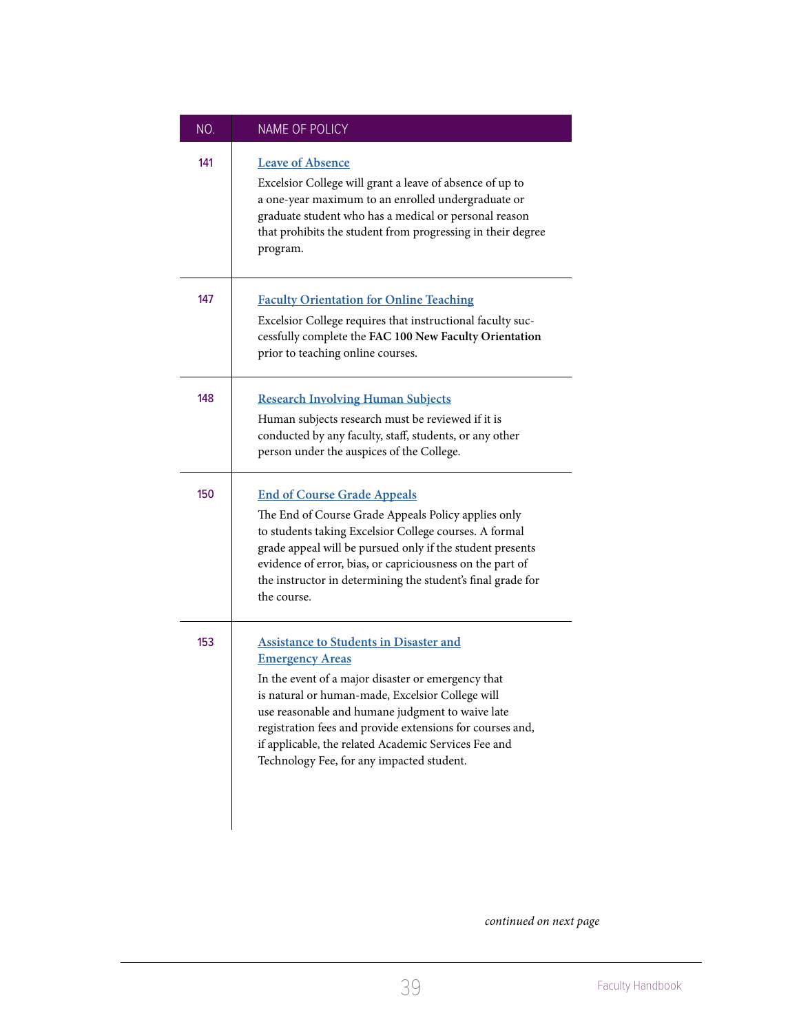| NO. | NAME OF POLICY |
| --- | --- |
| 141 | **Leave of Absence**<br>Excelsior College will grant a leave of absence of up to a one-year maximum to an enrolled undergraduate or graduate student who has a medical or personal reason that prohibits the student from progressing in their degree program. |
| 147 | **Faculty Orientation for Online Teaching**<br>Excelsior College requires that instructional faculty successfully complete the **FAC 100 New Faculty Orientation** prior to teaching online courses. |
| 148 | **Research Involving Human Subjects**<br>Human subjects research must be reviewed if it is conducted by any faculty, staff, students, or any other person under the auspices of the College. |
| 150 | **End of Course Grade Appeals**<br>The End of Course Grade Appeals Policy applies only to students taking Excelsior College courses. A formal grade appeal will be pursued only if the student presents evidence of error, bias, or capriciousness on the part of the instructor in determining the student's final grade for the course. |
| 153 | **Assistance to Students in Disaster and Emergency Areas**<br>In the event of a major disaster or emergency that is natural or human-made, Excelsior College will use reasonable and humane judgment to waive late registration fees and provide extensions for courses and, if applicable, the related Academic Services Fee and Technology Fee, for any impacted student. |

*continued on next page*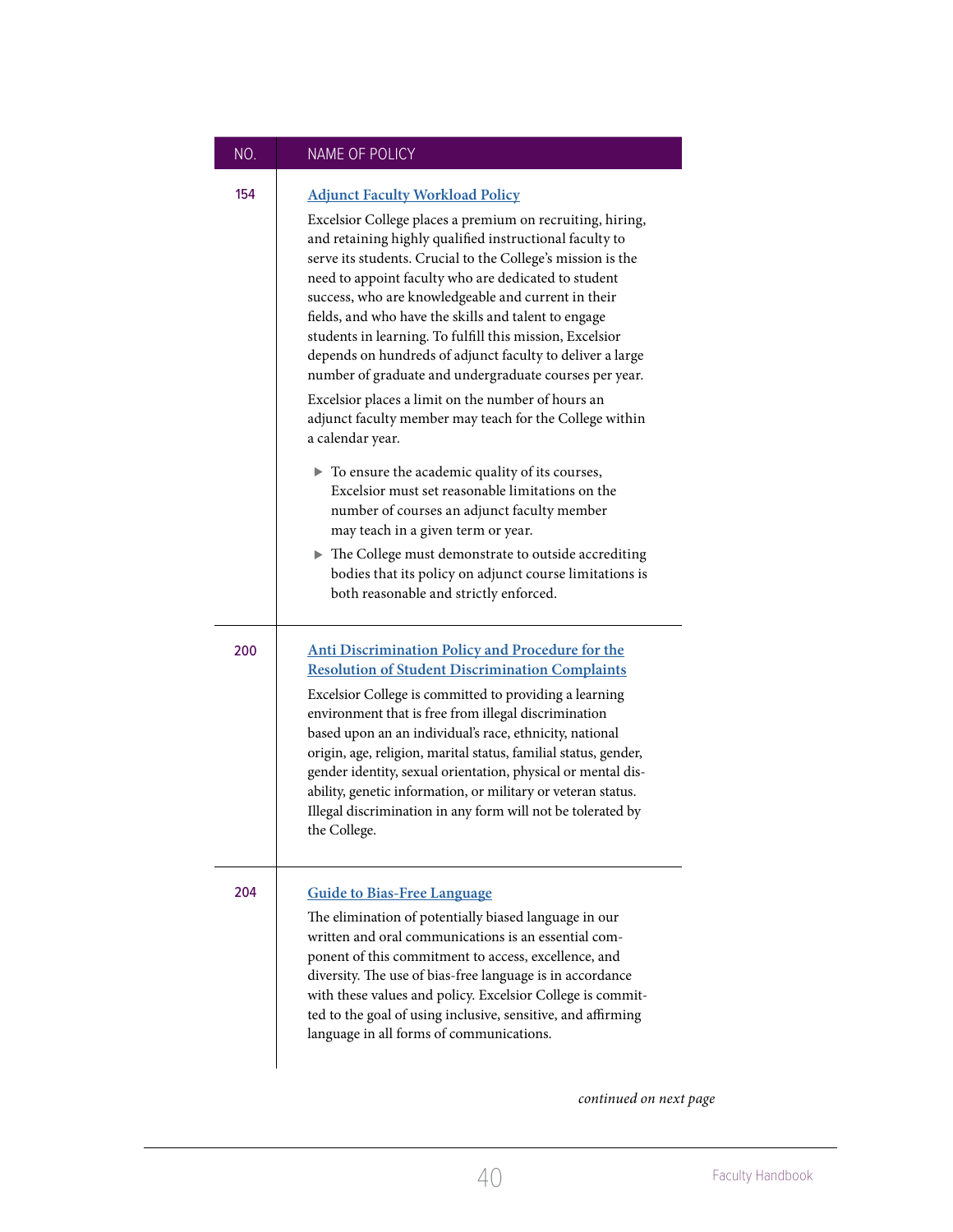| NO. | NAME OF POLICY |
|---|---|
| 154 | **Adjunct Faculty Workload Policy**<br><br>Excelsior College places a premium on recruiting, hiring, and retaining highly qualified instructional faculty to serve its students. Crucial to the College's mission is the need to appoint faculty who are dedicated to student success, who are knowledgeable and current in their fields, and who have the skills and talent to engage students in learning. To fulfill this mission, Excelsior depends on hundreds of adjunct faculty to deliver a large number of graduate and undergraduate courses per year.<br><br>Excelsior places a limit on the number of hours an adjunct faculty member may teach for the College within a calendar year.<br><br>▶ To ensure the academic quality of its courses, Excelsior must set reasonable limitations on the number of courses an adjunct faculty member may teach in a given term or year.<br><br>▶ The College must demonstrate to outside accrediting bodies that its policy on adjunct course limitations is both reasonable and strictly enforced. |
| 200 | **Anti Discrimination Policy and Procedure for the Resolution of Student Discrimination Complaints**<br><br>Excelsior College is committed to providing a learning environment that is free from illegal discrimination based upon an an individual's race, ethnicity, national origin, age, religion, marital status, familial status, gender, gender identity, sexual orientation, physical or mental disability, genetic information, or military or veteran status. Illegal discrimination in any form will not be tolerated by the College. |
| 204 | **Guide to Bias-Free Language**<br><br>The elimination of potentially biased language in our written and oral communications is an essential component of this commitment to access, excellence, and diversity. The use of bias-free language is in accordance with these values and policy. Excelsior College is committed to the goal of using inclusive, sensitive, and affirming language in all forms of communications. |

*continued on next page*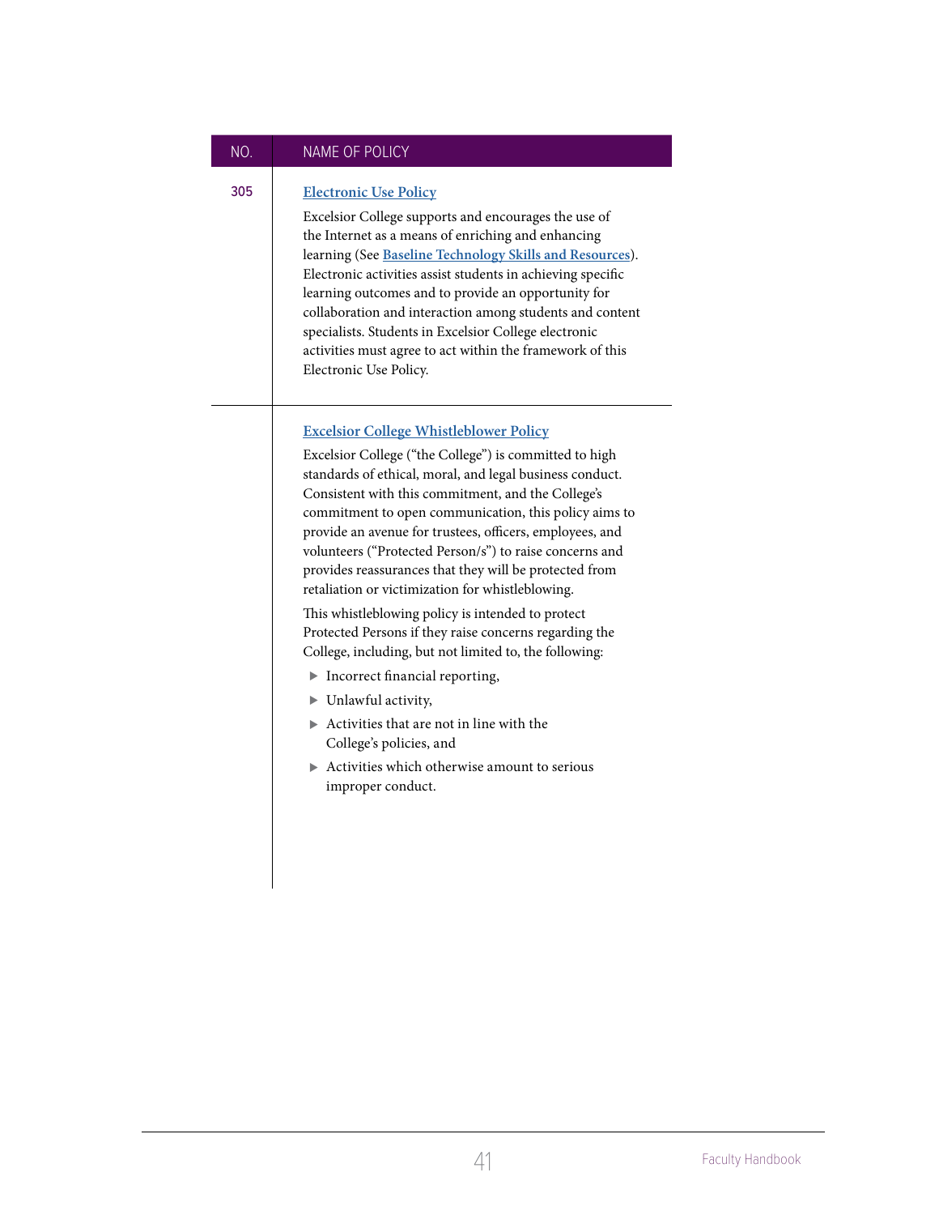| NO. | NAME OF POLICY |
| --- | --- |
| 305 | **Electronic Use Policy**<br><br>Excelsior College supports and encourages the use of the Internet as a means of enriching and enhancing learning (See **Baseline Technology Skills and Resources**). Electronic activities assist students in achieving specific learning outcomes and to provide an opportunity for collaboration and interaction among students and content specialists. Students in Excelsior College electronic activities must agree to act within the framework of this Electronic Use Policy. |
| | **Excelsior College Whistleblower Policy**<br><br>Excelsior College ("the College") is committed to high standards of ethical, moral, and legal business conduct. Consistent with this commitment, and the College's commitment to open communication, this policy aims to provide an avenue for trustees, officers, employees, and volunteers ("Protected Person/s") to raise concerns and provides reassurances that they will be protected from retaliation or victimization for whistleblowing.<br><br>This whistleblowing policy is intended to protect Protected Persons if they raise concerns regarding the College, including, but not limited to, the following:<br><br>▶ Incorrect financial reporting,<br>▶ Unlawful activity,<br>▶ Activities that are not in line with the College's policies, and<br>▶ Activities which otherwise amount to serious improper conduct. |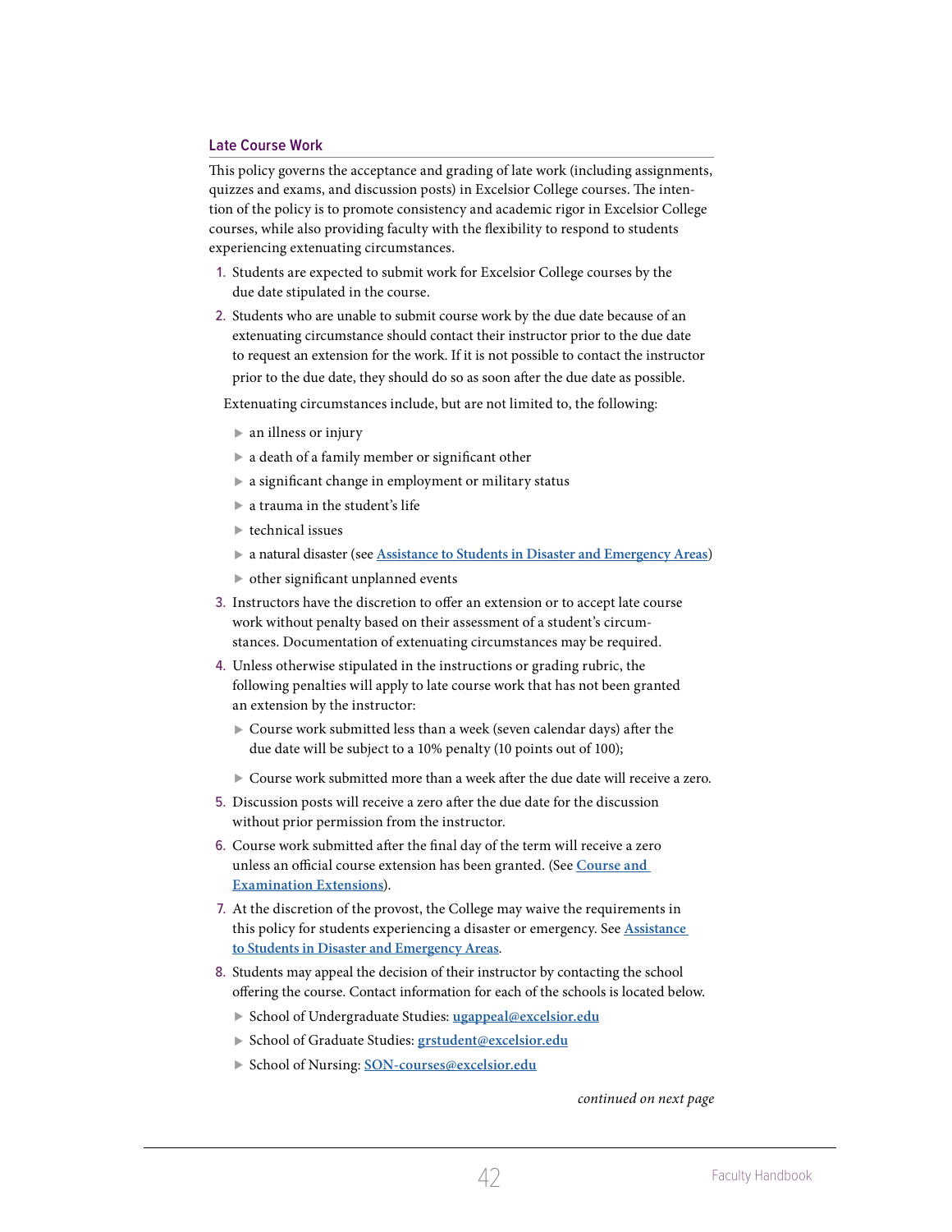### Late Course Work

This policy governs the acceptance and grading of late work (including assignments, quizzes and exams, and discussion posts) in Excelsior College courses. The intention of the policy is to promote consistency and academic rigor in Excelsior College courses, while also providing faculty with the flexibility to respond to students experiencing extenuating circumstances.

1. Students are expected to submit work for Excelsior College courses by the due date stipulated in the course.
2. Students who are unable to submit course work by the due date because of an extenuating circumstance should contact their instructor prior to the due date to request an extension for the work. If it is not possible to contact the instructor prior to the due date, they should do so as soon after the due date as possible.

   Extenuating circumstances include, but are not limited to, the following:

   - an illness or injury
   - a death of a family member or significant other
   - a significant change in employment or military status
   - a trauma in the student's life
   - technical issues
   - a natural disaster (see [Assistance to Students in Disaster and Emergency Areas]())
   - other significant unplanned events
3. Instructors have the discretion to offer an extension or to accept late course work without penalty based on their assessment of a student's circumstances. Documentation of extenuating circumstances may be required.
4. Unless otherwise stipulated in the instructions or grading rubric, the following penalties will apply to late course work that has not been granted an extension by the instructor:
   - Course work submitted less than a week (seven calendar days) after the due date will be subject to a 10% penalty (10 points out of 100);
   - Course work submitted more than a week after the due date will receive a zero.
5. Discussion posts will receive a zero after the due date for the discussion without prior permission from the instructor.
6. Course work submitted after the final day of the term will receive a zero unless an official course extension has been granted. (See [Course and Examination Extensions]()).
7. At the discretion of the provost, the College may waive the requirements in this policy for students experiencing a disaster or emergency. See [Assistance to Students in Disaster and Emergency Areas]().
8. Students may appeal the decision of their instructor by contacting the school offering the course. Contact information for each of the schools is located below.
   - School of Undergraduate Studies: **ugappeal@excelsior.edu**
   - School of Graduate Studies: **grstudent@excelsior.edu**
   - School of Nursing: **SON-courses@excelsior.edu**

*continued on next page*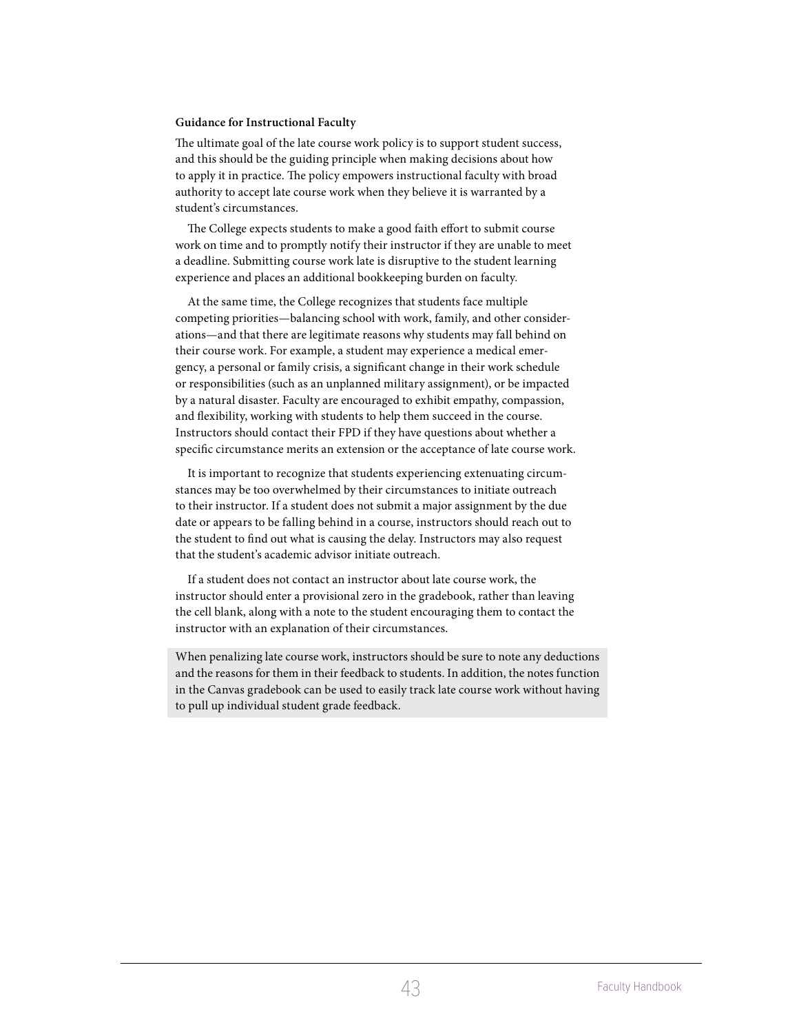**Guidance for Instructional Faculty**

The ultimate goal of the late course work policy is to support student success, and this should be the guiding principle when making decisions about how to apply it in practice. The policy empowers instructional faculty with broad authority to accept late course work when they believe it is warranted by a student's circumstances.

The College expects students to make a good faith effort to submit course work on time and to promptly notify their instructor if they are unable to meet a deadline. Submitting course work late is disruptive to the student learning experience and places an additional bookkeeping burden on faculty.

At the same time, the College recognizes that students face multiple competing priorities—balancing school with work, family, and other considerations—and that there are legitimate reasons why students may fall behind on their course work. For example, a student may experience a medical emergency, a personal or family crisis, a significant change in their work schedule or responsibilities (such as an unplanned military assignment), or be impacted by a natural disaster. Faculty are encouraged to exhibit empathy, compassion, and flexibility, working with students to help them succeed in the course. Instructors should contact their FPD if they have questions about whether a specific circumstance merits an extension or the acceptance of late course work.

It is important to recognize that students experiencing extenuating circumstances may be too overwhelmed by their circumstances to initiate outreach to their instructor. If a student does not submit a major assignment by the due date or appears to be falling behind in a course, instructors should reach out to the student to find out what is causing the delay. Instructors may also request that the student's academic advisor initiate outreach.

If a student does not contact an instructor about late course work, the instructor should enter a provisional zero in the gradebook, rather than leaving the cell blank, along with a note to the student encouraging them to contact the instructor with an explanation of their circumstances.

When penalizing late course work, instructors should be sure to note any deductions and the reasons for them in their feedback to students. In addition, the notes function in the Canvas gradebook can be used to easily track late course work without having to pull up individual student grade feedback.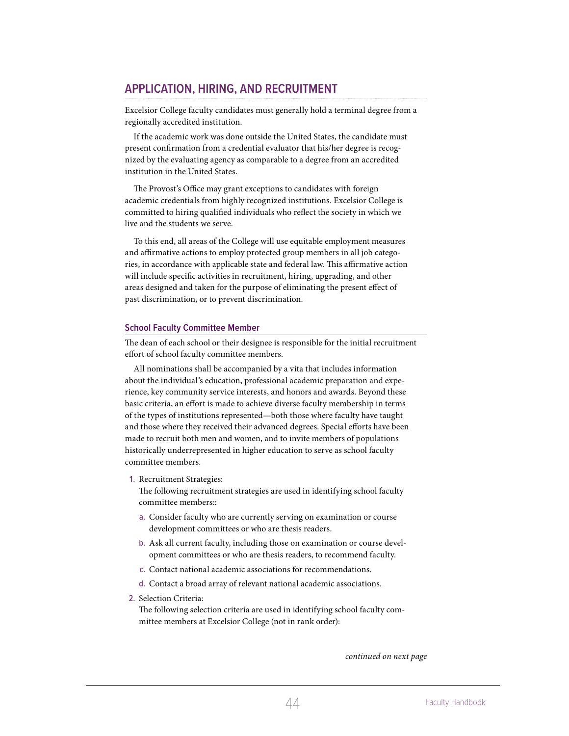## APPLICATION, HIRING, AND RECRUITMENT

Excelsior College faculty candidates must generally hold a terminal degree from a regionally accredited institution.

If the academic work was done outside the United States, the candidate must present confirmation from a credential evaluator that his/her degree is recognized by the evaluating agency as comparable to a degree from an accredited institution in the United States.

The Provost's Office may grant exceptions to candidates with foreign academic credentials from highly recognized institutions. Excelsior College is committed to hiring qualified individuals who reflect the society in which we live and the students we serve.

To this end, all areas of the College will use equitable employment measures and affirmative actions to employ protected group members in all job categories, in accordance with applicable state and federal law. This affirmative action will include specific activities in recruitment, hiring, upgrading, and other areas designed and taken for the purpose of eliminating the present effect of past discrimination, or to prevent discrimination.

### School Faculty Committee Member

The dean of each school or their designee is responsible for the initial recruitment effort of school faculty committee members.

All nominations shall be accompanied by a vita that includes information about the individual's education, professional academic preparation and experience, key community service interests, and honors and awards. Beyond these basic criteria, an effort is made to achieve diverse faculty membership in terms of the types of institutions represented—both those where faculty have taught and those where they received their advanced degrees. Special efforts have been made to recruit both men and women, and to invite members of populations historically underrepresented in higher education to serve as school faculty committee members.

1. Recruitment Strategies:
   The following recruitment strategies are used in identifying school faculty committee members::
   a. Consider faculty who are currently serving on examination or course development committees or who are thesis readers.
   b. Ask all current faculty, including those on examination or course development committees or who are thesis readers, to recommend faculty.
   c. Contact national academic associations for recommendations.
   d. Contact a broad array of relevant national academic associations.
2. Selection Criteria:
   The following selection criteria are used in identifying school faculty committee members at Excelsior College (not in rank order):

*continued on next page*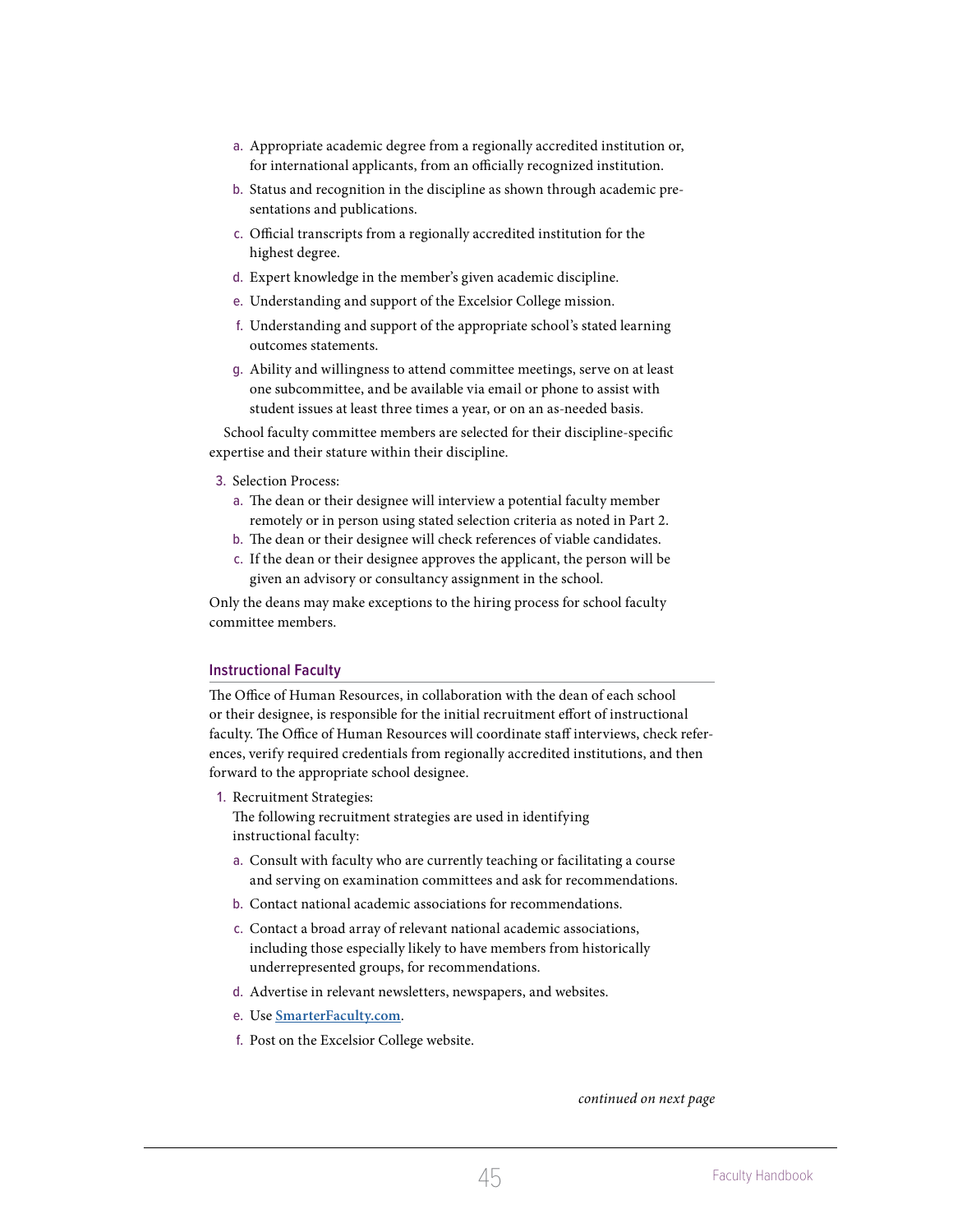a. Appropriate academic degree from a regionally accredited institution or, for international applicants, from an officially recognized institution.
   b. Status and recognition in the discipline as shown through academic presentations and publications.
   c. Official transcripts from a regionally accredited institution for the highest degree.
   d. Expert knowledge in the member's given academic discipline.
   e. Understanding and support of the Excelsior College mission.
   f. Understanding and support of the appropriate school's stated learning outcomes statements.
   g. Ability and willingness to attend committee meetings, serve on at least one subcommittee, and be available via email or phone to assist with student issues at least three times a year, or on an as-needed basis.

   School faculty committee members are selected for their discipline-specific expertise and their stature within their discipline.

3. Selection Process:
   a. The dean or their designee will interview a potential faculty member remotely or in person using stated selection criteria as noted in Part 2.
   b. The dean or their designee will check references of viable candidates.
   c. If the dean or their designee approves the applicant, the person will be given an advisory or consultancy assignment in the school.

Only the deans may make exceptions to the hiring process for school faculty committee members.

### Instructional Faculty

The Office of Human Resources, in collaboration with the dean of each school or their designee, is responsible for the initial recruitment effort of instructional faculty. The Office of Human Resources will coordinate staff interviews, check references, verify required credentials from regionally accredited institutions, and then forward to the appropriate school designee.

1. Recruitment Strategies:
   The following recruitment strategies are used in identifying instructional faculty:
   a. Consult with faculty who are currently teaching or facilitating a course and serving on examination committees and ask for recommendations.
   b. Contact national academic associations for recommendations.
   c. Contact a broad array of relevant national academic associations, including those especially likely to have members from historically underrepresented groups, for recommendations.
   d. Advertise in relevant newsletters, newspapers, and websites.
   e. Use **SmarterFaculty.com**.
   f. Post on the Excelsior College website.

*continued on next page*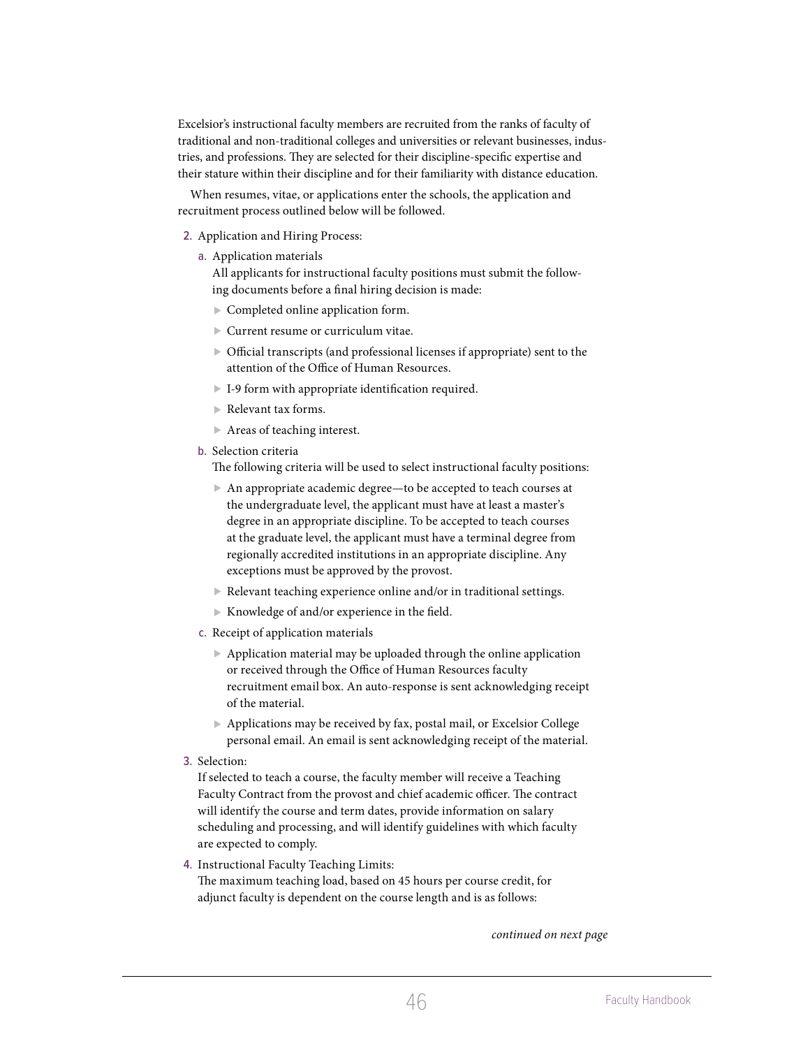Excelsior's instructional faculty members are recruited from the ranks of faculty of traditional and non-traditional colleges and universities or relevant businesses, industries, and professions. They are selected for their discipline-specific expertise and their stature within their discipline and for their familiarity with distance education.

When resumes, vitae, or applications enter the schools, the application and recruitment process outlined below will be followed.

2. Application and Hiring Process:
   a. Application materials
      All applicants for instructional faculty positions must submit the following documents before a final hiring decision is made:
      - Completed online application form.
      - Current resume or curriculum vitae.
      - Official transcripts (and professional licenses if appropriate) sent to the attention of the Office of Human Resources.
      - I-9 form with appropriate identification required.
      - Relevant tax forms.
      - Areas of teaching interest.
   b. Selection criteria
      The following criteria will be used to select instructional faculty positions:
      - An appropriate academic degree—to be accepted to teach courses at the undergraduate level, the applicant must have at least a master's degree in an appropriate discipline. To be accepted to teach courses at the graduate level, the applicant must have a terminal degree from regionally accredited institutions in an appropriate discipline. Any exceptions must be approved by the provost.
      - Relevant teaching experience online and/or in traditional settings.
      - Knowledge of and/or experience in the field.
   c. Receipt of application materials
      - Application material may be uploaded through the online application or received through the Office of Human Resources faculty recruitment email box. An auto-response is sent acknowledging receipt of the material.
      - Applications may be received by fax, postal mail, or Excelsior College personal email. An email is sent acknowledging receipt of the material.
3. Selection:
   If selected to teach a course, the faculty member will receive a Teaching Faculty Contract from the provost and chief academic officer. The contract will identify the course and term dates, provide information on salary scheduling and processing, and will identify guidelines with which faculty are expected to comply.
4. Instructional Faculty Teaching Limits:
   The maximum teaching load, based on 45 hours per course credit, for adjunct faculty is dependent on the course length and is as follows:

*continued on next page*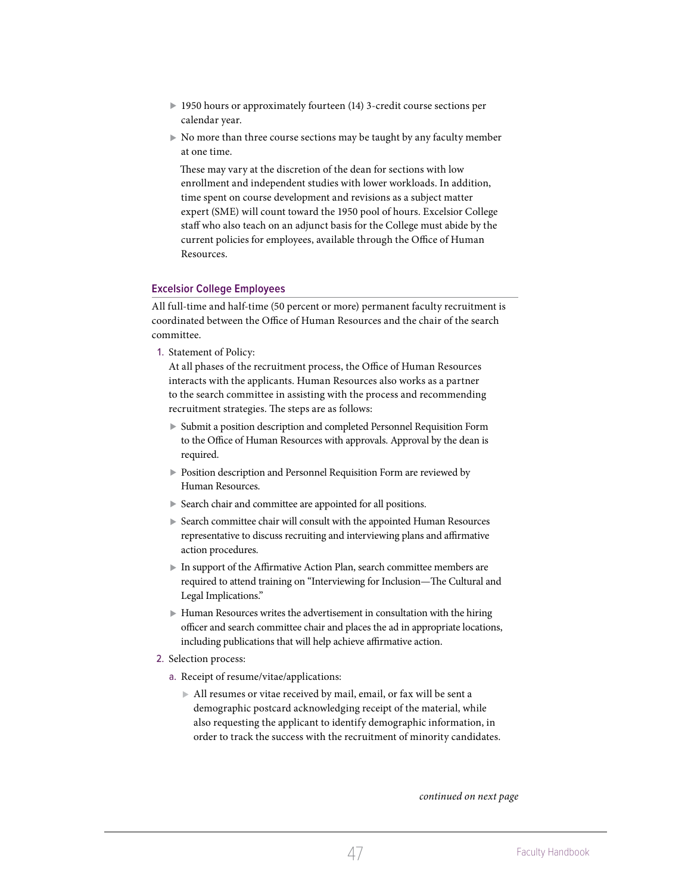- 1950 hours or approximately fourteen (14) 3-credit course sections per calendar year.
- No more than three course sections may be taught by any faculty member at one time.

  These may vary at the discretion of the dean for sections with low enrollment and independent studies with lower workloads. In addition, time spent on course development and revisions as a subject matter expert (SME) will count toward the 1950 pool of hours. Excelsior College staff who also teach on an adjunct basis for the College must abide by the current policies for employees, available through the Office of Human Resources.

### Excelsior College Employees

All full-time and half-time (50 percent or more) permanent faculty recruitment is coordinated between the Office of Human Resources and the chair of the search committee.

1. Statement of Policy:
   At all phases of the recruitment process, the Office of Human Resources interacts with the applicants. Human Resources also works as a partner to the search committee in assisting with the process and recommending recruitment strategies. The steps are as follows:
   - Submit a position description and completed Personnel Requisition Form to the Office of Human Resources with approvals. Approval by the dean is required.
   - Position description and Personnel Requisition Form are reviewed by Human Resources.
   - Search chair and committee are appointed for all positions.
   - Search committee chair will consult with the appointed Human Resources representative to discuss recruiting and interviewing plans and affirmative action procedures.
   - In support of the Affirmative Action Plan, search committee members are required to attend training on "Interviewing for Inclusion—The Cultural and Legal Implications."
   - Human Resources writes the advertisement in consultation with the hiring officer and search committee chair and places the ad in appropriate locations, including publications that will help achieve affirmative action.
2. Selection process:
   a. Receipt of resume/vitae/applications:
      - All resumes or vitae received by mail, email, or fax will be sent a demographic postcard acknowledging receipt of the material, while also requesting the applicant to identify demographic information, in order to track the success with the recruitment of minority candidates.

*continued on next page*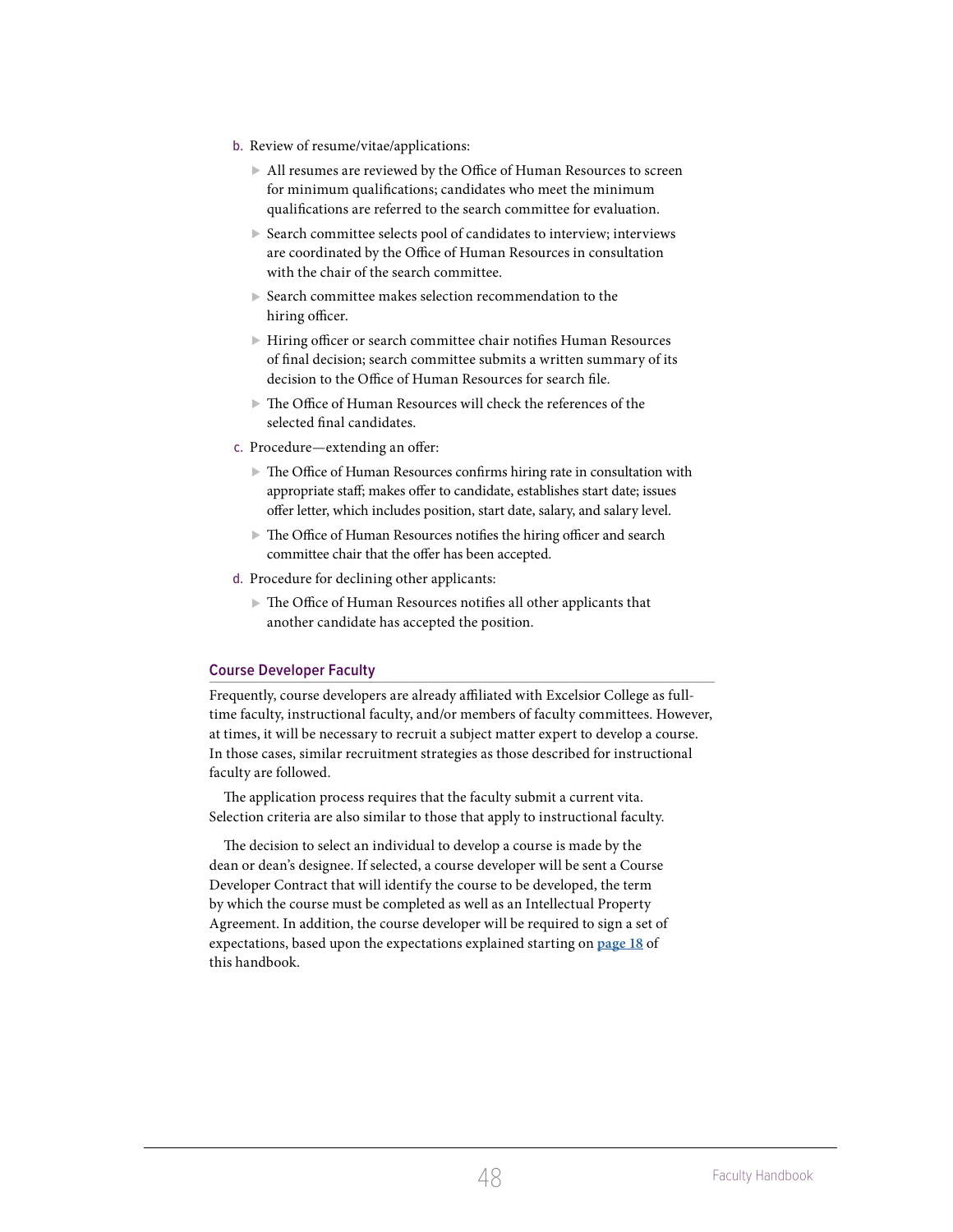b. Review of resume/vitae/applications:

- All resumes are reviewed by the Office of Human Resources to screen for minimum qualifications; candidates who meet the minimum qualifications are referred to the search committee for evaluation.
- Search committee selects pool of candidates to interview; interviews are coordinated by the Office of Human Resources in consultation with the chair of the search committee.
- Search committee makes selection recommendation to the hiring officer.
- Hiring officer or search committee chair notifies Human Resources of final decision; search committee submits a written summary of its decision to the Office of Human Resources for search file.
- The Office of Human Resources will check the references of the selected final candidates.

c. Procedure—extending an offer:

- The Office of Human Resources confirms hiring rate in consultation with appropriate staff; makes offer to candidate, establishes start date; issues offer letter, which includes position, start date, salary, and salary level.
- The Office of Human Resources notifies the hiring officer and search committee chair that the offer has been accepted.

d. Procedure for declining other applicants:

- The Office of Human Resources notifies all other applicants that another candidate has accepted the position.

## Course Developer Faculty

Frequently, course developers are already affiliated with Excelsior College as full-time faculty, instructional faculty, and/or members of faculty committees. However, at times, it will be necessary to recruit a subject matter expert to develop a course. In those cases, similar recruitment strategies as those described for instructional faculty are followed.

The application process requires that the faculty submit a current vita. Selection criteria are also similar to those that apply to instructional faculty.

The decision to select an individual to develop a course is made by the dean or dean's designee. If selected, a course developer will be sent a Course Developer Contract that will identify the course to be developed, the term by which the course must be completed as well as an Intellectual Property Agreement. In addition, the course developer will be required to sign a set of expectations, based upon the expectations explained starting on **page 18** of this handbook.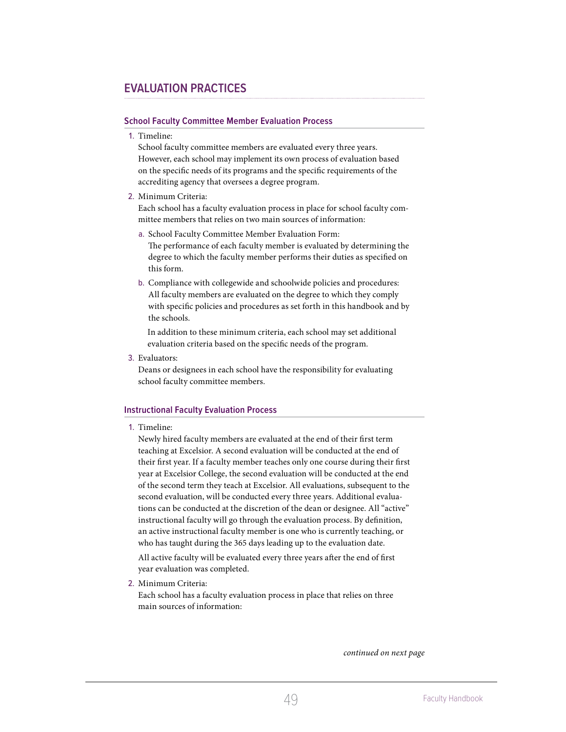## EVALUATION PRACTICES

### School Faculty Committee Member Evaluation Process

1. Timeline:
   School faculty committee members are evaluated every three years. However, each school may implement its own process of evaluation based on the specific needs of its programs and the specific requirements of the accrediting agency that oversees a degree program.

2. Minimum Criteria:
   Each school has a faculty evaluation process in place for school faculty committee members that relies on two main sources of information:

   a. School Faculty Committee Member Evaluation Form:
      The performance of each faculty member is evaluated by determining the degree to which the faculty member performs their duties as specified on this form.

   b. Compliance with collegewide and schoolwide policies and procedures:
      All faculty members are evaluated on the degree to which they comply with specific policies and procedures as set forth in this handbook and by the schools.

   In addition to these minimum criteria, each school may set additional evaluation criteria based on the specific needs of the program.

3. Evaluators:
   Deans or designees in each school have the responsibility for evaluating school faculty committee members.

### Instructional Faculty Evaluation Process

1. Timeline:
   Newly hired faculty members are evaluated at the end of their first term teaching at Excelsior. A second evaluation will be conducted at the end of their first year. If a faculty member teaches only one course during their first year at Excelsior College, the second evaluation will be conducted at the end of the second term they teach at Excelsior. All evaluations, subsequent to the second evaluation, will be conducted every three years. Additional evaluations can be conducted at the discretion of the dean or designee. All "active" instructional faculty will go through the evaluation process. By definition, an active instructional faculty member is one who is currently teaching, or who has taught during the 365 days leading up to the evaluation date.

   All active faculty will be evaluated every three years after the end of first year evaluation was completed.

2. Minimum Criteria:
   Each school has a faculty evaluation process in place that relies on three main sources of information:

*continued on next page*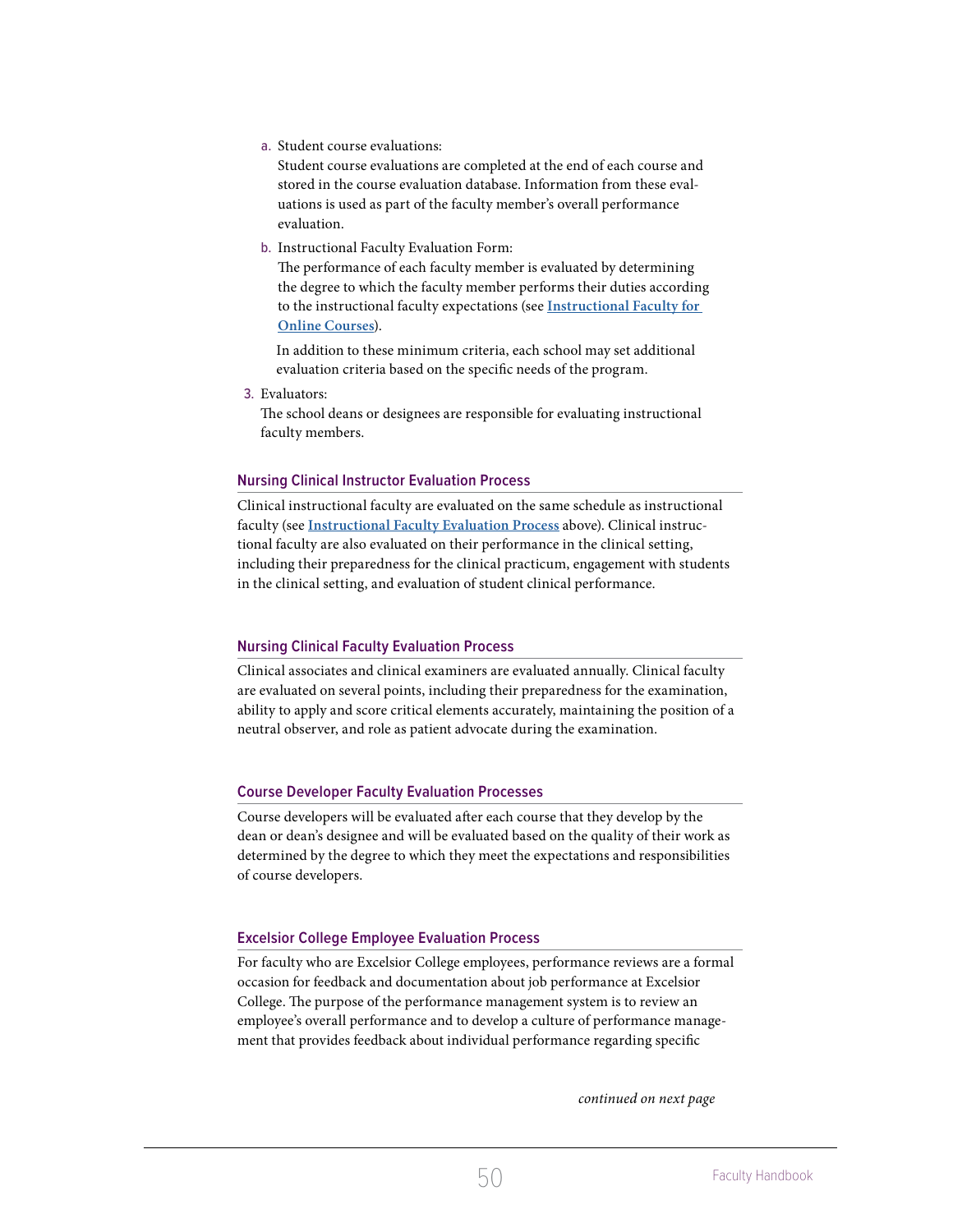a. Student course evaluations:
   Student course evaluations are completed at the end of each course and stored in the course evaluation database. Information from these evaluations is used as part of the faculty member's overall performance evaluation.

b. Instructional Faculty Evaluation Form:
   The performance of each faculty member is evaluated by determining the degree to which the faculty member performs their duties according to the instructional faculty expectations (see **Instructional Faculty for Online Courses**).

   In addition to these minimum criteria, each school may set additional evaluation criteria based on the specific needs of the program.

3. Evaluators:
   The school deans or designees are responsible for evaluating instructional faculty members.

### Nursing Clinical Instructor Evaluation Process

Clinical instructional faculty are evaluated on the same schedule as instructional faculty (see **Instructional Faculty Evaluation Process** above). Clinical instructional faculty are also evaluated on their performance in the clinical setting, including their preparedness for the clinical practicum, engagement with students in the clinical setting, and evaluation of student clinical performance.

### Nursing Clinical Faculty Evaluation Process

Clinical associates and clinical examiners are evaluated annually. Clinical faculty are evaluated on several points, including their preparedness for the examination, ability to apply and score critical elements accurately, maintaining the position of a neutral observer, and role as patient advocate during the examination.

### Course Developer Faculty Evaluation Processes

Course developers will be evaluated after each course that they develop by the dean or dean's designee and will be evaluated based on the quality of their work as determined by the degree to which they meet the expectations and responsibilities of course developers.

### Excelsior College Employee Evaluation Process

For faculty who are Excelsior College employees, performance reviews are a formal occasion for feedback and documentation about job performance at Excelsior College. The purpose of the performance management system is to review an employee's overall performance and to develop a culture of performance management that provides feedback about individual performance regarding specific

*continued on next page*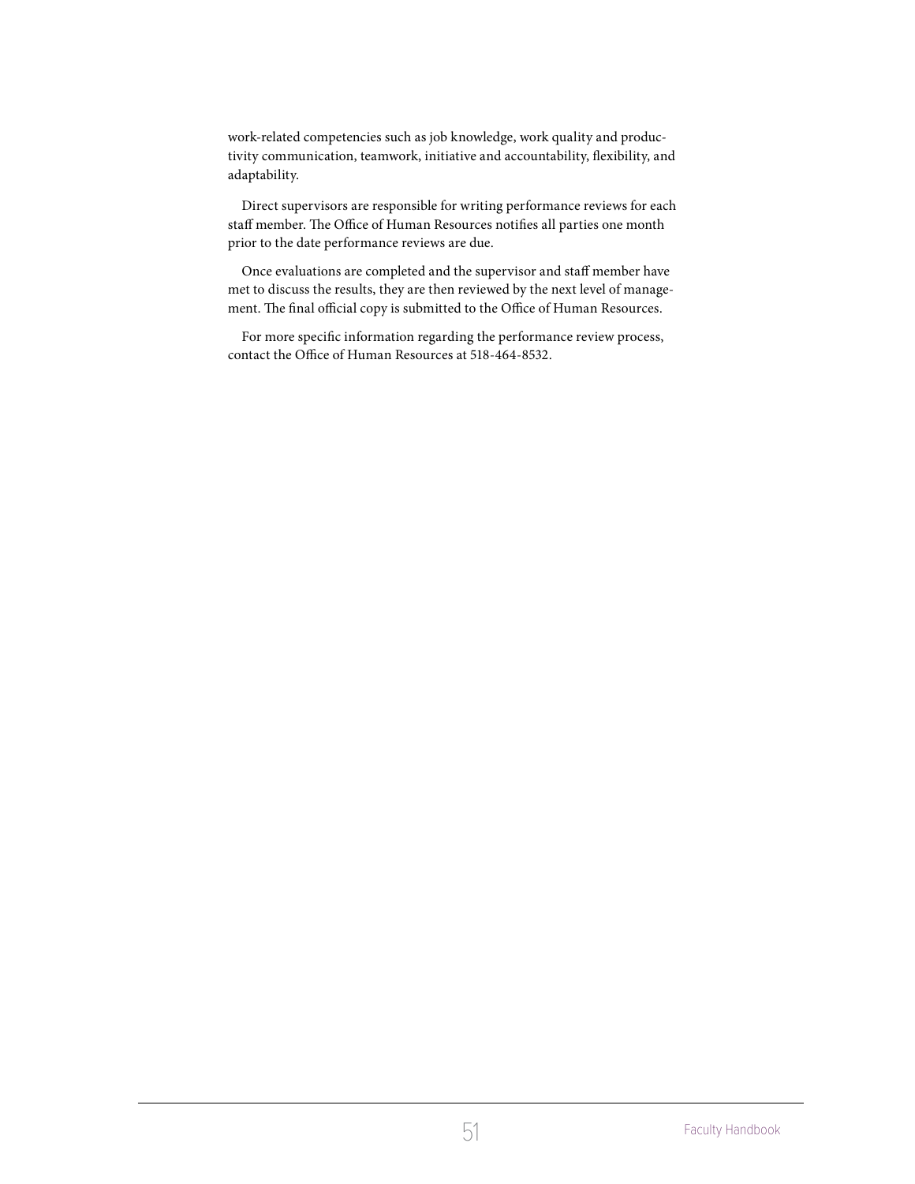work-related competencies such as job knowledge, work quality and productivity communication, teamwork, initiative and accountability, flexibility, and adaptability.

Direct supervisors are responsible for writing performance reviews for each staff member. The Office of Human Resources notifies all parties one month prior to the date performance reviews are due.

Once evaluations are completed and the supervisor and staff member have met to discuss the results, they are then reviewed by the next level of management. The final official copy is submitted to the Office of Human Resources.

For more specific information regarding the performance review process, contact the Office of Human Resources at 518-464-8532.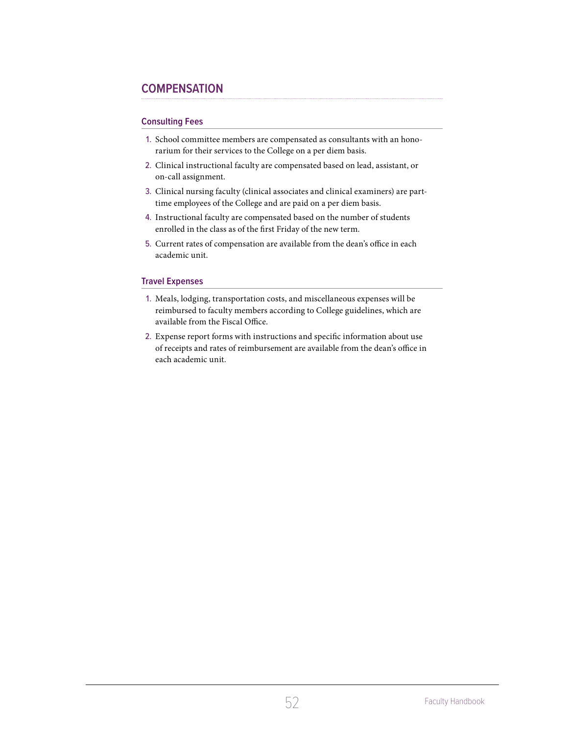## COMPENSATION

### Consulting Fees

1. School committee members are compensated as consultants with an honorarium for their services to the College on a per diem basis.
2. Clinical instructional faculty are compensated based on lead, assistant, or on-call assignment.
3. Clinical nursing faculty (clinical associates and clinical examiners) are part-time employees of the College and are paid on a per diem basis.
4. Instructional faculty are compensated based on the number of students enrolled in the class as of the first Friday of the new term.
5. Current rates of compensation are available from the dean's office in each academic unit.

### Travel Expenses

1. Meals, lodging, transportation costs, and miscellaneous expenses will be reimbursed to faculty members according to College guidelines, which are available from the Fiscal Office.
2. Expense report forms with instructions and specific information about use of receipts and rates of reimbursement are available from the dean's office in each academic unit.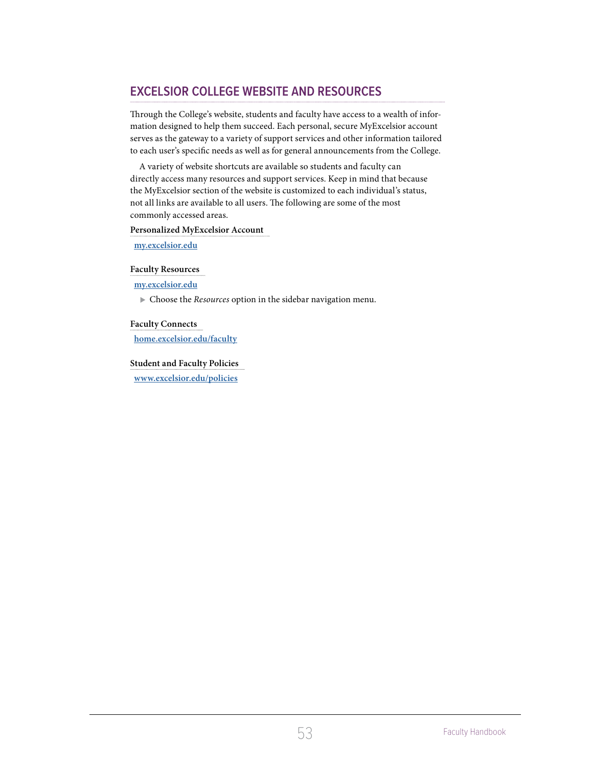## EXCELSIOR COLLEGE WEBSITE AND RESOURCES

Through the College's website, students and faculty have access to a wealth of information designed to help them succeed. Each personal, secure MyExcelsior account serves as the gateway to a variety of support services and other information tailored to each user's specific needs as well as for general announcements from the College.

A variety of website shortcuts are available so students and faculty can directly access many resources and support services. Keep in mind that because the MyExcelsior section of the website is customized to each individual's status, not all links are available to all users. The following are some of the most commonly accessed areas.

**Personalized MyExcelsior Account**

my.excelsior.edu

**Faculty Resources**

my.excelsior.edu

- Choose the *Resources* option in the sidebar navigation menu.

**Faculty Connects**

home.excelsior.edu/faculty

**Student and Faculty Policies**

www.excelsior.edu/policies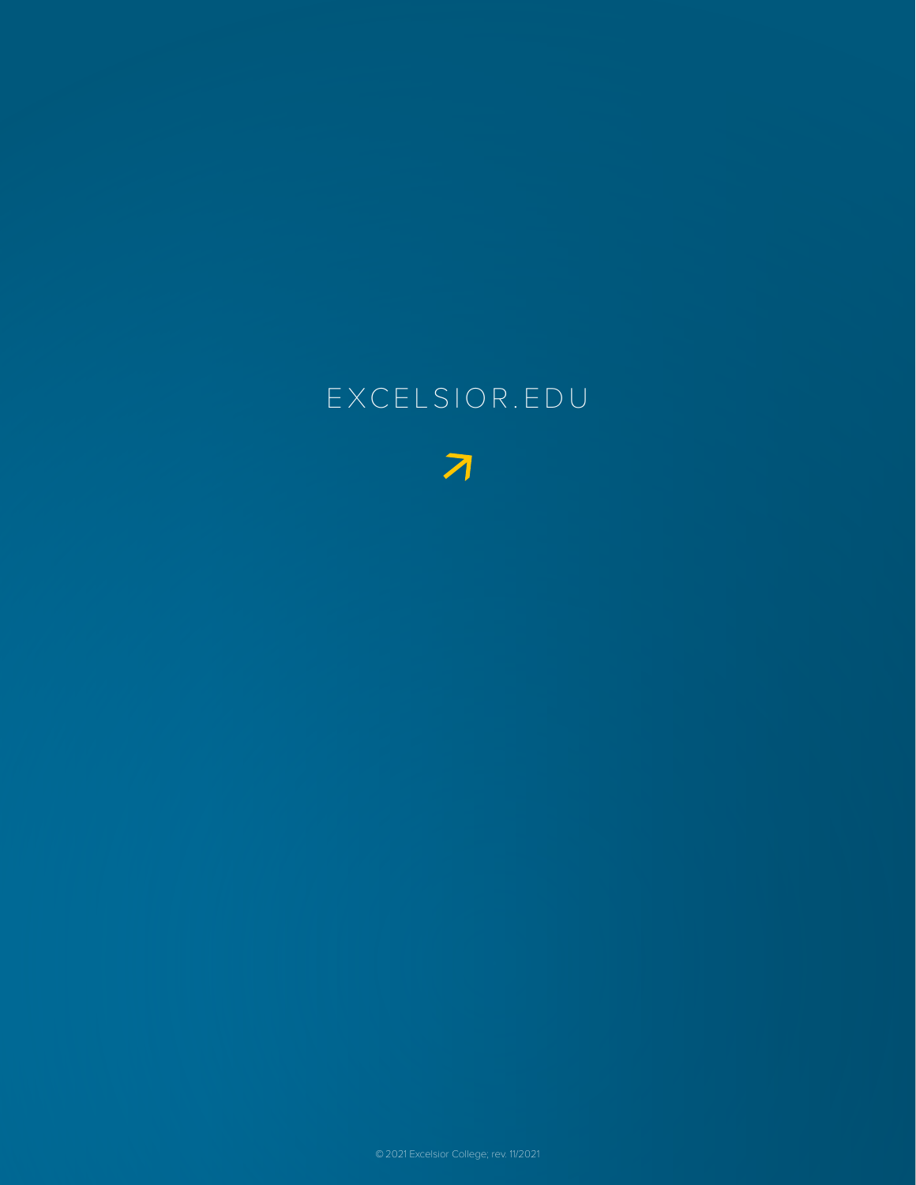EXCELSIOR.EDU

© 2021 Excelsior College, rev. 11/2021